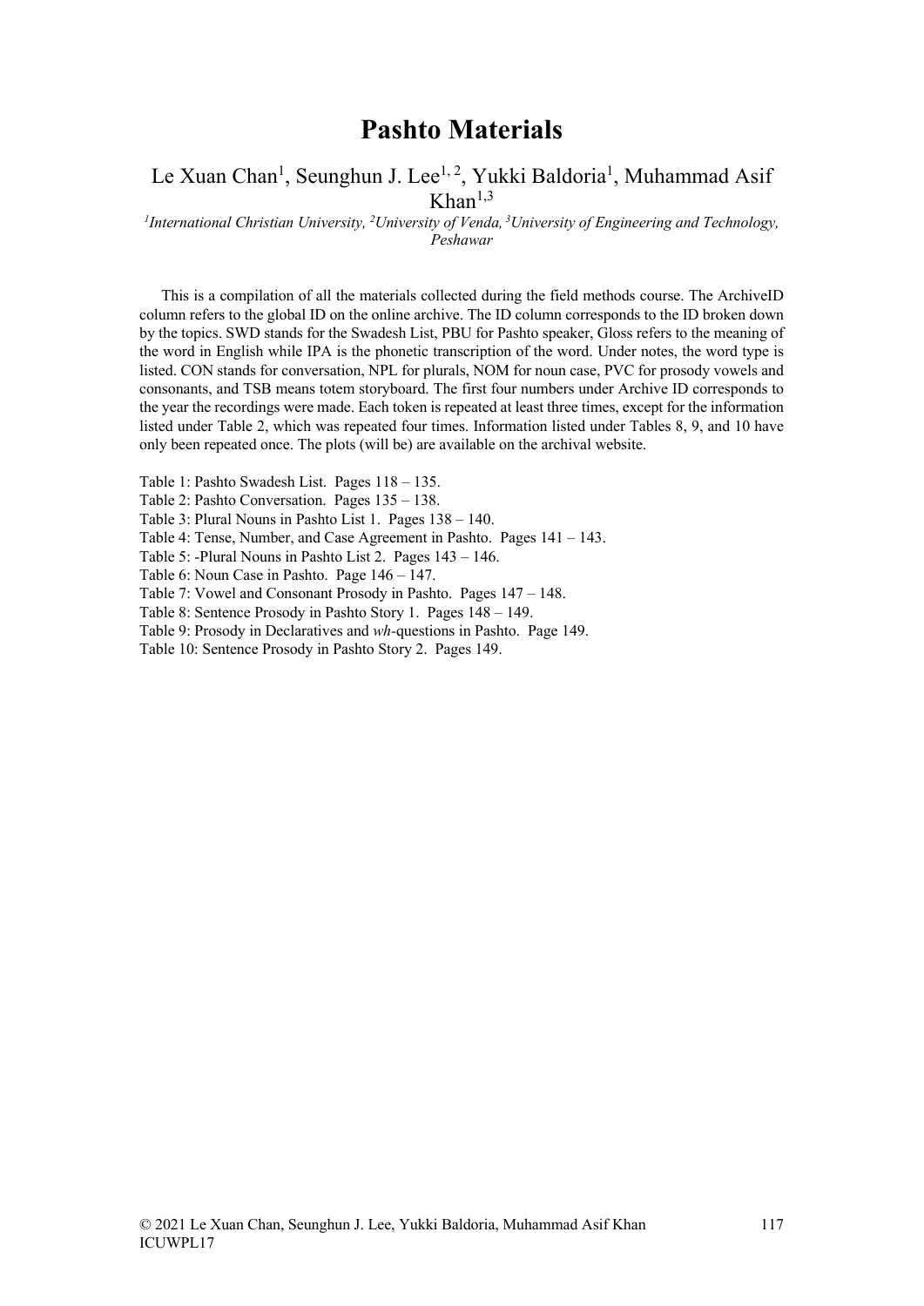# Pashto Materials

Le Xuan Chan[1], Seunghun J. Lee[1, 2], Yukki Baldoria[1], Muhammad Asif Khan[1,3]

[1]*International Christian University,* [2]*University of Venda,* [3]*University of Engineering and Technology, Peshawar*

This is a compilation of all the materials collected during the field methods course. The ArchiveID column refers to the global ID on the online archive. The ID column corresponds to the ID broken down by the topics. SWD stands for the Swadesh List, PBU for Pashto speaker, Gloss refers to the meaning of the word in English while IPA is the phonetic transcription of the word. Under notes, the word type is listed. CON stands for conversation, NPL for plurals, NOM for noun case, PVC for prosody vowels and consonants, and TSB means totem storyboard. The first four numbers under Archive ID corresponds to the year the recordings were made. Each token is repeated at least three times, except for the information listed under Table 2, which was repeated four times. Information listed under Tables 8, 9, and 10 have only been repeated once. The plots (will be) are available on the archival website.

Table 1: Pashto Swadesh List. Pages 118 – 135.
Table 2: Pashto Conversation. Pages 135 – 138.
Table 3: Plural Nouns in Pashto List 1. Pages 138 – 140.
Table 4: Tense, Number, and Case Agreement in Pashto. Pages 141 – 143.
Table 5: -Plural Nouns in Pashto List 2. Pages 143 – 146.
Table 6: Noun Case in Pashto. Page 146 – 147.
Table 7: Vowel and Consonant Prosody in Pashto. Pages 147 – 148.
Table 8: Sentence Prosody in Pashto Story 1. Pages 148 – 149.
Table 9: Prosody in Declaratives and *wh*-questions in Pashto. Page 149.
Table 10: Sentence Prosody in Pashto Story 2. Pages 149.

© 2021 Le Xuan Chan, Seunghun J. Lee, Yukki Baldoria, Muhammad Asif Khan
ICUWPL17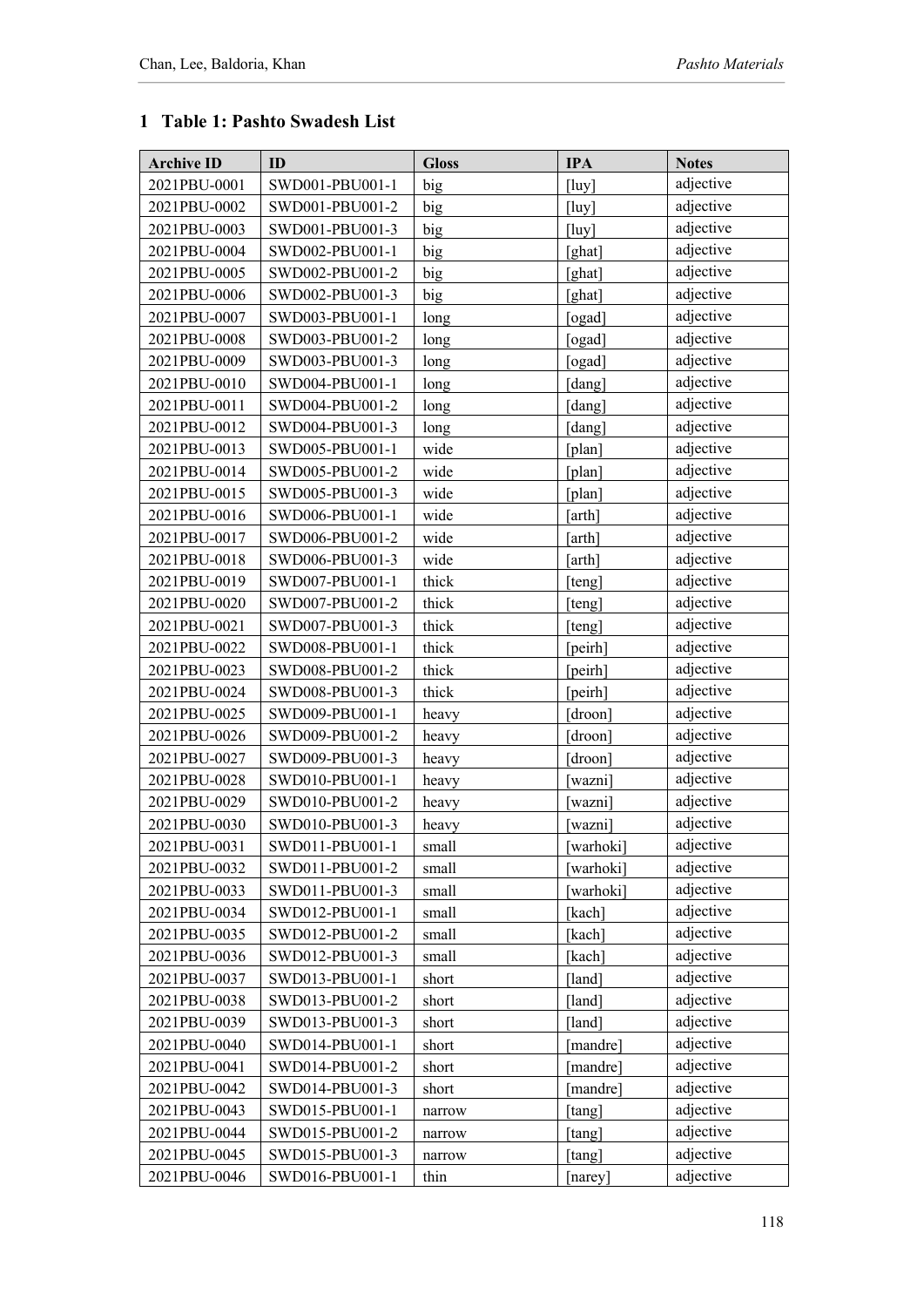# 1 Table 1: Pashto Swadesh List

| Archive ID | ID | Gloss | IPA | Notes |
|---|---|---|---|---|
| 2021PBU-0001 | SWD001-PBU001-1 | big | [luy] | adjective |
| 2021PBU-0002 | SWD001-PBU001-2 | big | [luy] | adjective |
| 2021PBU-0003 | SWD001-PBU001-3 | big | [luy] | adjective |
| 2021PBU-0004 | SWD002-PBU001-1 | big | [ghat] | adjective |
| 2021PBU-0005 | SWD002-PBU001-2 | big | [ghat] | adjective |
| 2021PBU-0006 | SWD002-PBU001-3 | big | [ghat] | adjective |
| 2021PBU-0007 | SWD003-PBU001-1 | long | [ogad] | adjective |
| 2021PBU-0008 | SWD003-PBU001-2 | long | [ogad] | adjective |
| 2021PBU-0009 | SWD003-PBU001-3 | long | [ogad] | adjective |
| 2021PBU-0010 | SWD004-PBU001-1 | long | [dang] | adjective |
| 2021PBU-0011 | SWD004-PBU001-2 | long | [dang] | adjective |
| 2021PBU-0012 | SWD004-PBU001-3 | long | [dang] | adjective |
| 2021PBU-0013 | SWD005-PBU001-1 | wide | [plan] | adjective |
| 2021PBU-0014 | SWD005-PBU001-2 | wide | [plan] | adjective |
| 2021PBU-0015 | SWD005-PBU001-3 | wide | [plan] | adjective |
| 2021PBU-0016 | SWD006-PBU001-1 | wide | [arth] | adjective |
| 2021PBU-0017 | SWD006-PBU001-2 | wide | [arth] | adjective |
| 2021PBU-0018 | SWD006-PBU001-3 | wide | [arth] | adjective |
| 2021PBU-0019 | SWD007-PBU001-1 | thick | [teng] | adjective |
| 2021PBU-0020 | SWD007-PBU001-2 | thick | [teng] | adjective |
| 2021PBU-0021 | SWD007-PBU001-3 | thick | [teng] | adjective |
| 2021PBU-0022 | SWD008-PBU001-1 | thick | [peirh] | adjective |
| 2021PBU-0023 | SWD008-PBU001-2 | thick | [peirh] | adjective |
| 2021PBU-0024 | SWD008-PBU001-3 | thick | [peirh] | adjective |
| 2021PBU-0025 | SWD009-PBU001-1 | heavy | [droon] | adjective |
| 2021PBU-0026 | SWD009-PBU001-2 | heavy | [droon] | adjective |
| 2021PBU-0027 | SWD009-PBU001-3 | heavy | [droon] | adjective |
| 2021PBU-0028 | SWD010-PBU001-1 | heavy | [wazni] | adjective |
| 2021PBU-0029 | SWD010-PBU001-2 | heavy | [wazni] | adjective |
| 2021PBU-0030 | SWD010-PBU001-3 | heavy | [wazni] | adjective |
| 2021PBU-0031 | SWD011-PBU001-1 | small | [warhoki] | adjective |
| 2021PBU-0032 | SWD011-PBU001-2 | small | [warhoki] | adjective |
| 2021PBU-0033 | SWD011-PBU001-3 | small | [warhoki] | adjective |
| 2021PBU-0034 | SWD012-PBU001-1 | small | [kach] | adjective |
| 2021PBU-0035 | SWD012-PBU001-2 | small | [kach] | adjective |
| 2021PBU-0036 | SWD012-PBU001-3 | small | [kach] | adjective |
| 2021PBU-0037 | SWD013-PBU001-1 | short | [land] | adjective |
| 2021PBU-0038 | SWD013-PBU001-2 | short | [land] | adjective |
| 2021PBU-0039 | SWD013-PBU001-3 | short | [land] | adjective |
| 2021PBU-0040 | SWD014-PBU001-1 | short | [mandre] | adjective |
| 2021PBU-0041 | SWD014-PBU001-2 | short | [mandre] | adjective |
| 2021PBU-0042 | SWD014-PBU001-3 | short | [mandre] | adjective |
| 2021PBU-0043 | SWD015-PBU001-1 | narrow | [tang] | adjective |
| 2021PBU-0044 | SWD015-PBU001-2 | narrow | [tang] | adjective |
| 2021PBU-0045 | SWD015-PBU001-3 | narrow | [tang] | adjective |
| 2021PBU-0046 | SWD016-PBU001-1 | thin | [narey] | adjective |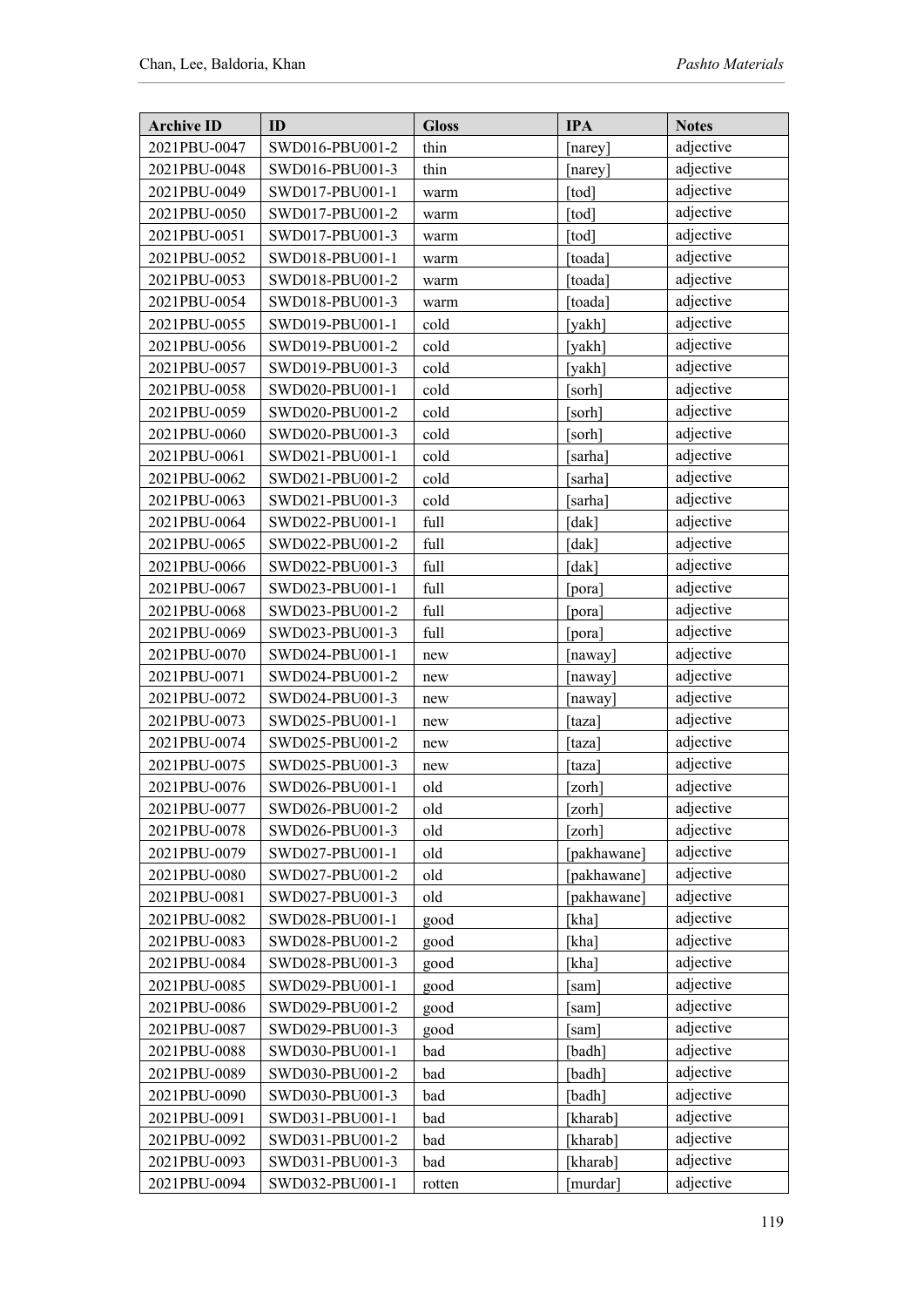| Archive ID | ID | Gloss | IPA | Notes |
|---|---|---|---|---|
| 2021PBU-0047 | SWD016-PBU001-2 | thin | [narey] | adjective |
| 2021PBU-0048 | SWD016-PBU001-3 | thin | [narey] | adjective |
| 2021PBU-0049 | SWD017-PBU001-1 | warm | [tod] | adjective |
| 2021PBU-0050 | SWD017-PBU001-2 | warm | [tod] | adjective |
| 2021PBU-0051 | SWD017-PBU001-3 | warm | [tod] | adjective |
| 2021PBU-0052 | SWD018-PBU001-1 | warm | [toada] | adjective |
| 2021PBU-0053 | SWD018-PBU001-2 | warm | [toada] | adjective |
| 2021PBU-0054 | SWD018-PBU001-3 | warm | [toada] | adjective |
| 2021PBU-0055 | SWD019-PBU001-1 | cold | [yakh] | adjective |
| 2021PBU-0056 | SWD019-PBU001-2 | cold | [yakh] | adjective |
| 2021PBU-0057 | SWD019-PBU001-3 | cold | [yakh] | adjective |
| 2021PBU-0058 | SWD020-PBU001-1 | cold | [sorh] | adjective |
| 2021PBU-0059 | SWD020-PBU001-2 | cold | [sorh] | adjective |
| 2021PBU-0060 | SWD020-PBU001-3 | cold | [sorh] | adjective |
| 2021PBU-0061 | SWD021-PBU001-1 | cold | [sarha] | adjective |
| 2021PBU-0062 | SWD021-PBU001-2 | cold | [sarha] | adjective |
| 2021PBU-0063 | SWD021-PBU001-3 | cold | [sarha] | adjective |
| 2021PBU-0064 | SWD022-PBU001-1 | full | [dak] | adjective |
| 2021PBU-0065 | SWD022-PBU001-2 | full | [dak] | adjective |
| 2021PBU-0066 | SWD022-PBU001-3 | full | [dak] | adjective |
| 2021PBU-0067 | SWD023-PBU001-1 | full | [pora] | adjective |
| 2021PBU-0068 | SWD023-PBU001-2 | full | [pora] | adjective |
| 2021PBU-0069 | SWD023-PBU001-3 | full | [pora] | adjective |
| 2021PBU-0070 | SWD024-PBU001-1 | new | [naway] | adjective |
| 2021PBU-0071 | SWD024-PBU001-2 | new | [naway] | adjective |
| 2021PBU-0072 | SWD024-PBU001-3 | new | [naway] | adjective |
| 2021PBU-0073 | SWD025-PBU001-1 | new | [taza] | adjective |
| 2021PBU-0074 | SWD025-PBU001-2 | new | [taza] | adjective |
| 2021PBU-0075 | SWD025-PBU001-3 | new | [taza] | adjective |
| 2021PBU-0076 | SWD026-PBU001-1 | old | [zorh] | adjective |
| 2021PBU-0077 | SWD026-PBU001-2 | old | [zorh] | adjective |
| 2021PBU-0078 | SWD026-PBU001-3 | old | [zorh] | adjective |
| 2021PBU-0079 | SWD027-PBU001-1 | old | [pakhawane] | adjective |
| 2021PBU-0080 | SWD027-PBU001-2 | old | [pakhawane] | adjective |
| 2021PBU-0081 | SWD027-PBU001-3 | old | [pakhawane] | adjective |
| 2021PBU-0082 | SWD028-PBU001-1 | good | [kha] | adjective |
| 2021PBU-0083 | SWD028-PBU001-2 | good | [kha] | adjective |
| 2021PBU-0084 | SWD028-PBU001-3 | good | [kha] | adjective |
| 2021PBU-0085 | SWD029-PBU001-1 | good | [sam] | adjective |
| 2021PBU-0086 | SWD029-PBU001-2 | good | [sam] | adjective |
| 2021PBU-0087 | SWD029-PBU001-3 | good | [sam] | adjective |
| 2021PBU-0088 | SWD030-PBU001-1 | bad | [badh] | adjective |
| 2021PBU-0089 | SWD030-PBU001-2 | bad | [badh] | adjective |
| 2021PBU-0090 | SWD030-PBU001-3 | bad | [badh] | adjective |
| 2021PBU-0091 | SWD031-PBU001-1 | bad | [kharab] | adjective |
| 2021PBU-0092 | SWD031-PBU001-2 | bad | [kharab] | adjective |
| 2021PBU-0093 | SWD031-PBU001-3 | bad | [kharab] | adjective |
| 2021PBU-0094 | SWD032-PBU001-1 | rotten | [murdar] | adjective |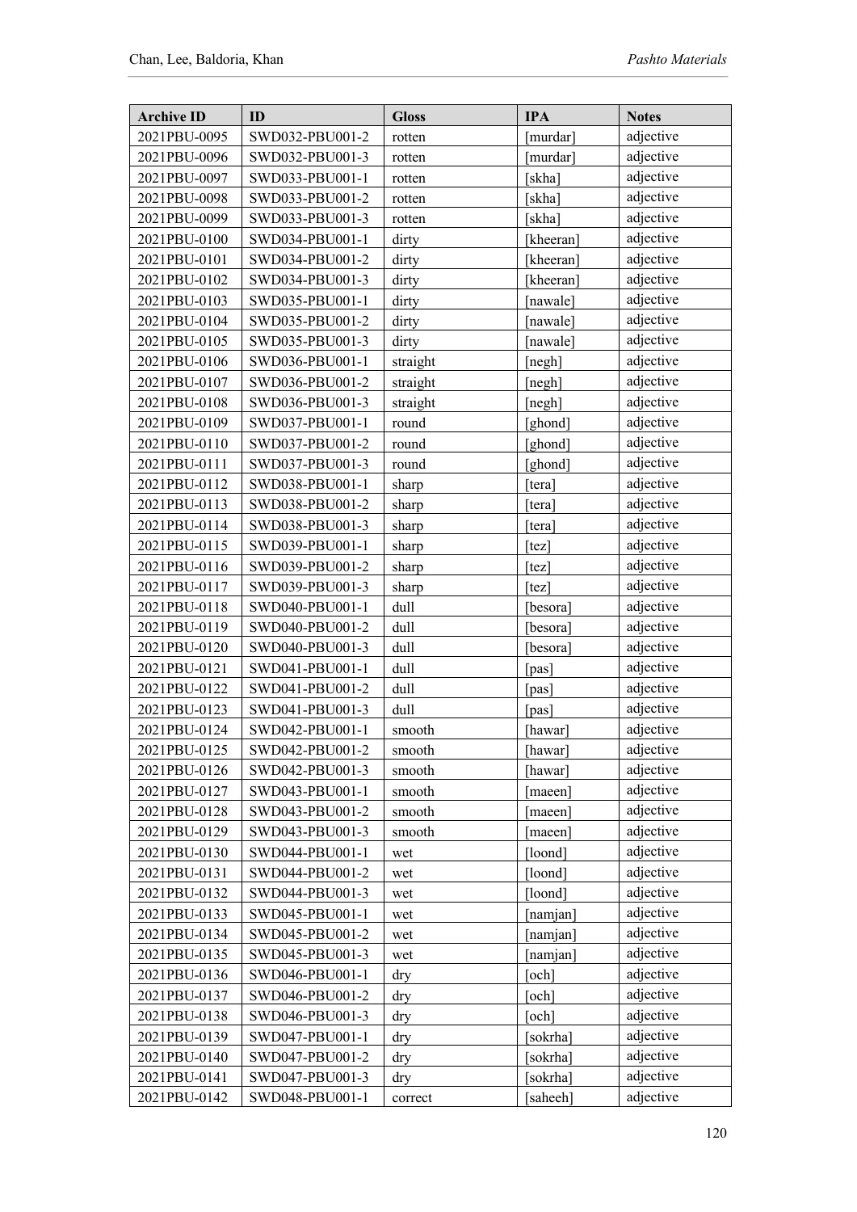| Archive ID | ID | Gloss | IPA | Notes |
|---|---|---|---|---|
| 2021PBU-0095 | SWD032-PBU001-2 | rotten | [murdar] | adjective |
| 2021PBU-0096 | SWD032-PBU001-3 | rotten | [murdar] | adjective |
| 2021PBU-0097 | SWD033-PBU001-1 | rotten | [skha] | adjective |
| 2021PBU-0098 | SWD033-PBU001-2 | rotten | [skha] | adjective |
| 2021PBU-0099 | SWD033-PBU001-3 | rotten | [skha] | adjective |
| 2021PBU-0100 | SWD034-PBU001-1 | dirty | [kheeran] | adjective |
| 2021PBU-0101 | SWD034-PBU001-2 | dirty | [kheeran] | adjective |
| 2021PBU-0102 | SWD034-PBU001-3 | dirty | [kheeran] | adjective |
| 2021PBU-0103 | SWD035-PBU001-1 | dirty | [nawale] | adjective |
| 2021PBU-0104 | SWD035-PBU001-2 | dirty | [nawale] | adjective |
| 2021PBU-0105 | SWD035-PBU001-3 | dirty | [nawale] | adjective |
| 2021PBU-0106 | SWD036-PBU001-1 | straight | [negh] | adjective |
| 2021PBU-0107 | SWD036-PBU001-2 | straight | [negh] | adjective |
| 2021PBU-0108 | SWD036-PBU001-3 | straight | [negh] | adjective |
| 2021PBU-0109 | SWD037-PBU001-1 | round | [ghond] | adjective |
| 2021PBU-0110 | SWD037-PBU001-2 | round | [ghond] | adjective |
| 2021PBU-0111 | SWD037-PBU001-3 | round | [ghond] | adjective |
| 2021PBU-0112 | SWD038-PBU001-1 | sharp | [tera] | adjective |
| 2021PBU-0113 | SWD038-PBU001-2 | sharp | [tera] | adjective |
| 2021PBU-0114 | SWD038-PBU001-3 | sharp | [tera] | adjective |
| 2021PBU-0115 | SWD039-PBU001-1 | sharp | [tez] | adjective |
| 2021PBU-0116 | SWD039-PBU001-2 | sharp | [tez] | adjective |
| 2021PBU-0117 | SWD039-PBU001-3 | sharp | [tez] | adjective |
| 2021PBU-0118 | SWD040-PBU001-1 | dull | [besora] | adjective |
| 2021PBU-0119 | SWD040-PBU001-2 | dull | [besora] | adjective |
| 2021PBU-0120 | SWD040-PBU001-3 | dull | [besora] | adjective |
| 2021PBU-0121 | SWD041-PBU001-1 | dull | [pas] | adjective |
| 2021PBU-0122 | SWD041-PBU001-2 | dull | [pas] | adjective |
| 2021PBU-0123 | SWD041-PBU001-3 | dull | [pas] | adjective |
| 2021PBU-0124 | SWD042-PBU001-1 | smooth | [hawar] | adjective |
| 2021PBU-0125 | SWD042-PBU001-2 | smooth | [hawar] | adjective |
| 2021PBU-0126 | SWD042-PBU001-3 | smooth | [hawar] | adjective |
| 2021PBU-0127 | SWD043-PBU001-1 | smooth | [maeen] | adjective |
| 2021PBU-0128 | SWD043-PBU001-2 | smooth | [maeen] | adjective |
| 2021PBU-0129 | SWD043-PBU001-3 | smooth | [maeen] | adjective |
| 2021PBU-0130 | SWD044-PBU001-1 | wet | [loond] | adjective |
| 2021PBU-0131 | SWD044-PBU001-2 | wet | [loond] | adjective |
| 2021PBU-0132 | SWD044-PBU001-3 | wet | [loond] | adjective |
| 2021PBU-0133 | SWD045-PBU001-1 | wet | [namjan] | adjective |
| 2021PBU-0134 | SWD045-PBU001-2 | wet | [namjan] | adjective |
| 2021PBU-0135 | SWD045-PBU001-3 | wet | [namjan] | adjective |
| 2021PBU-0136 | SWD046-PBU001-1 | dry | [och] | adjective |
| 2021PBU-0137 | SWD046-PBU001-2 | dry | [och] | adjective |
| 2021PBU-0138 | SWD046-PBU001-3 | dry | [och] | adjective |
| 2021PBU-0139 | SWD047-PBU001-1 | dry | [sokrha] | adjective |
| 2021PBU-0140 | SWD047-PBU001-2 | dry | [sokrha] | adjective |
| 2021PBU-0141 | SWD047-PBU001-3 | dry | [sokrha] | adjective |
| 2021PBU-0142 | SWD048-PBU001-1 | correct | [saheeh] | adjective |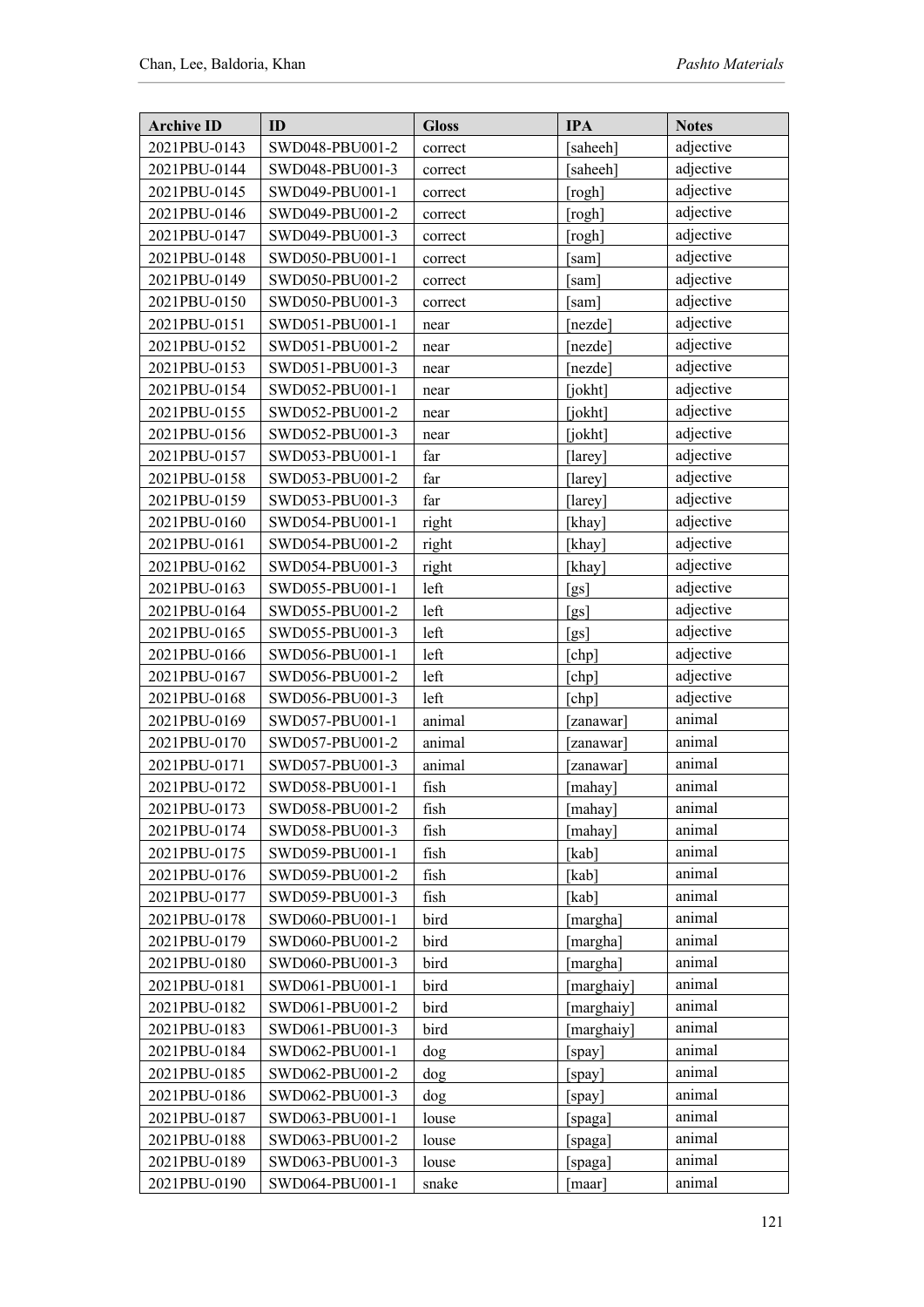| Archive ID | ID | Gloss | IPA | Notes |
|---|---|---|---|---|
| 2021PBU-0143 | SWD048-PBU001-2 | correct | [saheeh] | adjective |
| 2021PBU-0144 | SWD048-PBU001-3 | correct | [saheeh] | adjective |
| 2021PBU-0145 | SWD049-PBU001-1 | correct | [rogh] | adjective |
| 2021PBU-0146 | SWD049-PBU001-2 | correct | [rogh] | adjective |
| 2021PBU-0147 | SWD049-PBU001-3 | correct | [rogh] | adjective |
| 2021PBU-0148 | SWD050-PBU001-1 | correct | [sam] | adjective |
| 2021PBU-0149 | SWD050-PBU001-2 | correct | [sam] | adjective |
| 2021PBU-0150 | SWD050-PBU001-3 | correct | [sam] | adjective |
| 2021PBU-0151 | SWD051-PBU001-1 | near | [nezde] | adjective |
| 2021PBU-0152 | SWD051-PBU001-2 | near | [nezde] | adjective |
| 2021PBU-0153 | SWD051-PBU001-3 | near | [nezde] | adjective |
| 2021PBU-0154 | SWD052-PBU001-1 | near | [jokht] | adjective |
| 2021PBU-0155 | SWD052-PBU001-2 | near | [jokht] | adjective |
| 2021PBU-0156 | SWD052-PBU001-3 | near | [jokht] | adjective |
| 2021PBU-0157 | SWD053-PBU001-1 | far | [larey] | adjective |
| 2021PBU-0158 | SWD053-PBU001-2 | far | [larey] | adjective |
| 2021PBU-0159 | SWD053-PBU001-3 | far | [larey] | adjective |
| 2021PBU-0160 | SWD054-PBU001-1 | right | [khay] | adjective |
| 2021PBU-0161 | SWD054-PBU001-2 | right | [khay] | adjective |
| 2021PBU-0162 | SWD054-PBU001-3 | right | [khay] | adjective |
| 2021PBU-0163 | SWD055-PBU001-1 | left | [gs] | adjective |
| 2021PBU-0164 | SWD055-PBU001-2 | left | [gs] | adjective |
| 2021PBU-0165 | SWD055-PBU001-3 | left | [gs] | adjective |
| 2021PBU-0166 | SWD056-PBU001-1 | left | [chp] | adjective |
| 2021PBU-0167 | SWD056-PBU001-2 | left | [chp] | adjective |
| 2021PBU-0168 | SWD056-PBU001-3 | left | [chp] | adjective |
| 2021PBU-0169 | SWD057-PBU001-1 | animal | [zanawar] | animal |
| 2021PBU-0170 | SWD057-PBU001-2 | animal | [zanawar] | animal |
| 2021PBU-0171 | SWD057-PBU001-3 | animal | [zanawar] | animal |
| 2021PBU-0172 | SWD058-PBU001-1 | fish | [mahay] | animal |
| 2021PBU-0173 | SWD058-PBU001-2 | fish | [mahay] | animal |
| 2021PBU-0174 | SWD058-PBU001-3 | fish | [mahay] | animal |
| 2021PBU-0175 | SWD059-PBU001-1 | fish | [kab] | animal |
| 2021PBU-0176 | SWD059-PBU001-2 | fish | [kab] | animal |
| 2021PBU-0177 | SWD059-PBU001-3 | fish | [kab] | animal |
| 2021PBU-0178 | SWD060-PBU001-1 | bird | [margha] | animal |
| 2021PBU-0179 | SWD060-PBU001-2 | bird | [margha] | animal |
| 2021PBU-0180 | SWD060-PBU001-3 | bird | [margha] | animal |
| 2021PBU-0181 | SWD061-PBU001-1 | bird | [marghaiy] | animal |
| 2021PBU-0182 | SWD061-PBU001-2 | bird | [marghaiy] | animal |
| 2021PBU-0183 | SWD061-PBU001-3 | bird | [marghaiy] | animal |
| 2021PBU-0184 | SWD062-PBU001-1 | dog | [spay] | animal |
| 2021PBU-0185 | SWD062-PBU001-2 | dog | [spay] | animal |
| 2021PBU-0186 | SWD062-PBU001-3 | dog | [spay] | animal |
| 2021PBU-0187 | SWD063-PBU001-1 | louse | [spaga] | animal |
| 2021PBU-0188 | SWD063-PBU001-2 | louse | [spaga] | animal |
| 2021PBU-0189 | SWD063-PBU001-3 | louse | [spaga] | animal |
| 2021PBU-0190 | SWD064-PBU001-1 | snake | [maar] | animal |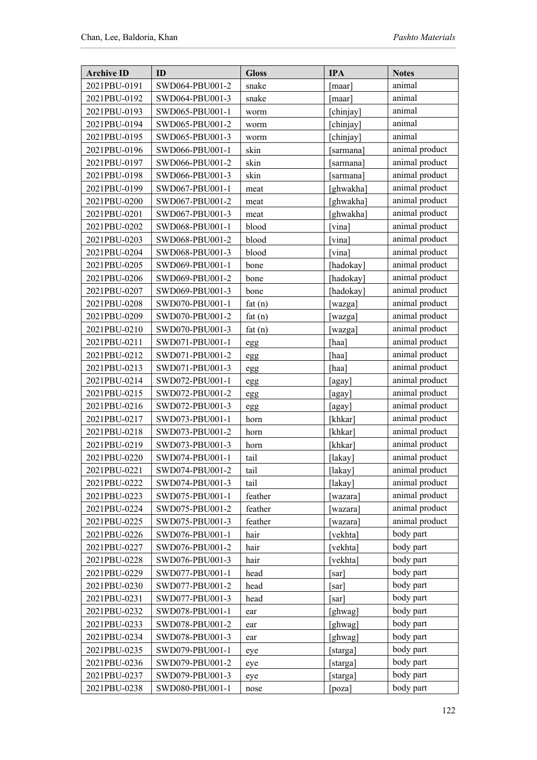| Archive ID | ID | Gloss | IPA | Notes |
|---|---|---|---|---|
| 2021PBU-0191 | SWD064-PBU001-2 | snake | [maar] | animal |
| 2021PBU-0192 | SWD064-PBU001-3 | snake | [maar] | animal |
| 2021PBU-0193 | SWD065-PBU001-1 | worm | [chinjay] | animal |
| 2021PBU-0194 | SWD065-PBU001-2 | worm | [chinjay] | animal |
| 2021PBU-0195 | SWD065-PBU001-3 | worm | [chinjay] | animal |
| 2021PBU-0196 | SWD066-PBU001-1 | skin | [sarmana] | animal product |
| 2021PBU-0197 | SWD066-PBU001-2 | skin | [sarmana] | animal product |
| 2021PBU-0198 | SWD066-PBU001-3 | skin | [sarmana] | animal product |
| 2021PBU-0199 | SWD067-PBU001-1 | meat | [ghwakha] | animal product |
| 2021PBU-0200 | SWD067-PBU001-2 | meat | [ghwakha] | animal product |
| 2021PBU-0201 | SWD067-PBU001-3 | meat | [ghwakha] | animal product |
| 2021PBU-0202 | SWD068-PBU001-1 | blood | [vina] | animal product |
| 2021PBU-0203 | SWD068-PBU001-2 | blood | [vina] | animal product |
| 2021PBU-0204 | SWD068-PBU001-3 | blood | [vina] | animal product |
| 2021PBU-0205 | SWD069-PBU001-1 | bone | [hadokay] | animal product |
| 2021PBU-0206 | SWD069-PBU001-2 | bone | [hadokay] | animal product |
| 2021PBU-0207 | SWD069-PBU001-3 | bone | [hadokay] | animal product |
| 2021PBU-0208 | SWD070-PBU001-1 | fat (n) | [wazga] | animal product |
| 2021PBU-0209 | SWD070-PBU001-2 | fat (n) | [wazga] | animal product |
| 2021PBU-0210 | SWD070-PBU001-3 | fat (n) | [wazga] | animal product |
| 2021PBU-0211 | SWD071-PBU001-1 | egg | [haa] | animal product |
| 2021PBU-0212 | SWD071-PBU001-2 | egg | [haa] | animal product |
| 2021PBU-0213 | SWD071-PBU001-3 | egg | [haa] | animal product |
| 2021PBU-0214 | SWD072-PBU001-1 | egg | [agay] | animal product |
| 2021PBU-0215 | SWD072-PBU001-2 | egg | [agay] | animal product |
| 2021PBU-0216 | SWD072-PBU001-3 | egg | [agay] | animal product |
| 2021PBU-0217 | SWD073-PBU001-1 | horn | [khkar] | animal product |
| 2021PBU-0218 | SWD073-PBU001-2 | horn | [khkar] | animal product |
| 2021PBU-0219 | SWD073-PBU001-3 | horn | [khkar] | animal product |
| 2021PBU-0220 | SWD074-PBU001-1 | tail | [lakay] | animal product |
| 2021PBU-0221 | SWD074-PBU001-2 | tail | [lakay] | animal product |
| 2021PBU-0222 | SWD074-PBU001-3 | tail | [lakay] | animal product |
| 2021PBU-0223 | SWD075-PBU001-1 | feather | [wazara] | animal product |
| 2021PBU-0224 | SWD075-PBU001-2 | feather | [wazara] | animal product |
| 2021PBU-0225 | SWD075-PBU001-3 | feather | [wazara] | animal product |
| 2021PBU-0226 | SWD076-PBU001-1 | hair | [vekhta] | body part |
| 2021PBU-0227 | SWD076-PBU001-2 | hair | [vekhta] | body part |
| 2021PBU-0228 | SWD076-PBU001-3 | hair | [vekhta] | body part |
| 2021PBU-0229 | SWD077-PBU001-1 | head | [sar] | body part |
| 2021PBU-0230 | SWD077-PBU001-2 | head | [sar] | body part |
| 2021PBU-0231 | SWD077-PBU001-3 | head | [sar] | body part |
| 2021PBU-0232 | SWD078-PBU001-1 | ear | [ghwag] | body part |
| 2021PBU-0233 | SWD078-PBU001-2 | ear | [ghwag] | body part |
| 2021PBU-0234 | SWD078-PBU001-3 | ear | [ghwag] | body part |
| 2021PBU-0235 | SWD079-PBU001-1 | eye | [starga] | body part |
| 2021PBU-0236 | SWD079-PBU001-2 | eye | [starga] | body part |
| 2021PBU-0237 | SWD079-PBU001-3 | eye | [starga] | body part |
| 2021PBU-0238 | SWD080-PBU001-1 | nose | [poza] | body part |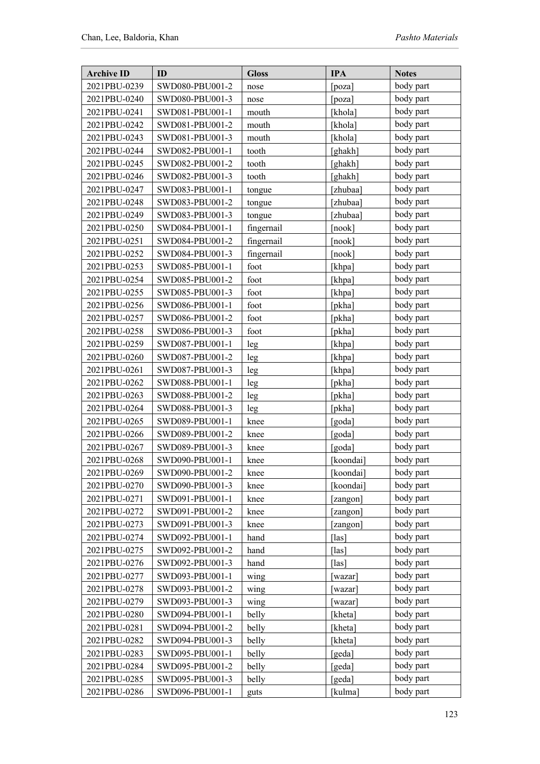| Archive ID | ID | Gloss | IPA | Notes |
| --- | --- | --- | --- | --- |
| 2021PBU-0239 | SWD080-PBU001-2 | nose | [poza] | body part |
| 2021PBU-0240 | SWD080-PBU001-3 | nose | [poza] | body part |
| 2021PBU-0241 | SWD081-PBU001-1 | mouth | [khola] | body part |
| 2021PBU-0242 | SWD081-PBU001-2 | mouth | [khola] | body part |
| 2021PBU-0243 | SWD081-PBU001-3 | mouth | [khola] | body part |
| 2021PBU-0244 | SWD082-PBU001-1 | tooth | [ghakh] | body part |
| 2021PBU-0245 | SWD082-PBU001-2 | tooth | [ghakh] | body part |
| 2021PBU-0246 | SWD082-PBU001-3 | tooth | [ghakh] | body part |
| 2021PBU-0247 | SWD083-PBU001-1 | tongue | [zhubaa] | body part |
| 2021PBU-0248 | SWD083-PBU001-2 | tongue | [zhubaa] | body part |
| 2021PBU-0249 | SWD083-PBU001-3 | tongue | [zhubaa] | body part |
| 2021PBU-0250 | SWD084-PBU001-1 | fingernail | [nook] | body part |
| 2021PBU-0251 | SWD084-PBU001-2 | fingernail | [nook] | body part |
| 2021PBU-0252 | SWD084-PBU001-3 | fingernail | [nook] | body part |
| 2021PBU-0253 | SWD085-PBU001-1 | foot | [khpa] | body part |
| 2021PBU-0254 | SWD085-PBU001-2 | foot | [khpa] | body part |
| 2021PBU-0255 | SWD085-PBU001-3 | foot | [khpa] | body part |
| 2021PBU-0256 | SWD086-PBU001-1 | foot | [pkha] | body part |
| 2021PBU-0257 | SWD086-PBU001-2 | foot | [pkha] | body part |
| 2021PBU-0258 | SWD086-PBU001-3 | foot | [pkha] | body part |
| 2021PBU-0259 | SWD087-PBU001-1 | leg | [khpa] | body part |
| 2021PBU-0260 | SWD087-PBU001-2 | leg | [khpa] | body part |
| 2021PBU-0261 | SWD087-PBU001-3 | leg | [khpa] | body part |
| 2021PBU-0262 | SWD088-PBU001-1 | leg | [pkha] | body part |
| 2021PBU-0263 | SWD088-PBU001-2 | leg | [pkha] | body part |
| 2021PBU-0264 | SWD088-PBU001-3 | leg | [pkha] | body part |
| 2021PBU-0265 | SWD089-PBU001-1 | knee | [goda] | body part |
| 2021PBU-0266 | SWD089-PBU001-2 | knee | [goda] | body part |
| 2021PBU-0267 | SWD089-PBU001-3 | knee | [goda] | body part |
| 2021PBU-0268 | SWD090-PBU001-1 | knee | [koondai] | body part |
| 2021PBU-0269 | SWD090-PBU001-2 | knee | [koondai] | body part |
| 2021PBU-0270 | SWD090-PBU001-3 | knee | [koondai] | body part |
| 2021PBU-0271 | SWD091-PBU001-1 | knee | [zangon] | body part |
| 2021PBU-0272 | SWD091-PBU001-2 | knee | [zangon] | body part |
| 2021PBU-0273 | SWD091-PBU001-3 | knee | [zangon] | body part |
| 2021PBU-0274 | SWD092-PBU001-1 | hand | [las] | body part |
| 2021PBU-0275 | SWD092-PBU001-2 | hand | [las] | body part |
| 2021PBU-0276 | SWD092-PBU001-3 | hand | [las] | body part |
| 2021PBU-0277 | SWD093-PBU001-1 | wing | [wazar] | body part |
| 2021PBU-0278 | SWD093-PBU001-2 | wing | [wazar] | body part |
| 2021PBU-0279 | SWD093-PBU001-3 | wing | [wazar] | body part |
| 2021PBU-0280 | SWD094-PBU001-1 | belly | [kheta] | body part |
| 2021PBU-0281 | SWD094-PBU001-2 | belly | [kheta] | body part |
| 2021PBU-0282 | SWD094-PBU001-3 | belly | [kheta] | body part |
| 2021PBU-0283 | SWD095-PBU001-1 | belly | [geda] | body part |
| 2021PBU-0284 | SWD095-PBU001-2 | belly | [geda] | body part |
| 2021PBU-0285 | SWD095-PBU001-3 | belly | [geda] | body part |
| 2021PBU-0286 | SWD096-PBU001-1 | guts | [kulma] | body part |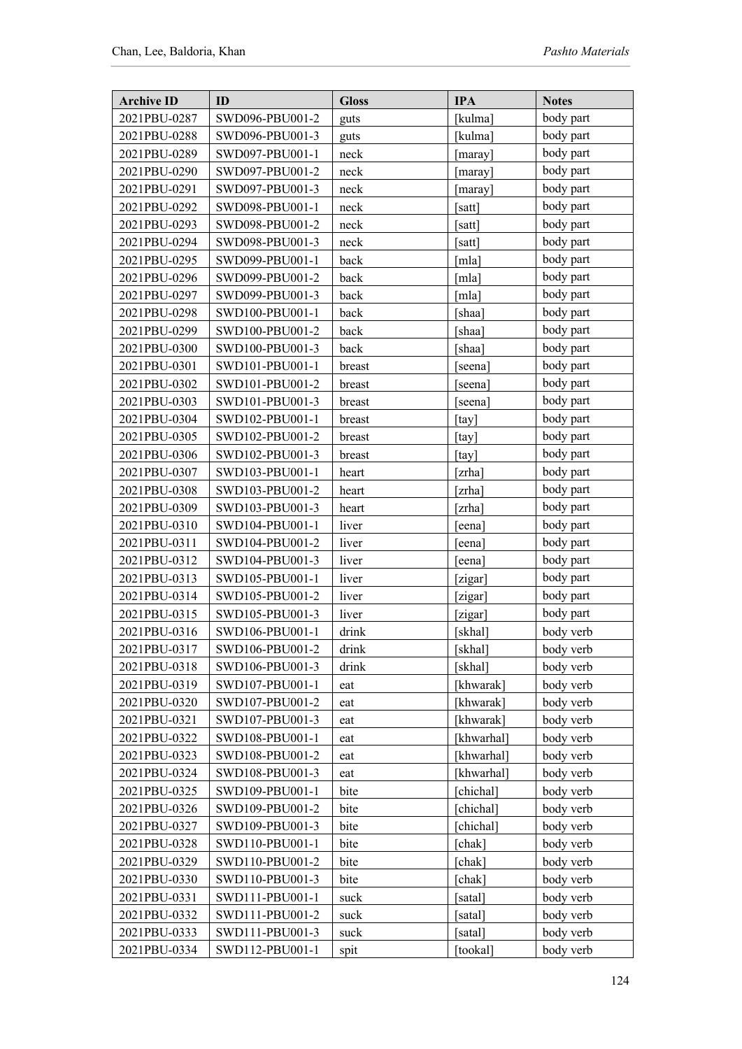| Archive ID | ID | Gloss | IPA | Notes |
|---|---|---|---|---|
| 2021PBU-0287 | SWD096-PBU001-2 | guts | [kulma] | body part |
| 2021PBU-0288 | SWD096-PBU001-3 | guts | [kulma] | body part |
| 2021PBU-0289 | SWD097-PBU001-1 | neck | [maray] | body part |
| 2021PBU-0290 | SWD097-PBU001-2 | neck | [maray] | body part |
| 2021PBU-0291 | SWD097-PBU001-3 | neck | [maray] | body part |
| 2021PBU-0292 | SWD098-PBU001-1 | neck | [satt] | body part |
| 2021PBU-0293 | SWD098-PBU001-2 | neck | [satt] | body part |
| 2021PBU-0294 | SWD098-PBU001-3 | neck | [satt] | body part |
| 2021PBU-0295 | SWD099-PBU001-1 | back | [mla] | body part |
| 2021PBU-0296 | SWD099-PBU001-2 | back | [mla] | body part |
| 2021PBU-0297 | SWD099-PBU001-3 | back | [mla] | body part |
| 2021PBU-0298 | SWD100-PBU001-1 | back | [shaa] | body part |
| 2021PBU-0299 | SWD100-PBU001-2 | back | [shaa] | body part |
| 2021PBU-0300 | SWD100-PBU001-3 | back | [shaa] | body part |
| 2021PBU-0301 | SWD101-PBU001-1 | breast | [seena] | body part |
| 2021PBU-0302 | SWD101-PBU001-2 | breast | [seena] | body part |
| 2021PBU-0303 | SWD101-PBU001-3 | breast | [seena] | body part |
| 2021PBU-0304 | SWD102-PBU001-1 | breast | [tay] | body part |
| 2021PBU-0305 | SWD102-PBU001-2 | breast | [tay] | body part |
| 2021PBU-0306 | SWD102-PBU001-3 | breast | [tay] | body part |
| 2021PBU-0307 | SWD103-PBU001-1 | heart | [zrha] | body part |
| 2021PBU-0308 | SWD103-PBU001-2 | heart | [zrha] | body part |
| 2021PBU-0309 | SWD103-PBU001-3 | heart | [zrha] | body part |
| 2021PBU-0310 | SWD104-PBU001-1 | liver | [eena] | body part |
| 2021PBU-0311 | SWD104-PBU001-2 | liver | [eena] | body part |
| 2021PBU-0312 | SWD104-PBU001-3 | liver | [eena] | body part |
| 2021PBU-0313 | SWD105-PBU001-1 | liver | [zigar] | body part |
| 2021PBU-0314 | SWD105-PBU001-2 | liver | [zigar] | body part |
| 2021PBU-0315 | SWD105-PBU001-3 | liver | [zigar] | body part |
| 2021PBU-0316 | SWD106-PBU001-1 | drink | [skhal] | body verb |
| 2021PBU-0317 | SWD106-PBU001-2 | drink | [skhal] | body verb |
| 2021PBU-0318 | SWD106-PBU001-3 | drink | [skhal] | body verb |
| 2021PBU-0319 | SWD107-PBU001-1 | eat | [khwarak] | body verb |
| 2021PBU-0320 | SWD107-PBU001-2 | eat | [khwarak] | body verb |
| 2021PBU-0321 | SWD107-PBU001-3 | eat | [khwarak] | body verb |
| 2021PBU-0322 | SWD108-PBU001-1 | eat | [khwarhal] | body verb |
| 2021PBU-0323 | SWD108-PBU001-2 | eat | [khwarhal] | body verb |
| 2021PBU-0324 | SWD108-PBU001-3 | eat | [khwarhal] | body verb |
| 2021PBU-0325 | SWD109-PBU001-1 | bite | [chichal] | body verb |
| 2021PBU-0326 | SWD109-PBU001-2 | bite | [chichal] | body verb |
| 2021PBU-0327 | SWD109-PBU001-3 | bite | [chichal] | body verb |
| 2021PBU-0328 | SWD110-PBU001-1 | bite | [chak] | body verb |
| 2021PBU-0329 | SWD110-PBU001-2 | bite | [chak] | body verb |
| 2021PBU-0330 | SWD110-PBU001-3 | bite | [chak] | body verb |
| 2021PBU-0331 | SWD111-PBU001-1 | suck | [satal] | body verb |
| 2021PBU-0332 | SWD111-PBU001-2 | suck | [satal] | body verb |
| 2021PBU-0333 | SWD111-PBU001-3 | suck | [satal] | body verb |
| 2021PBU-0334 | SWD112-PBU001-1 | spit | [tookal] | body verb |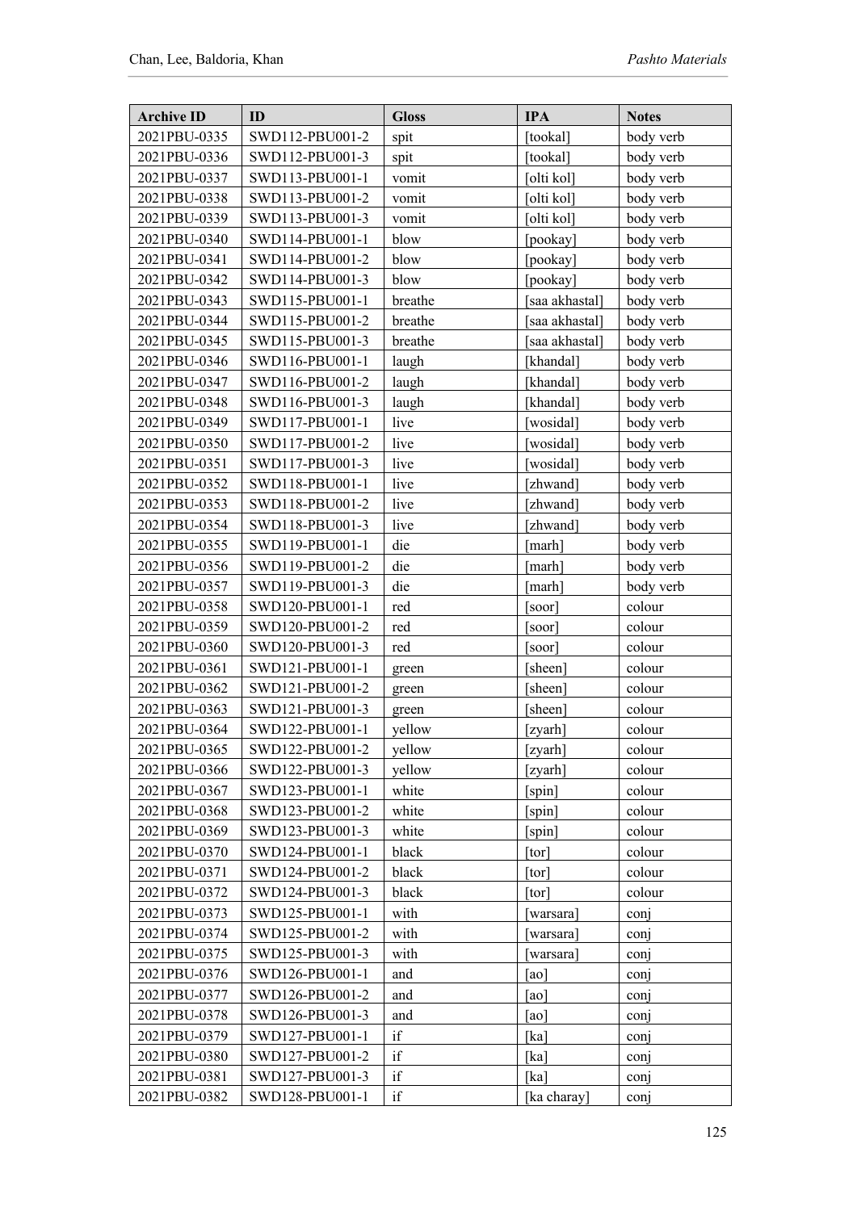| Archive ID | ID | Gloss | IPA | Notes |
|---|---|---|---|---|
| 2021PBU-0335 | SWD112-PBU001-2 | spit | [tookal] | body verb |
| 2021PBU-0336 | SWD112-PBU001-3 | spit | [tookal] | body verb |
| 2021PBU-0337 | SWD113-PBU001-1 | vomit | [olti kol] | body verb |
| 2021PBU-0338 | SWD113-PBU001-2 | vomit | [olti kol] | body verb |
| 2021PBU-0339 | SWD113-PBU001-3 | vomit | [olti kol] | body verb |
| 2021PBU-0340 | SWD114-PBU001-1 | blow | [pookay] | body verb |
| 2021PBU-0341 | SWD114-PBU001-2 | blow | [pookay] | body verb |
| 2021PBU-0342 | SWD114-PBU001-3 | blow | [pookay] | body verb |
| 2021PBU-0343 | SWD115-PBU001-1 | breathe | [saa akhastal] | body verb |
| 2021PBU-0344 | SWD115-PBU001-2 | breathe | [saa akhastal] | body verb |
| 2021PBU-0345 | SWD115-PBU001-3 | breathe | [saa akhastal] | body verb |
| 2021PBU-0346 | SWD116-PBU001-1 | laugh | [khandal] | body verb |
| 2021PBU-0347 | SWD116-PBU001-2 | laugh | [khandal] | body verb |
| 2021PBU-0348 | SWD116-PBU001-3 | laugh | [khandal] | body verb |
| 2021PBU-0349 | SWD117-PBU001-1 | live | [wosidal] | body verb |
| 2021PBU-0350 | SWD117-PBU001-2 | live | [wosidal] | body verb |
| 2021PBU-0351 | SWD117-PBU001-3 | live | [wosidal] | body verb |
| 2021PBU-0352 | SWD118-PBU001-1 | live | [zhwand] | body verb |
| 2021PBU-0353 | SWD118-PBU001-2 | live | [zhwand] | body verb |
| 2021PBU-0354 | SWD118-PBU001-3 | live | [zhwand] | body verb |
| 2021PBU-0355 | SWD119-PBU001-1 | die | [marh] | body verb |
| 2021PBU-0356 | SWD119-PBU001-2 | die | [marh] | body verb |
| 2021PBU-0357 | SWD119-PBU001-3 | die | [marh] | body verb |
| 2021PBU-0358 | SWD120-PBU001-1 | red | [soor] | colour |
| 2021PBU-0359 | SWD120-PBU001-2 | red | [soor] | colour |
| 2021PBU-0360 | SWD120-PBU001-3 | red | [soor] | colour |
| 2021PBU-0361 | SWD121-PBU001-1 | green | [sheen] | colour |
| 2021PBU-0362 | SWD121-PBU001-2 | green | [sheen] | colour |
| 2021PBU-0363 | SWD121-PBU001-3 | green | [sheen] | colour |
| 2021PBU-0364 | SWD122-PBU001-1 | yellow | [zyarh] | colour |
| 2021PBU-0365 | SWD122-PBU001-2 | yellow | [zyarh] | colour |
| 2021PBU-0366 | SWD122-PBU001-3 | yellow | [zyarh] | colour |
| 2021PBU-0367 | SWD123-PBU001-1 | white | [spin] | colour |
| 2021PBU-0368 | SWD123-PBU001-2 | white | [spin] | colour |
| 2021PBU-0369 | SWD123-PBU001-3 | white | [spin] | colour |
| 2021PBU-0370 | SWD124-PBU001-1 | black | [tor] | colour |
| 2021PBU-0371 | SWD124-PBU001-2 | black | [tor] | colour |
| 2021PBU-0372 | SWD124-PBU001-3 | black | [tor] | colour |
| 2021PBU-0373 | SWD125-PBU001-1 | with | [warsara] | conj |
| 2021PBU-0374 | SWD125-PBU001-2 | with | [warsara] | conj |
| 2021PBU-0375 | SWD125-PBU001-3 | with | [warsara] | conj |
| 2021PBU-0376 | SWD126-PBU001-1 | and | [ao] | conj |
| 2021PBU-0377 | SWD126-PBU001-2 | and | [ao] | conj |
| 2021PBU-0378 | SWD126-PBU001-3 | and | [ao] | conj |
| 2021PBU-0379 | SWD127-PBU001-1 | if | [ka] | conj |
| 2021PBU-0380 | SWD127-PBU001-2 | if | [ka] | conj |
| 2021PBU-0381 | SWD127-PBU001-3 | if | [ka] | conj |
| 2021PBU-0382 | SWD128-PBU001-1 | if | [ka charay] | conj |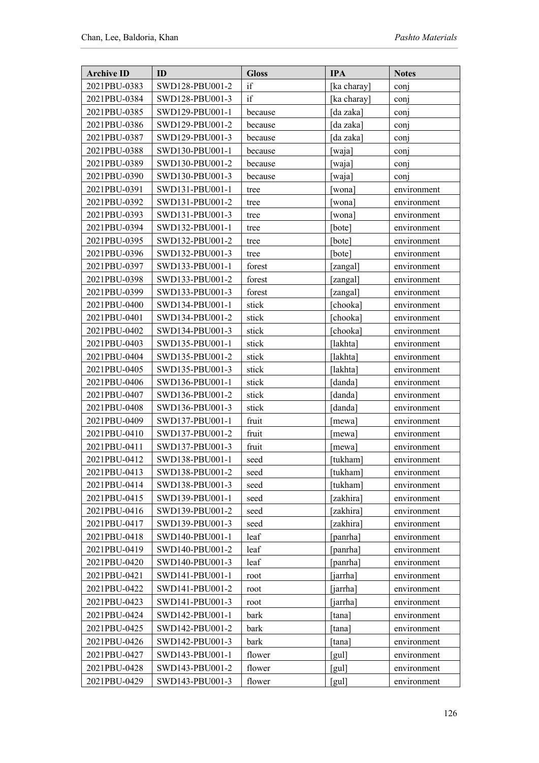| Archive ID | ID | Gloss | IPA | Notes |
|---|---|---|---|---|
| 2021PBU-0383 | SWD128-PBU001-2 | if | [ka charay] | conj |
| 2021PBU-0384 | SWD128-PBU001-3 | if | [ka charay] | conj |
| 2021PBU-0385 | SWD129-PBU001-1 | because | [da zaka] | conj |
| 2021PBU-0386 | SWD129-PBU001-2 | because | [da zaka] | conj |
| 2021PBU-0387 | SWD129-PBU001-3 | because | [da zaka] | conj |
| 2021PBU-0388 | SWD130-PBU001-1 | because | [waja] | conj |
| 2021PBU-0389 | SWD130-PBU001-2 | because | [waja] | conj |
| 2021PBU-0390 | SWD130-PBU001-3 | because | [waja] | conj |
| 2021PBU-0391 | SWD131-PBU001-1 | tree | [wona] | environment |
| 2021PBU-0392 | SWD131-PBU001-2 | tree | [wona] | environment |
| 2021PBU-0393 | SWD131-PBU001-3 | tree | [wona] | environment |
| 2021PBU-0394 | SWD132-PBU001-1 | tree | [bote] | environment |
| 2021PBU-0395 | SWD132-PBU001-2 | tree | [bote] | environment |
| 2021PBU-0396 | SWD132-PBU001-3 | tree | [bote] | environment |
| 2021PBU-0397 | SWD133-PBU001-1 | forest | [zangal] | environment |
| 2021PBU-0398 | SWD133-PBU001-2 | forest | [zangal] | environment |
| 2021PBU-0399 | SWD133-PBU001-3 | forest | [zangal] | environment |
| 2021PBU-0400 | SWD134-PBU001-1 | stick | [chooka] | environment |
| 2021PBU-0401 | SWD134-PBU001-2 | stick | [chooka] | environment |
| 2021PBU-0402 | SWD134-PBU001-3 | stick | [chooka] | environment |
| 2021PBU-0403 | SWD135-PBU001-1 | stick | [lakhta] | environment |
| 2021PBU-0404 | SWD135-PBU001-2 | stick | [lakhta] | environment |
| 2021PBU-0405 | SWD135-PBU001-3 | stick | [lakhta] | environment |
| 2021PBU-0406 | SWD136-PBU001-1 | stick | [danda] | environment |
| 2021PBU-0407 | SWD136-PBU001-2 | stick | [danda] | environment |
| 2021PBU-0408 | SWD136-PBU001-3 | stick | [danda] | environment |
| 2021PBU-0409 | SWD137-PBU001-1 | fruit | [mewa] | environment |
| 2021PBU-0410 | SWD137-PBU001-2 | fruit | [mewa] | environment |
| 2021PBU-0411 | SWD137-PBU001-3 | fruit | [mewa] | environment |
| 2021PBU-0412 | SWD138-PBU001-1 | seed | [tukham] | environment |
| 2021PBU-0413 | SWD138-PBU001-2 | seed | [tukham] | environment |
| 2021PBU-0414 | SWD138-PBU001-3 | seed | [tukham] | environment |
| 2021PBU-0415 | SWD139-PBU001-1 | seed | [zakhira] | environment |
| 2021PBU-0416 | SWD139-PBU001-2 | seed | [zakhira] | environment |
| 2021PBU-0417 | SWD139-PBU001-3 | seed | [zakhira] | environment |
| 2021PBU-0418 | SWD140-PBU001-1 | leaf | [panrha] | environment |
| 2021PBU-0419 | SWD140-PBU001-2 | leaf | [panrha] | environment |
| 2021PBU-0420 | SWD140-PBU001-3 | leaf | [panrha] | environment |
| 2021PBU-0421 | SWD141-PBU001-1 | root | [jarrha] | environment |
| 2021PBU-0422 | SWD141-PBU001-2 | root | [jarrha] | environment |
| 2021PBU-0423 | SWD141-PBU001-3 | root | [jarrha] | environment |
| 2021PBU-0424 | SWD142-PBU001-1 | bark | [tana] | environment |
| 2021PBU-0425 | SWD142-PBU001-2 | bark | [tana] | environment |
| 2021PBU-0426 | SWD142-PBU001-3 | bark | [tana] | environment |
| 2021PBU-0427 | SWD143-PBU001-1 | flower | [gul] | environment |
| 2021PBU-0428 | SWD143-PBU001-2 | flower | [gul] | environment |
| 2021PBU-0429 | SWD143-PBU001-3 | flower | [gul] | environment |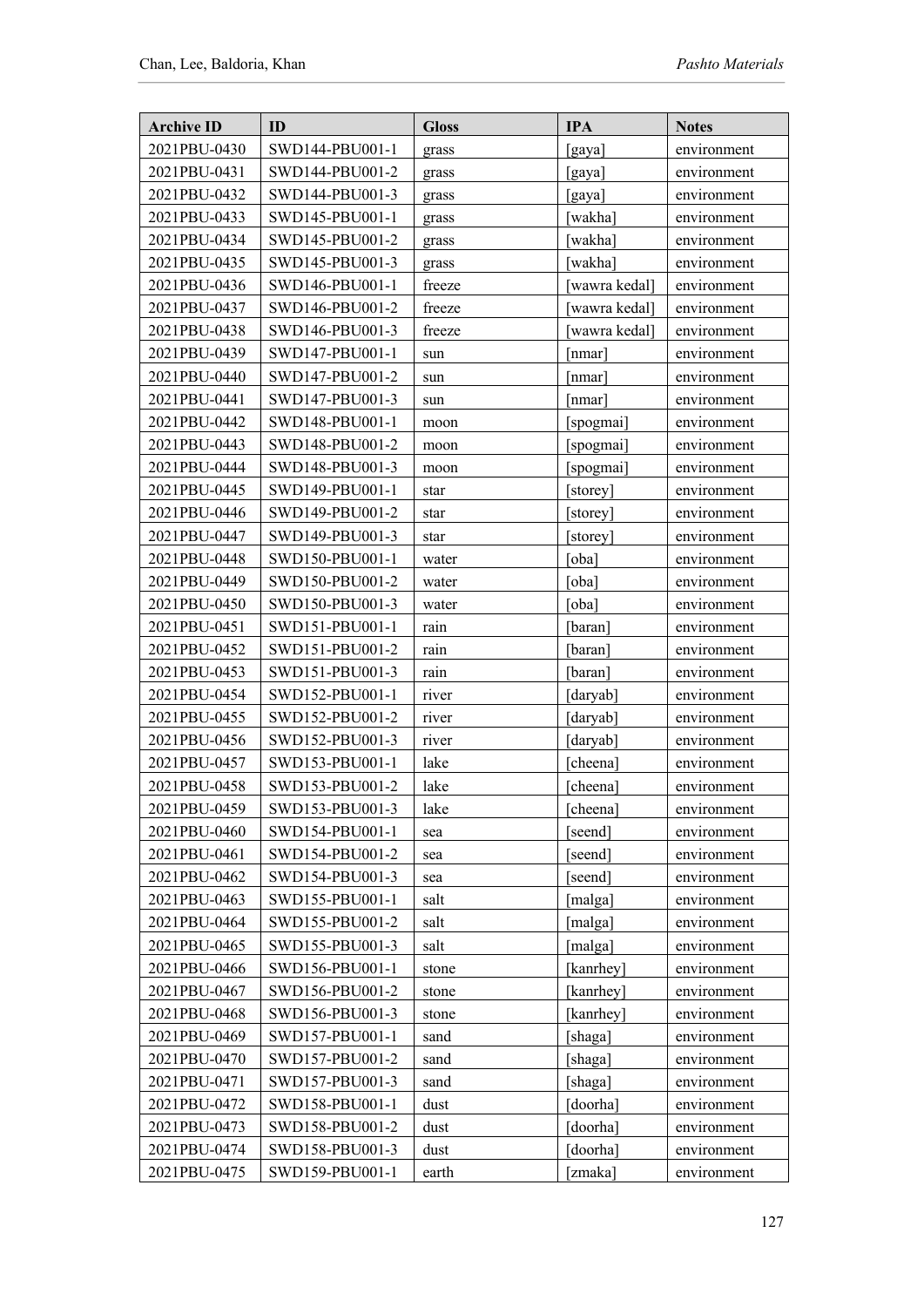| Archive ID | ID | Gloss | IPA | Notes |
|---|---|---|---|---|
| 2021PBU-0430 | SWD144-PBU001-1 | grass | [gaya] | environment |
| 2021PBU-0431 | SWD144-PBU001-2 | grass | [gaya] | environment |
| 2021PBU-0432 | SWD144-PBU001-3 | grass | [gaya] | environment |
| 2021PBU-0433 | SWD145-PBU001-1 | grass | [wakha] | environment |
| 2021PBU-0434 | SWD145-PBU001-2 | grass | [wakha] | environment |
| 2021PBU-0435 | SWD145-PBU001-3 | grass | [wakha] | environment |
| 2021PBU-0436 | SWD146-PBU001-1 | freeze | [wawra kedal] | environment |
| 2021PBU-0437 | SWD146-PBU001-2 | freeze | [wawra kedal] | environment |
| 2021PBU-0438 | SWD146-PBU001-3 | freeze | [wawra kedal] | environment |
| 2021PBU-0439 | SWD147-PBU001-1 | sun | [nmar] | environment |
| 2021PBU-0440 | SWD147-PBU001-2 | sun | [nmar] | environment |
| 2021PBU-0441 | SWD147-PBU001-3 | sun | [nmar] | environment |
| 2021PBU-0442 | SWD148-PBU001-1 | moon | [spogmai] | environment |
| 2021PBU-0443 | SWD148-PBU001-2 | moon | [spogmai] | environment |
| 2021PBU-0444 | SWD148-PBU001-3 | moon | [spogmai] | environment |
| 2021PBU-0445 | SWD149-PBU001-1 | star | [storey] | environment |
| 2021PBU-0446 | SWD149-PBU001-2 | star | [storey] | environment |
| 2021PBU-0447 | SWD149-PBU001-3 | star | [storey] | environment |
| 2021PBU-0448 | SWD150-PBU001-1 | water | [oba] | environment |
| 2021PBU-0449 | SWD150-PBU001-2 | water | [oba] | environment |
| 2021PBU-0450 | SWD150-PBU001-3 | water | [oba] | environment |
| 2021PBU-0451 | SWD151-PBU001-1 | rain | [baran] | environment |
| 2021PBU-0452 | SWD151-PBU001-2 | rain | [baran] | environment |
| 2021PBU-0453 | SWD151-PBU001-3 | rain | [baran] | environment |
| 2021PBU-0454 | SWD152-PBU001-1 | river | [daryab] | environment |
| 2021PBU-0455 | SWD152-PBU001-2 | river | [daryab] | environment |
| 2021PBU-0456 | SWD152-PBU001-3 | river | [daryab] | environment |
| 2021PBU-0457 | SWD153-PBU001-1 | lake | [cheena] | environment |
| 2021PBU-0458 | SWD153-PBU001-2 | lake | [cheena] | environment |
| 2021PBU-0459 | SWD153-PBU001-3 | lake | [cheena] | environment |
| 2021PBU-0460 | SWD154-PBU001-1 | sea | [seend] | environment |
| 2021PBU-0461 | SWD154-PBU001-2 | sea | [seend] | environment |
| 2021PBU-0462 | SWD154-PBU001-3 | sea | [seend] | environment |
| 2021PBU-0463 | SWD155-PBU001-1 | salt | [malga] | environment |
| 2021PBU-0464 | SWD155-PBU001-2 | salt | [malga] | environment |
| 2021PBU-0465 | SWD155-PBU001-3 | salt | [malga] | environment |
| 2021PBU-0466 | SWD156-PBU001-1 | stone | [kanrhey] | environment |
| 2021PBU-0467 | SWD156-PBU001-2 | stone | [kanrhey] | environment |
| 2021PBU-0468 | SWD156-PBU001-3 | stone | [kanrhey] | environment |
| 2021PBU-0469 | SWD157-PBU001-1 | sand | [shaga] | environment |
| 2021PBU-0470 | SWD157-PBU001-2 | sand | [shaga] | environment |
| 2021PBU-0471 | SWD157-PBU001-3 | sand | [shaga] | environment |
| 2021PBU-0472 | SWD158-PBU001-1 | dust | [doorha] | environment |
| 2021PBU-0473 | SWD158-PBU001-2 | dust | [doorha] | environment |
| 2021PBU-0474 | SWD158-PBU001-3 | dust | [doorha] | environment |
| 2021PBU-0475 | SWD159-PBU001-1 | earth | [zmaka] | environment |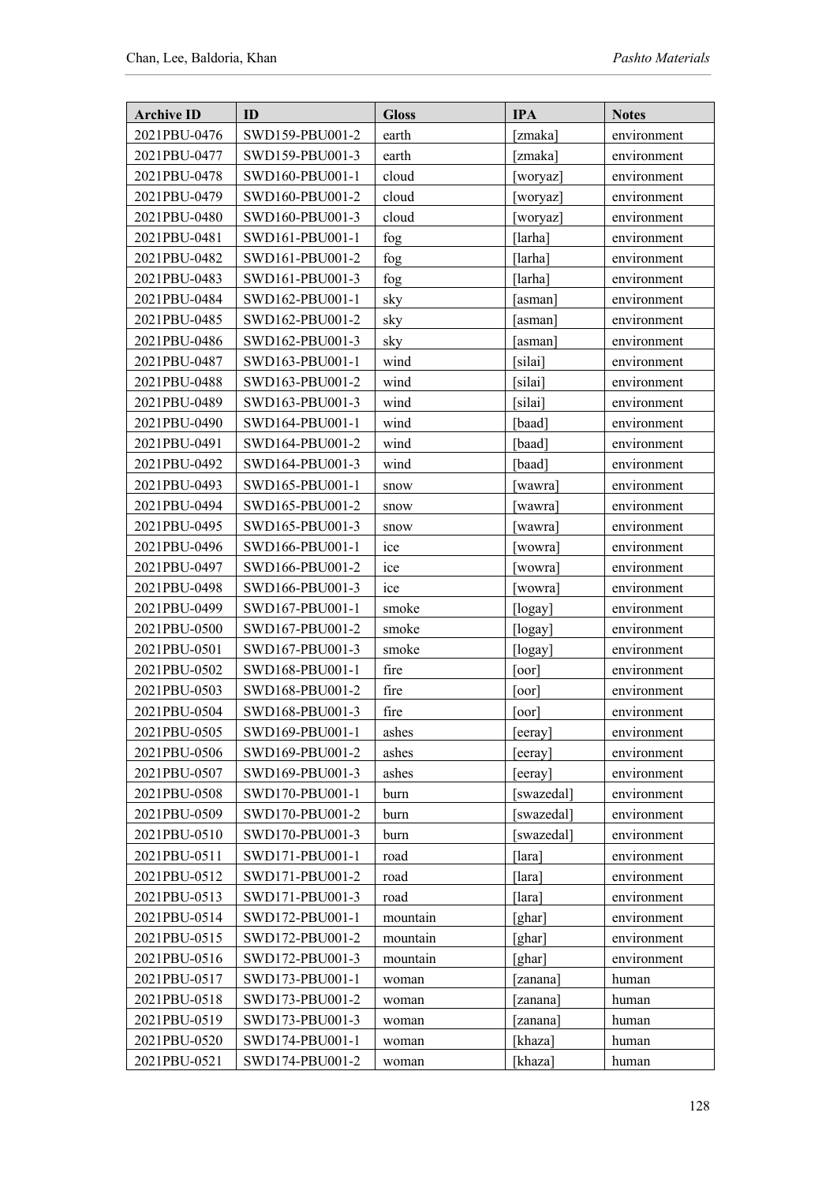| Archive ID | ID | Gloss | IPA | Notes |
|---|---|---|---|---|
| 2021PBU-0476 | SWD159-PBU001-2 | earth | [zmaka] | environment |
| 2021PBU-0477 | SWD159-PBU001-3 | earth | [zmaka] | environment |
| 2021PBU-0478 | SWD160-PBU001-1 | cloud | [woryaz] | environment |
| 2021PBU-0479 | SWD160-PBU001-2 | cloud | [woryaz] | environment |
| 2021PBU-0480 | SWD160-PBU001-3 | cloud | [woryaz] | environment |
| 2021PBU-0481 | SWD161-PBU001-1 | fog | [larha] | environment |
| 2021PBU-0482 | SWD161-PBU001-2 | fog | [larha] | environment |
| 2021PBU-0483 | SWD161-PBU001-3 | fog | [larha] | environment |
| 2021PBU-0484 | SWD162-PBU001-1 | sky | [asman] | environment |
| 2021PBU-0485 | SWD162-PBU001-2 | sky | [asman] | environment |
| 2021PBU-0486 | SWD162-PBU001-3 | sky | [asman] | environment |
| 2021PBU-0487 | SWD163-PBU001-1 | wind | [silai] | environment |
| 2021PBU-0488 | SWD163-PBU001-2 | wind | [silai] | environment |
| 2021PBU-0489 | SWD163-PBU001-3 | wind | [silai] | environment |
| 2021PBU-0490 | SWD164-PBU001-1 | wind | [baad] | environment |
| 2021PBU-0491 | SWD164-PBU001-2 | wind | [baad] | environment |
| 2021PBU-0492 | SWD164-PBU001-3 | wind | [baad] | environment |
| 2021PBU-0493 | SWD165-PBU001-1 | snow | [wawra] | environment |
| 2021PBU-0494 | SWD165-PBU001-2 | snow | [wawra] | environment |
| 2021PBU-0495 | SWD165-PBU001-3 | snow | [wawra] | environment |
| 2021PBU-0496 | SWD166-PBU001-1 | ice | [wowra] | environment |
| 2021PBU-0497 | SWD166-PBU001-2 | ice | [wowra] | environment |
| 2021PBU-0498 | SWD166-PBU001-3 | ice | [wowra] | environment |
| 2021PBU-0499 | SWD167-PBU001-1 | smoke | [logay] | environment |
| 2021PBU-0500 | SWD167-PBU001-2 | smoke | [logay] | environment |
| 2021PBU-0501 | SWD167-PBU001-3 | smoke | [logay] | environment |
| 2021PBU-0502 | SWD168-PBU001-1 | fire | [oor] | environment |
| 2021PBU-0503 | SWD168-PBU001-2 | fire | [oor] | environment |
| 2021PBU-0504 | SWD168-PBU001-3 | fire | [oor] | environment |
| 2021PBU-0505 | SWD169-PBU001-1 | ashes | [eeray] | environment |
| 2021PBU-0506 | SWD169-PBU001-2 | ashes | [eeray] | environment |
| 2021PBU-0507 | SWD169-PBU001-3 | ashes | [eeray] | environment |
| 2021PBU-0508 | SWD170-PBU001-1 | burn | [swazedal] | environment |
| 2021PBU-0509 | SWD170-PBU001-2 | burn | [swazedal] | environment |
| 2021PBU-0510 | SWD170-PBU001-3 | burn | [swazedal] | environment |
| 2021PBU-0511 | SWD171-PBU001-1 | road | [lara] | environment |
| 2021PBU-0512 | SWD171-PBU001-2 | road | [lara] | environment |
| 2021PBU-0513 | SWD171-PBU001-3 | road | [lara] | environment |
| 2021PBU-0514 | SWD172-PBU001-1 | mountain | [ghar] | environment |
| 2021PBU-0515 | SWD172-PBU001-2 | mountain | [ghar] | environment |
| 2021PBU-0516 | SWD172-PBU001-3 | mountain | [ghar] | environment |
| 2021PBU-0517 | SWD173-PBU001-1 | woman | [zanana] | human |
| 2021PBU-0518 | SWD173-PBU001-2 | woman | [zanana] | human |
| 2021PBU-0519 | SWD173-PBU001-3 | woman | [zanana] | human |
| 2021PBU-0520 | SWD174-PBU001-1 | woman | [khaza] | human |
| 2021PBU-0521 | SWD174-PBU001-2 | woman | [khaza] | human |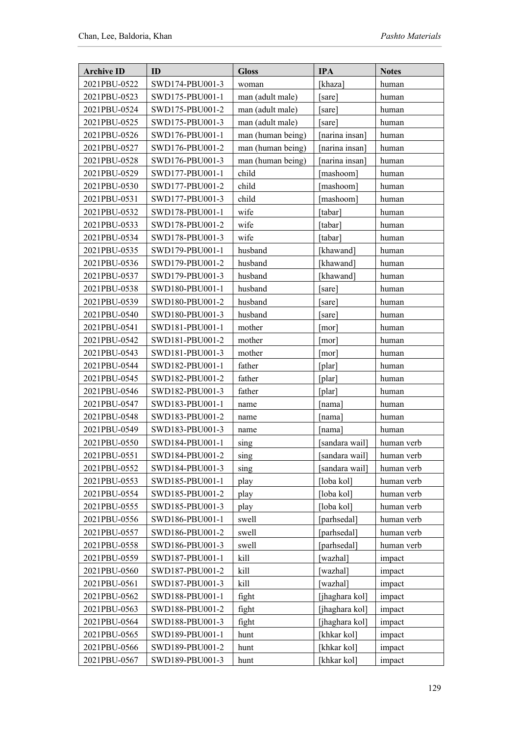| Archive ID | ID | Gloss | IPA | Notes |
|---|---|---|---|---|
| 2021PBU-0522 | SWD174-PBU001-3 | woman | [khaza] | human |
| 2021PBU-0523 | SWD175-PBU001-1 | man (adult male) | [sare] | human |
| 2021PBU-0524 | SWD175-PBU001-2 | man (adult male) | [sare] | human |
| 2021PBU-0525 | SWD175-PBU001-3 | man (adult male) | [sare] | human |
| 2021PBU-0526 | SWD176-PBU001-1 | man (human being) | [narina insan] | human |
| 2021PBU-0527 | SWD176-PBU001-2 | man (human being) | [narina insan] | human |
| 2021PBU-0528 | SWD176-PBU001-3 | man (human being) | [narina insan] | human |
| 2021PBU-0529 | SWD177-PBU001-1 | child | [mashoom] | human |
| 2021PBU-0530 | SWD177-PBU001-2 | child | [mashoom] | human |
| 2021PBU-0531 | SWD177-PBU001-3 | child | [mashoom] | human |
| 2021PBU-0532 | SWD178-PBU001-1 | wife | [tabar] | human |
| 2021PBU-0533 | SWD178-PBU001-2 | wife | [tabar] | human |
| 2021PBU-0534 | SWD178-PBU001-3 | wife | [tabar] | human |
| 2021PBU-0535 | SWD179-PBU001-1 | husband | [khawand] | human |
| 2021PBU-0536 | SWD179-PBU001-2 | husband | [khawand] | human |
| 2021PBU-0537 | SWD179-PBU001-3 | husband | [khawand] | human |
| 2021PBU-0538 | SWD180-PBU001-1 | husband | [sare] | human |
| 2021PBU-0539 | SWD180-PBU001-2 | husband | [sare] | human |
| 2021PBU-0540 | SWD180-PBU001-3 | husband | [sare] | human |
| 2021PBU-0541 | SWD181-PBU001-1 | mother | [mor] | human |
| 2021PBU-0542 | SWD181-PBU001-2 | mother | [mor] | human |
| 2021PBU-0543 | SWD181-PBU001-3 | mother | [mor] | human |
| 2021PBU-0544 | SWD182-PBU001-1 | father | [plar] | human |
| 2021PBU-0545 | SWD182-PBU001-2 | father | [plar] | human |
| 2021PBU-0546 | SWD182-PBU001-3 | father | [plar] | human |
| 2021PBU-0547 | SWD183-PBU001-1 | name | [nama] | human |
| 2021PBU-0548 | SWD183-PBU001-2 | name | [nama] | human |
| 2021PBU-0549 | SWD183-PBU001-3 | name | [nama] | human |
| 2021PBU-0550 | SWD184-PBU001-1 | sing | [sandara wail] | human verb |
| 2021PBU-0551 | SWD184-PBU001-2 | sing | [sandara wail] | human verb |
| 2021PBU-0552 | SWD184-PBU001-3 | sing | [sandara wail] | human verb |
| 2021PBU-0553 | SWD185-PBU001-1 | play | [loba kol] | human verb |
| 2021PBU-0554 | SWD185-PBU001-2 | play | [loba kol] | human verb |
| 2021PBU-0555 | SWD185-PBU001-3 | play | [loba kol] | human verb |
| 2021PBU-0556 | SWD186-PBU001-1 | swell | [parhsedal] | human verb |
| 2021PBU-0557 | SWD186-PBU001-2 | swell | [parhsedal] | human verb |
| 2021PBU-0558 | SWD186-PBU001-3 | swell | [parhsedal] | human verb |
| 2021PBU-0559 | SWD187-PBU001-1 | kill | [wazhal] | impact |
| 2021PBU-0560 | SWD187-PBU001-2 | kill | [wazhal] | impact |
| 2021PBU-0561 | SWD187-PBU001-3 | kill | [wazhal] | impact |
| 2021PBU-0562 | SWD188-PBU001-1 | fight | [jhaghara kol] | impact |
| 2021PBU-0563 | SWD188-PBU001-2 | fight | [jhaghara kol] | impact |
| 2021PBU-0564 | SWD188-PBU001-3 | fight | [jhaghara kol] | impact |
| 2021PBU-0565 | SWD189-PBU001-1 | hunt | [khkar kol] | impact |
| 2021PBU-0566 | SWD189-PBU001-2 | hunt | [khkar kol] | impact |
| 2021PBU-0567 | SWD189-PBU001-3 | hunt | [khkar kol] | impact |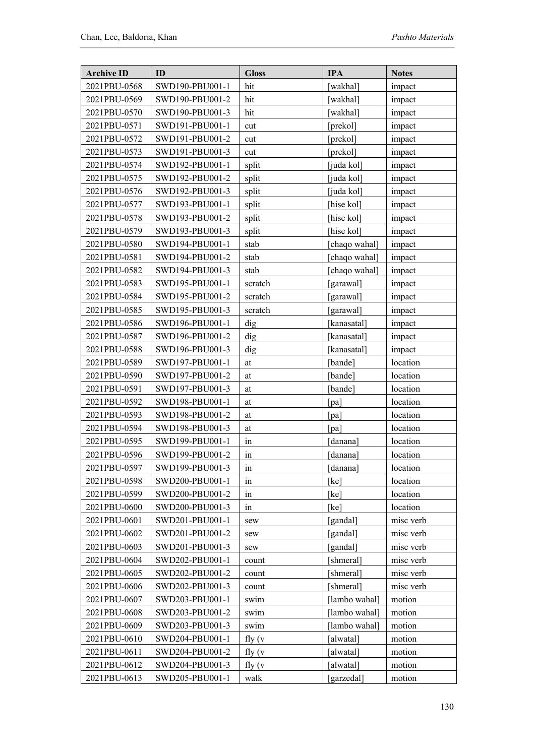| Archive ID | ID | Gloss | IPA | Notes |
|---|---|---|---|---|
| 2021PBU-0568 | SWD190-PBU001-1 | hit | [wakhal] | impact |
| 2021PBU-0569 | SWD190-PBU001-2 | hit | [wakhal] | impact |
| 2021PBU-0570 | SWD190-PBU001-3 | hit | [wakhal] | impact |
| 2021PBU-0571 | SWD191-PBU001-1 | cut | [prekol] | impact |
| 2021PBU-0572 | SWD191-PBU001-2 | cut | [prekol] | impact |
| 2021PBU-0573 | SWD191-PBU001-3 | cut | [prekol] | impact |
| 2021PBU-0574 | SWD192-PBU001-1 | split | [juda kol] | impact |
| 2021PBU-0575 | SWD192-PBU001-2 | split | [juda kol] | impact |
| 2021PBU-0576 | SWD192-PBU001-3 | split | [juda kol] | impact |
| 2021PBU-0577 | SWD193-PBU001-1 | split | [hise kol] | impact |
| 2021PBU-0578 | SWD193-PBU001-2 | split | [hise kol] | impact |
| 2021PBU-0579 | SWD193-PBU001-3 | split | [hise kol] | impact |
| 2021PBU-0580 | SWD194-PBU001-1 | stab | [chaqo wahal] | impact |
| 2021PBU-0581 | SWD194-PBU001-2 | stab | [chaqo wahal] | impact |
| 2021PBU-0582 | SWD194-PBU001-3 | stab | [chaqo wahal] | impact |
| 2021PBU-0583 | SWD195-PBU001-1 | scratch | [garawal] | impact |
| 2021PBU-0584 | SWD195-PBU001-2 | scratch | [garawal] | impact |
| 2021PBU-0585 | SWD195-PBU001-3 | scratch | [garawal] | impact |
| 2021PBU-0586 | SWD196-PBU001-1 | dig | [kanasatal] | impact |
| 2021PBU-0587 | SWD196-PBU001-2 | dig | [kanasatal] | impact |
| 2021PBU-0588 | SWD196-PBU001-3 | dig | [kanasatal] | impact |
| 2021PBU-0589 | SWD197-PBU001-1 | at | [bande] | location |
| 2021PBU-0590 | SWD197-PBU001-2 | at | [bande] | location |
| 2021PBU-0591 | SWD197-PBU001-3 | at | [bande] | location |
| 2021PBU-0592 | SWD198-PBU001-1 | at | [pa] | location |
| 2021PBU-0593 | SWD198-PBU001-2 | at | [pa] | location |
| 2021PBU-0594 | SWD198-PBU001-3 | at | [pa] | location |
| 2021PBU-0595 | SWD199-PBU001-1 | in | [danana] | location |
| 2021PBU-0596 | SWD199-PBU001-2 | in | [danana] | location |
| 2021PBU-0597 | SWD199-PBU001-3 | in | [danana] | location |
| 2021PBU-0598 | SWD200-PBU001-1 | in | [ke] | location |
| 2021PBU-0599 | SWD200-PBU001-2 | in | [ke] | location |
| 2021PBU-0600 | SWD200-PBU001-3 | in | [ke] | location |
| 2021PBU-0601 | SWD201-PBU001-1 | sew | [gandal] | misc verb |
| 2021PBU-0602 | SWD201-PBU001-2 | sew | [gandal] | misc verb |
| 2021PBU-0603 | SWD201-PBU001-3 | sew | [gandal] | misc verb |
| 2021PBU-0604 | SWD202-PBU001-1 | count | [shmeral] | misc verb |
| 2021PBU-0605 | SWD202-PBU001-2 | count | [shmeral] | misc verb |
| 2021PBU-0606 | SWD202-PBU001-3 | count | [shmeral] | misc verb |
| 2021PBU-0607 | SWD203-PBU001-1 | swim | [lambo wahal] | motion |
| 2021PBU-0608 | SWD203-PBU001-2 | swim | [lambo wahal] | motion |
| 2021PBU-0609 | SWD203-PBU001-3 | swim | [lambo wahal] | motion |
| 2021PBU-0610 | SWD204-PBU001-1 | fly (v | [alwatal] | motion |
| 2021PBU-0611 | SWD204-PBU001-2 | fly (v | [alwatal] | motion |
| 2021PBU-0612 | SWD204-PBU001-3 | fly (v | [alwatal] | motion |
| 2021PBU-0613 | SWD205-PBU001-1 | walk | [garzedal] | motion |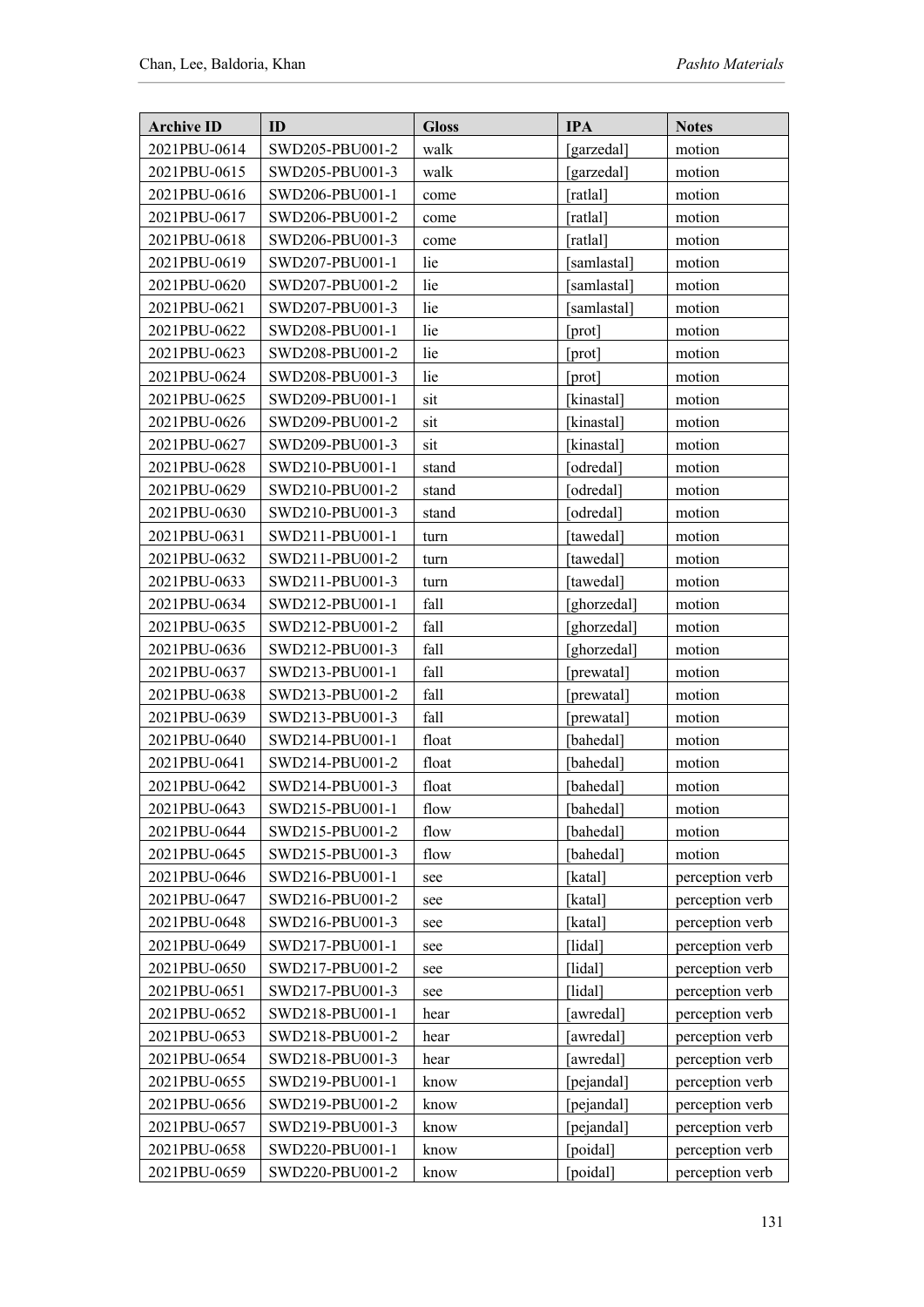| Archive ID | ID | Gloss | IPA | Notes |
|---|---|---|---|---|
| 2021PBU-0614 | SWD205-PBU001-2 | walk | [garzedal] | motion |
| 2021PBU-0615 | SWD205-PBU001-3 | walk | [garzedal] | motion |
| 2021PBU-0616 | SWD206-PBU001-1 | come | [ratlal] | motion |
| 2021PBU-0617 | SWD206-PBU001-2 | come | [ratlal] | motion |
| 2021PBU-0618 | SWD206-PBU001-3 | come | [ratlal] | motion |
| 2021PBU-0619 | SWD207-PBU001-1 | lie | [samlastal] | motion |
| 2021PBU-0620 | SWD207-PBU001-2 | lie | [samlastal] | motion |
| 2021PBU-0621 | SWD207-PBU001-3 | lie | [samlastal] | motion |
| 2021PBU-0622 | SWD208-PBU001-1 | lie | [prot] | motion |
| 2021PBU-0623 | SWD208-PBU001-2 | lie | [prot] | motion |
| 2021PBU-0624 | SWD208-PBU001-3 | lie | [prot] | motion |
| 2021PBU-0625 | SWD209-PBU001-1 | sit | [kinastal] | motion |
| 2021PBU-0626 | SWD209-PBU001-2 | sit | [kinastal] | motion |
| 2021PBU-0627 | SWD209-PBU001-3 | sit | [kinastal] | motion |
| 2021PBU-0628 | SWD210-PBU001-1 | stand | [odredal] | motion |
| 2021PBU-0629 | SWD210-PBU001-2 | stand | [odredal] | motion |
| 2021PBU-0630 | SWD210-PBU001-3 | stand | [odredal] | motion |
| 2021PBU-0631 | SWD211-PBU001-1 | turn | [tawedal] | motion |
| 2021PBU-0632 | SWD211-PBU001-2 | turn | [tawedal] | motion |
| 2021PBU-0633 | SWD211-PBU001-3 | turn | [tawedal] | motion |
| 2021PBU-0634 | SWD212-PBU001-1 | fall | [ghorzedal] | motion |
| 2021PBU-0635 | SWD212-PBU001-2 | fall | [ghorzedal] | motion |
| 2021PBU-0636 | SWD212-PBU001-3 | fall | [ghorzedal] | motion |
| 2021PBU-0637 | SWD213-PBU001-1 | fall | [prewatal] | motion |
| 2021PBU-0638 | SWD213-PBU001-2 | fall | [prewatal] | motion |
| 2021PBU-0639 | SWD213-PBU001-3 | fall | [prewatal] | motion |
| 2021PBU-0640 | SWD214-PBU001-1 | float | [bahedal] | motion |
| 2021PBU-0641 | SWD214-PBU001-2 | float | [bahedal] | motion |
| 2021PBU-0642 | SWD214-PBU001-3 | float | [bahedal] | motion |
| 2021PBU-0643 | SWD215-PBU001-1 | flow | [bahedal] | motion |
| 2021PBU-0644 | SWD215-PBU001-2 | flow | [bahedal] | motion |
| 2021PBU-0645 | SWD215-PBU001-3 | flow | [bahedal] | motion |
| 2021PBU-0646 | SWD216-PBU001-1 | see | [katal] | perception verb |
| 2021PBU-0647 | SWD216-PBU001-2 | see | [katal] | perception verb |
| 2021PBU-0648 | SWD216-PBU001-3 | see | [katal] | perception verb |
| 2021PBU-0649 | SWD217-PBU001-1 | see | [lidal] | perception verb |
| 2021PBU-0650 | SWD217-PBU001-2 | see | [lidal] | perception verb |
| 2021PBU-0651 | SWD217-PBU001-3 | see | [lidal] | perception verb |
| 2021PBU-0652 | SWD218-PBU001-1 | hear | [awredal] | perception verb |
| 2021PBU-0653 | SWD218-PBU001-2 | hear | [awredal] | perception verb |
| 2021PBU-0654 | SWD218-PBU001-3 | hear | [awredal] | perception verb |
| 2021PBU-0655 | SWD219-PBU001-1 | know | [pejandal] | perception verb |
| 2021PBU-0656 | SWD219-PBU001-2 | know | [pejandal] | perception verb |
| 2021PBU-0657 | SWD219-PBU001-3 | know | [pejandal] | perception verb |
| 2021PBU-0658 | SWD220-PBU001-1 | know | [poidal] | perception verb |
| 2021PBU-0659 | SWD220-PBU001-2 | know | [poidal] | perception verb |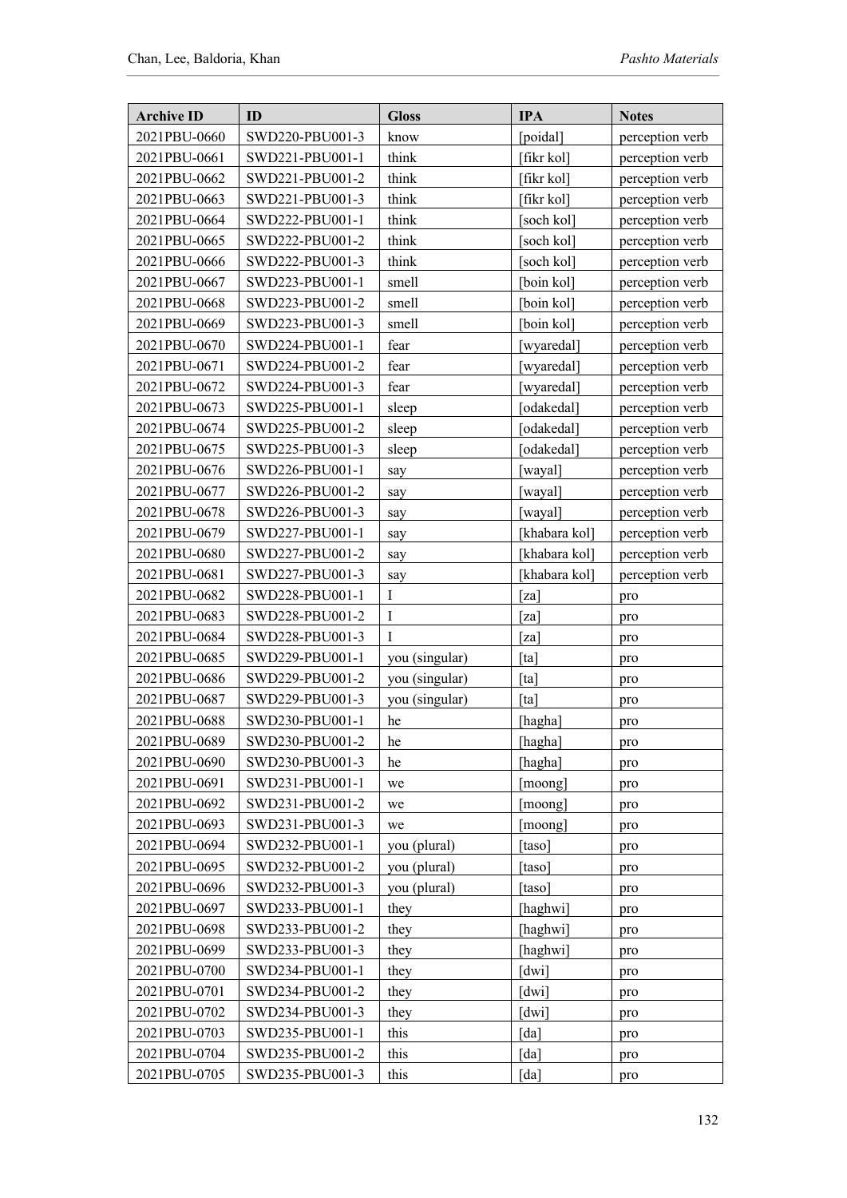| Archive ID | ID | Gloss | IPA | Notes |
|---|---|---|---|---|
| 2021PBU-0660 | SWD220-PBU001-3 | know | [poidal] | perception verb |
| 2021PBU-0661 | SWD221-PBU001-1 | think | [fikr kol] | perception verb |
| 2021PBU-0662 | SWD221-PBU001-2 | think | [fikr kol] | perception verb |
| 2021PBU-0663 | SWD221-PBU001-3 | think | [fikr kol] | perception verb |
| 2021PBU-0664 | SWD222-PBU001-1 | think | [soch kol] | perception verb |
| 2021PBU-0665 | SWD222-PBU001-2 | think | [soch kol] | perception verb |
| 2021PBU-0666 | SWD222-PBU001-3 | think | [soch kol] | perception verb |
| 2021PBU-0667 | SWD223-PBU001-1 | smell | [boin kol] | perception verb |
| 2021PBU-0668 | SWD223-PBU001-2 | smell | [boin kol] | perception verb |
| 2021PBU-0669 | SWD223-PBU001-3 | smell | [boin kol] | perception verb |
| 2021PBU-0670 | SWD224-PBU001-1 | fear | [wyaredal] | perception verb |
| 2021PBU-0671 | SWD224-PBU001-2 | fear | [wyaredal] | perception verb |
| 2021PBU-0672 | SWD224-PBU001-3 | fear | [wyaredal] | perception verb |
| 2021PBU-0673 | SWD225-PBU001-1 | sleep | [odakedal] | perception verb |
| 2021PBU-0674 | SWD225-PBU001-2 | sleep | [odakedal] | perception verb |
| 2021PBU-0675 | SWD225-PBU001-3 | sleep | [odakedal] | perception verb |
| 2021PBU-0676 | SWD226-PBU001-1 | say | [wayal] | perception verb |
| 2021PBU-0677 | SWD226-PBU001-2 | say | [wayal] | perception verb |
| 2021PBU-0678 | SWD226-PBU001-3 | say | [wayal] | perception verb |
| 2021PBU-0679 | SWD227-PBU001-1 | say | [khabara kol] | perception verb |
| 2021PBU-0680 | SWD227-PBU001-2 | say | [khabara kol] | perception verb |
| 2021PBU-0681 | SWD227-PBU001-3 | say | [khabara kol] | perception verb |
| 2021PBU-0682 | SWD228-PBU001-1 | I | [za] | pro |
| 2021PBU-0683 | SWD228-PBU001-2 | I | [za] | pro |
| 2021PBU-0684 | SWD228-PBU001-3 | I | [za] | pro |
| 2021PBU-0685 | SWD229-PBU001-1 | you (singular) | [ta] | pro |
| 2021PBU-0686 | SWD229-PBU001-2 | you (singular) | [ta] | pro |
| 2021PBU-0687 | SWD229-PBU001-3 | you (singular) | [ta] | pro |
| 2021PBU-0688 | SWD230-PBU001-1 | he | [hagha] | pro |
| 2021PBU-0689 | SWD230-PBU001-2 | he | [hagha] | pro |
| 2021PBU-0690 | SWD230-PBU001-3 | he | [hagha] | pro |
| 2021PBU-0691 | SWD231-PBU001-1 | we | [moong] | pro |
| 2021PBU-0692 | SWD231-PBU001-2 | we | [moong] | pro |
| 2021PBU-0693 | SWD231-PBU001-3 | we | [moong] | pro |
| 2021PBU-0694 | SWD232-PBU001-1 | you (plural) | [taso] | pro |
| 2021PBU-0695 | SWD232-PBU001-2 | you (plural) | [taso] | pro |
| 2021PBU-0696 | SWD232-PBU001-3 | you (plural) | [taso] | pro |
| 2021PBU-0697 | SWD233-PBU001-1 | they | [haghwi] | pro |
| 2021PBU-0698 | SWD233-PBU001-2 | they | [haghwi] | pro |
| 2021PBU-0699 | SWD233-PBU001-3 | they | [haghwi] | pro |
| 2021PBU-0700 | SWD234-PBU001-1 | they | [dwi] | pro |
| 2021PBU-0701 | SWD234-PBU001-2 | they | [dwi] | pro |
| 2021PBU-0702 | SWD234-PBU001-3 | they | [dwi] | pro |
| 2021PBU-0703 | SWD235-PBU001-1 | this | [da] | pro |
| 2021PBU-0704 | SWD235-PBU001-2 | this | [da] | pro |
| 2021PBU-0705 | SWD235-PBU001-3 | this | [da] | pro |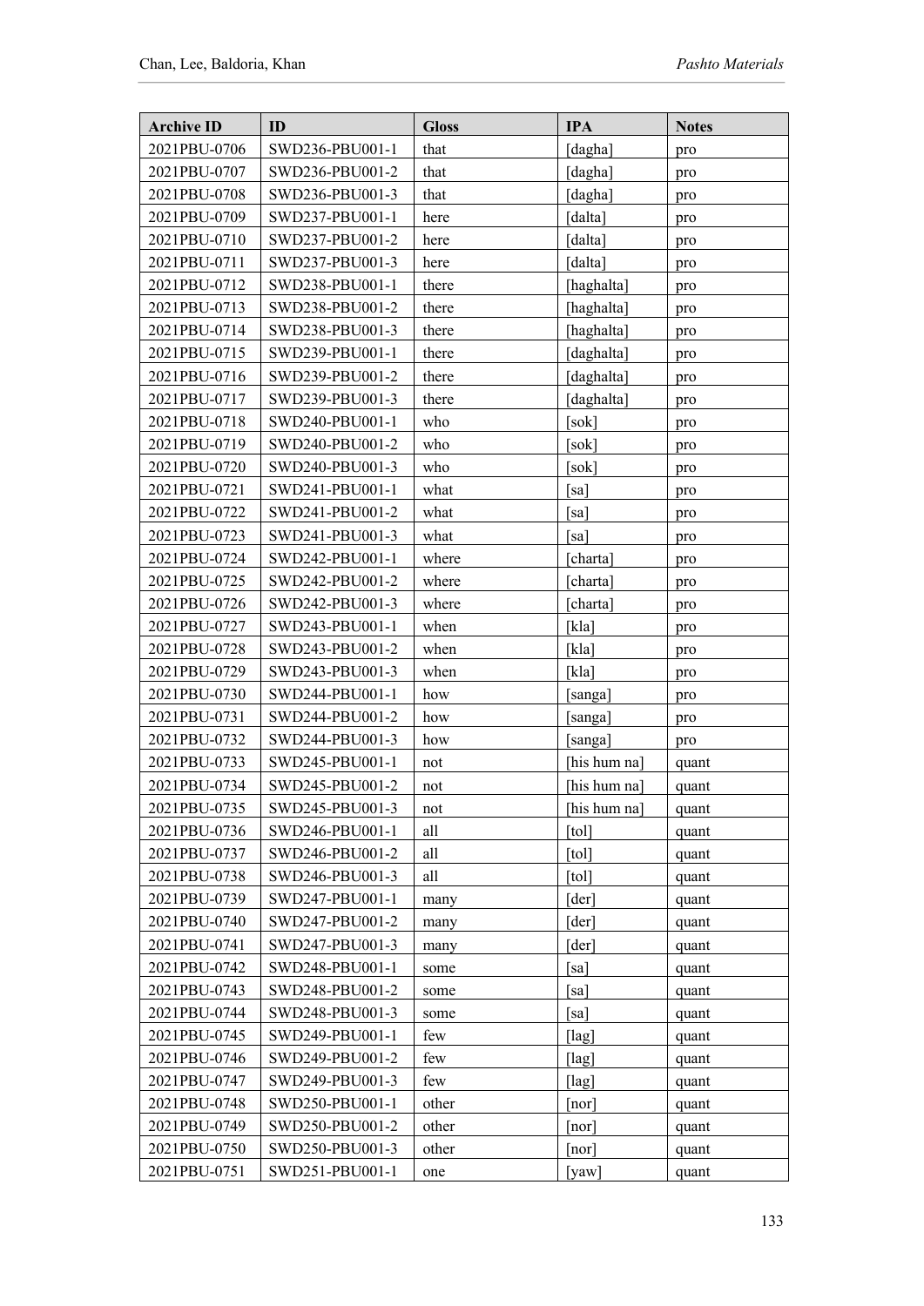| Archive ID | ID | Gloss | IPA | Notes |
|---|---|---|---|---|
| 2021PBU-0706 | SWD236-PBU001-1 | that | [dagha] | pro |
| 2021PBU-0707 | SWD236-PBU001-2 | that | [dagha] | pro |
| 2021PBU-0708 | SWD236-PBU001-3 | that | [dagha] | pro |
| 2021PBU-0709 | SWD237-PBU001-1 | here | [dalta] | pro |
| 2021PBU-0710 | SWD237-PBU001-2 | here | [dalta] | pro |
| 2021PBU-0711 | SWD237-PBU001-3 | here | [dalta] | pro |
| 2021PBU-0712 | SWD238-PBU001-1 | there | [haghalta] | pro |
| 2021PBU-0713 | SWD238-PBU001-2 | there | [haghalta] | pro |
| 2021PBU-0714 | SWD238-PBU001-3 | there | [haghalta] | pro |
| 2021PBU-0715 | SWD239-PBU001-1 | there | [daghalta] | pro |
| 2021PBU-0716 | SWD239-PBU001-2 | there | [daghalta] | pro |
| 2021PBU-0717 | SWD239-PBU001-3 | there | [daghalta] | pro |
| 2021PBU-0718 | SWD240-PBU001-1 | who | [sok] | pro |
| 2021PBU-0719 | SWD240-PBU001-2 | who | [sok] | pro |
| 2021PBU-0720 | SWD240-PBU001-3 | who | [sok] | pro |
| 2021PBU-0721 | SWD241-PBU001-1 | what | [sa] | pro |
| 2021PBU-0722 | SWD241-PBU001-2 | what | [sa] | pro |
| 2021PBU-0723 | SWD241-PBU001-3 | what | [sa] | pro |
| 2021PBU-0724 | SWD242-PBU001-1 | where | [charta] | pro |
| 2021PBU-0725 | SWD242-PBU001-2 | where | [charta] | pro |
| 2021PBU-0726 | SWD242-PBU001-3 | where | [charta] | pro |
| 2021PBU-0727 | SWD243-PBU001-1 | when | [kla] | pro |
| 2021PBU-0728 | SWD243-PBU001-2 | when | [kla] | pro |
| 2021PBU-0729 | SWD243-PBU001-3 | when | [kla] | pro |
| 2021PBU-0730 | SWD244-PBU001-1 | how | [sanga] | pro |
| 2021PBU-0731 | SWD244-PBU001-2 | how | [sanga] | pro |
| 2021PBU-0732 | SWD244-PBU001-3 | how | [sanga] | pro |
| 2021PBU-0733 | SWD245-PBU001-1 | not | [his hum na] | quant |
| 2021PBU-0734 | SWD245-PBU001-2 | not | [his hum na] | quant |
| 2021PBU-0735 | SWD245-PBU001-3 | not | [his hum na] | quant |
| 2021PBU-0736 | SWD246-PBU001-1 | all | [tol] | quant |
| 2021PBU-0737 | SWD246-PBU001-2 | all | [tol] | quant |
| 2021PBU-0738 | SWD246-PBU001-3 | all | [tol] | quant |
| 2021PBU-0739 | SWD247-PBU001-1 | many | [der] | quant |
| 2021PBU-0740 | SWD247-PBU001-2 | many | [der] | quant |
| 2021PBU-0741 | SWD247-PBU001-3 | many | [der] | quant |
| 2021PBU-0742 | SWD248-PBU001-1 | some | [sa] | quant |
| 2021PBU-0743 | SWD248-PBU001-2 | some | [sa] | quant |
| 2021PBU-0744 | SWD248-PBU001-3 | some | [sa] | quant |
| 2021PBU-0745 | SWD249-PBU001-1 | few | [lag] | quant |
| 2021PBU-0746 | SWD249-PBU001-2 | few | [lag] | quant |
| 2021PBU-0747 | SWD249-PBU001-3 | few | [lag] | quant |
| 2021PBU-0748 | SWD250-PBU001-1 | other | [nor] | quant |
| 2021PBU-0749 | SWD250-PBU001-2 | other | [nor] | quant |
| 2021PBU-0750 | SWD250-PBU001-3 | other | [nor] | quant |
| 2021PBU-0751 | SWD251-PBU001-1 | one | [yaw] | quant |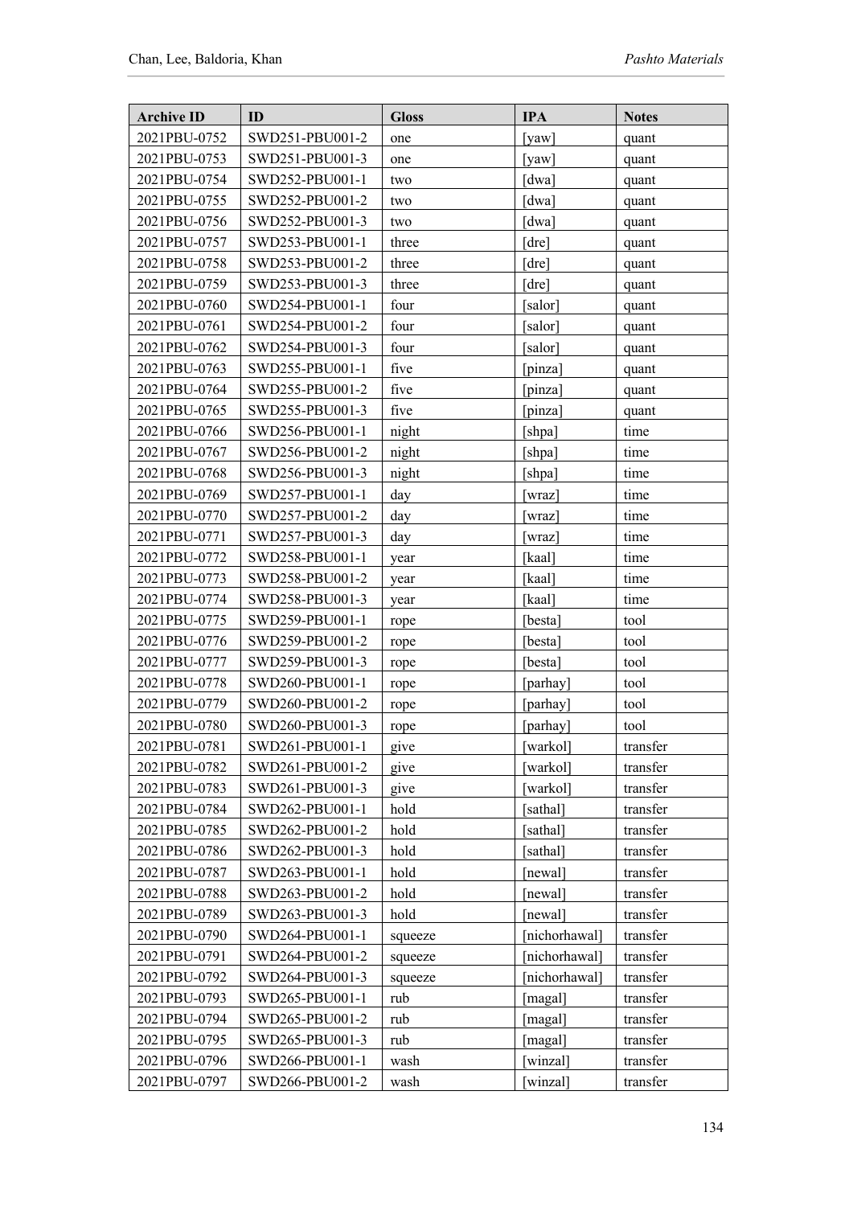| Archive ID | ID | Gloss | IPA | Notes |
|---|---|---|---|---|
| 2021PBU-0752 | SWD251-PBU001-2 | one | [yaw] | quant |
| 2021PBU-0753 | SWD251-PBU001-3 | one | [yaw] | quant |
| 2021PBU-0754 | SWD252-PBU001-1 | two | [dwa] | quant |
| 2021PBU-0755 | SWD252-PBU001-2 | two | [dwa] | quant |
| 2021PBU-0756 | SWD252-PBU001-3 | two | [dwa] | quant |
| 2021PBU-0757 | SWD253-PBU001-1 | three | [dre] | quant |
| 2021PBU-0758 | SWD253-PBU001-2 | three | [dre] | quant |
| 2021PBU-0759 | SWD253-PBU001-3 | three | [dre] | quant |
| 2021PBU-0760 | SWD254-PBU001-1 | four | [salor] | quant |
| 2021PBU-0761 | SWD254-PBU001-2 | four | [salor] | quant |
| 2021PBU-0762 | SWD254-PBU001-3 | four | [salor] | quant |
| 2021PBU-0763 | SWD255-PBU001-1 | five | [pinza] | quant |
| 2021PBU-0764 | SWD255-PBU001-2 | five | [pinza] | quant |
| 2021PBU-0765 | SWD255-PBU001-3 | five | [pinza] | quant |
| 2021PBU-0766 | SWD256-PBU001-1 | night | [shpa] | time |
| 2021PBU-0767 | SWD256-PBU001-2 | night | [shpa] | time |
| 2021PBU-0768 | SWD256-PBU001-3 | night | [shpa] | time |
| 2021PBU-0769 | SWD257-PBU001-1 | day | [wraz] | time |
| 2021PBU-0770 | SWD257-PBU001-2 | day | [wraz] | time |
| 2021PBU-0771 | SWD257-PBU001-3 | day | [wraz] | time |
| 2021PBU-0772 | SWD258-PBU001-1 | year | [kaal] | time |
| 2021PBU-0773 | SWD258-PBU001-2 | year | [kaal] | time |
| 2021PBU-0774 | SWD258-PBU001-3 | year | [kaal] | time |
| 2021PBU-0775 | SWD259-PBU001-1 | rope | [besta] | tool |
| 2021PBU-0776 | SWD259-PBU001-2 | rope | [besta] | tool |
| 2021PBU-0777 | SWD259-PBU001-3 | rope | [besta] | tool |
| 2021PBU-0778 | SWD260-PBU001-1 | rope | [parhay] | tool |
| 2021PBU-0779 | SWD260-PBU001-2 | rope | [parhay] | tool |
| 2021PBU-0780 | SWD260-PBU001-3 | rope | [parhay] | tool |
| 2021PBU-0781 | SWD261-PBU001-1 | give | [warkol] | transfer |
| 2021PBU-0782 | SWD261-PBU001-2 | give | [warkol] | transfer |
| 2021PBU-0783 | SWD261-PBU001-3 | give | [warkol] | transfer |
| 2021PBU-0784 | SWD262-PBU001-1 | hold | [sathal] | transfer |
| 2021PBU-0785 | SWD262-PBU001-2 | hold | [sathal] | transfer |
| 2021PBU-0786 | SWD262-PBU001-3 | hold | [sathal] | transfer |
| 2021PBU-0787 | SWD263-PBU001-1 | hold | [newal] | transfer |
| 2021PBU-0788 | SWD263-PBU001-2 | hold | [newal] | transfer |
| 2021PBU-0789 | SWD263-PBU001-3 | hold | [newal] | transfer |
| 2021PBU-0790 | SWD264-PBU001-1 | squeeze | [nichorhawal] | transfer |
| 2021PBU-0791 | SWD264-PBU001-2 | squeeze | [nichorhawal] | transfer |
| 2021PBU-0792 | SWD264-PBU001-3 | squeeze | [nichorhawal] | transfer |
| 2021PBU-0793 | SWD265-PBU001-1 | rub | [magal] | transfer |
| 2021PBU-0794 | SWD265-PBU001-2 | rub | [magal] | transfer |
| 2021PBU-0795 | SWD265-PBU001-3 | rub | [magal] | transfer |
| 2021PBU-0796 | SWD266-PBU001-1 | wash | [winzal] | transfer |
| 2021PBU-0797 | SWD266-PBU001-2 | wash | [winzal] | transfer |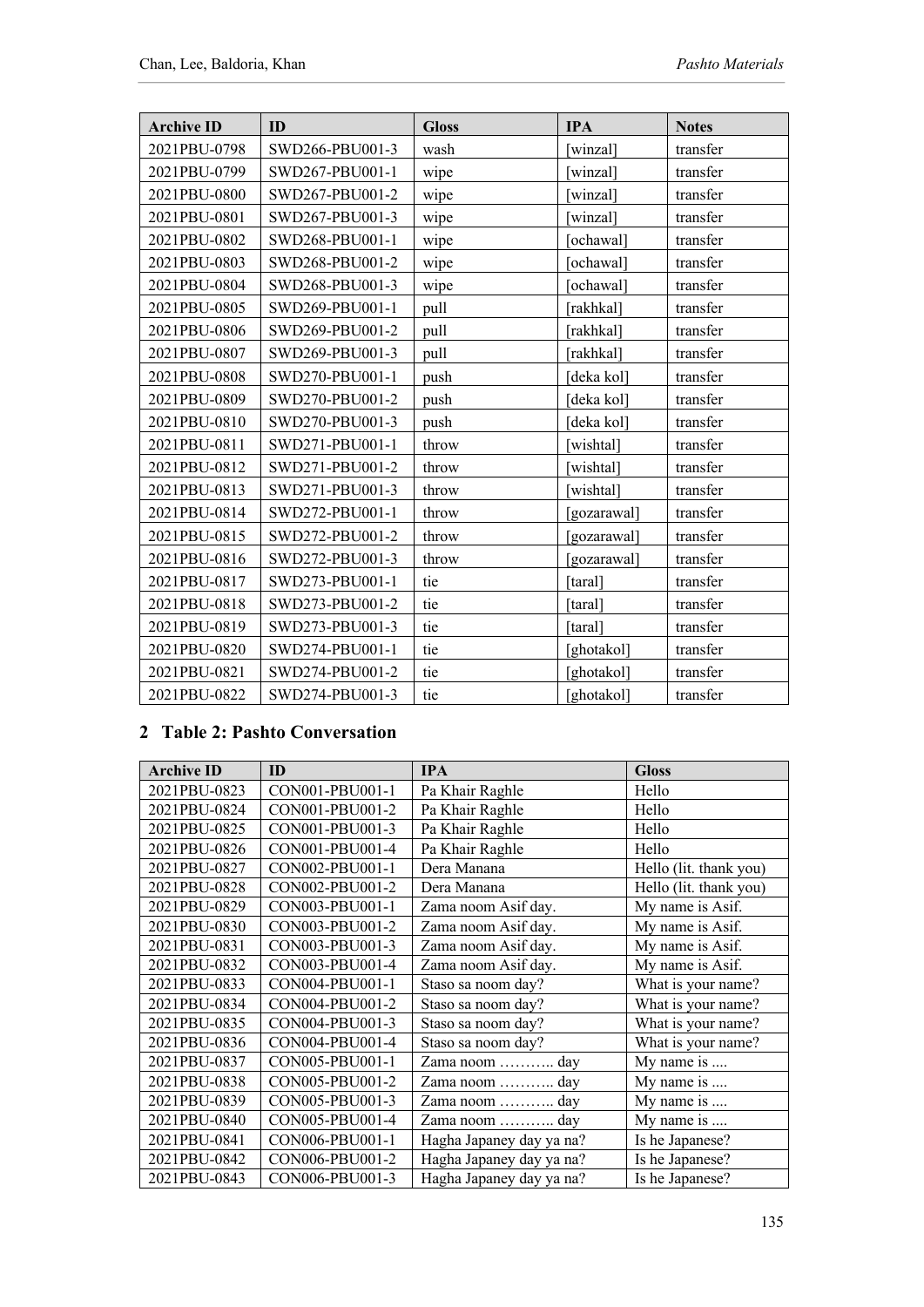| Archive ID | ID | Gloss | IPA | Notes |
|---|---|---|---|---|
| 2021PBU-0798 | SWD266-PBU001-3 | wash | [winzal] | transfer |
| 2021PBU-0799 | SWD267-PBU001-1 | wipe | [winzal] | transfer |
| 2021PBU-0800 | SWD267-PBU001-2 | wipe | [winzal] | transfer |
| 2021PBU-0801 | SWD267-PBU001-3 | wipe | [winzal] | transfer |
| 2021PBU-0802 | SWD268-PBU001-1 | wipe | [ochawal] | transfer |
| 2021PBU-0803 | SWD268-PBU001-2 | wipe | [ochawal] | transfer |
| 2021PBU-0804 | SWD268-PBU001-3 | wipe | [ochawal] | transfer |
| 2021PBU-0805 | SWD269-PBU001-1 | pull | [rakhkal] | transfer |
| 2021PBU-0806 | SWD269-PBU001-2 | pull | [rakhkal] | transfer |
| 2021PBU-0807 | SWD269-PBU001-3 | pull | [rakhkal] | transfer |
| 2021PBU-0808 | SWD270-PBU001-1 | push | [deka kol] | transfer |
| 2021PBU-0809 | SWD270-PBU001-2 | push | [deka kol] | transfer |
| 2021PBU-0810 | SWD270-PBU001-3 | push | [deka kol] | transfer |
| 2021PBU-0811 | SWD271-PBU001-1 | throw | [wishtal] | transfer |
| 2021PBU-0812 | SWD271-PBU001-2 | throw | [wishtal] | transfer |
| 2021PBU-0813 | SWD271-PBU001-3 | throw | [wishtal] | transfer |
| 2021PBU-0814 | SWD272-PBU001-1 | throw | [gozarawal] | transfer |
| 2021PBU-0815 | SWD272-PBU001-2 | throw | [gozarawal] | transfer |
| 2021PBU-0816 | SWD272-PBU001-3 | throw | [gozarawal] | transfer |
| 2021PBU-0817 | SWD273-PBU001-1 | tie | [taral] | transfer |
| 2021PBU-0818 | SWD273-PBU001-2 | tie | [taral] | transfer |
| 2021PBU-0819 | SWD273-PBU001-3 | tie | [taral] | transfer |
| 2021PBU-0820 | SWD274-PBU001-1 | tie | [ghotakol] | transfer |
| 2021PBU-0821 | SWD274-PBU001-2 | tie | [ghotakol] | transfer |
| 2021PBU-0822 | SWD274-PBU001-3 | tie | [ghotakol] | transfer |

## 2 Table 2: Pashto Conversation

| Archive ID | ID | IPA | Gloss |
|---|---|---|---|
| 2021PBU-0823 | CON001-PBU001-1 | Pa Khair Raghle | Hello |
| 2021PBU-0824 | CON001-PBU001-2 | Pa Khair Raghle | Hello |
| 2021PBU-0825 | CON001-PBU001-3 | Pa Khair Raghle | Hello |
| 2021PBU-0826 | CON001-PBU001-4 | Pa Khair Raghle | Hello |
| 2021PBU-0827 | CON002-PBU001-1 | Dera Manana | Hello (lit. thank you) |
| 2021PBU-0828 | CON002-PBU001-2 | Dera Manana | Hello (lit. thank you) |
| 2021PBU-0829 | CON003-PBU001-1 | Zama noom Asif day. | My name is Asif. |
| 2021PBU-0830 | CON003-PBU001-2 | Zama noom Asif day. | My name is Asif. |
| 2021PBU-0831 | CON003-PBU001-3 | Zama noom Asif day. | My name is Asif. |
| 2021PBU-0832 | CON003-PBU001-4 | Zama noom Asif day. | My name is Asif. |
| 2021PBU-0833 | CON004-PBU001-1 | Staso sa noom day? | What is your name? |
| 2021PBU-0834 | CON004-PBU001-2 | Staso sa noom day? | What is your name? |
| 2021PBU-0835 | CON004-PBU001-3 | Staso sa noom day? | What is your name? |
| 2021PBU-0836 | CON004-PBU001-4 | Staso sa noom day? | What is your name? |
| 2021PBU-0837 | CON005-PBU001-1 | Zama noom ……….. day | My name is .... |
| 2021PBU-0838 | CON005-PBU001-2 | Zama noom ……….. day | My name is .... |
| 2021PBU-0839 | CON005-PBU001-3 | Zama noom ……….. day | My name is .... |
| 2021PBU-0840 | CON005-PBU001-4 | Zama noom ……….. day | My name is .... |
| 2021PBU-0841 | CON006-PBU001-1 | Hagha Japaney day ya na? | Is he Japanese? |
| 2021PBU-0842 | CON006-PBU001-2 | Hagha Japaney day ya na? | Is he Japanese? |
| 2021PBU-0843 | CON006-PBU001-3 | Hagha Japaney day ya na? | Is he Japanese? |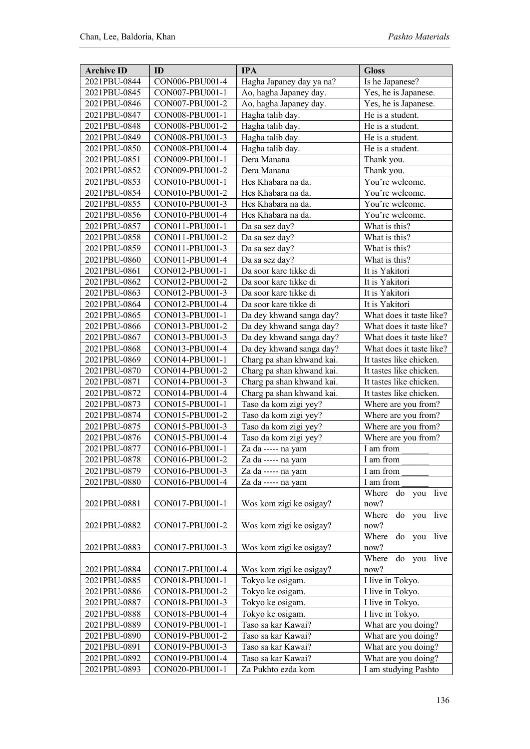| Archive ID | ID | IPA | Gloss |
|---|---|---|---|
| 2021PBU-0844 | CON006-PBU001-4 | Hagha Japaney day ya na? | Is he Japanese? |
| 2021PBU-0845 | CON007-PBU001-1 | Ao, hagha Japaney day. | Yes, he is Japanese. |
| 2021PBU-0846 | CON007-PBU001-2 | Ao, hagha Japaney day. | Yes, he is Japanese. |
| 2021PBU-0847 | CON008-PBU001-1 | Hagha talib day. | He is a student. |
| 2021PBU-0848 | CON008-PBU001-2 | Hagha talib day. | He is a student. |
| 2021PBU-0849 | CON008-PBU001-3 | Hagha talib day. | He is a student. |
| 2021PBU-0850 | CON008-PBU001-4 | Hagha talib day. | He is a student. |
| 2021PBU-0851 | CON009-PBU001-1 | Dera Manana | Thank you. |
| 2021PBU-0852 | CON009-PBU001-2 | Dera Manana | Thank you. |
| 2021PBU-0853 | CON010-PBU001-1 | Hes Khabara na da. | You're welcome. |
| 2021PBU-0854 | CON010-PBU001-2 | Hes Khabara na da. | You're welcome. |
| 2021PBU-0855 | CON010-PBU001-3 | Hes Khabara na da. | You're welcome. |
| 2021PBU-0856 | CON010-PBU001-4 | Hes Khabara na da. | You're welcome. |
| 2021PBU-0857 | CON011-PBU001-1 | Da sa sez day? | What is this? |
| 2021PBU-0858 | CON011-PBU001-2 | Da sa sez day? | What is this? |
| 2021PBU-0859 | CON011-PBU001-3 | Da sa sez day? | What is this? |
| 2021PBU-0860 | CON011-PBU001-4 | Da sa sez day? | What is this? |
| 2021PBU-0861 | CON012-PBU001-1 | Da soor kare tikke di | It is Yakitori |
| 2021PBU-0862 | CON012-PBU001-2 | Da soor kare tikke di | It is Yakitori |
| 2021PBU-0863 | CON012-PBU001-3 | Da soor kare tikke di | It is Yakitori |
| 2021PBU-0864 | CON012-PBU001-4 | Da soor kare tikke di | It is Yakitori |
| 2021PBU-0865 | CON013-PBU001-1 | Da dey khwand sanga day? | What does it taste like? |
| 2021PBU-0866 | CON013-PBU001-2 | Da dey khwand sanga day? | What does it taste like? |
| 2021PBU-0867 | CON013-PBU001-3 | Da dey khwand sanga day? | What does it taste like? |
| 2021PBU-0868 | CON013-PBU001-4 | Da dey khwand sanga day? | What does it taste like? |
| 2021PBU-0869 | CON014-PBU001-1 | Charg pa shan khwand kai. | It tastes like chicken. |
| 2021PBU-0870 | CON014-PBU001-2 | Charg pa shan khwand kai. | It tastes like chicken. |
| 2021PBU-0871 | CON014-PBU001-3 | Charg pa shan khwand kai. | It tastes like chicken. |
| 2021PBU-0872 | CON014-PBU001-4 | Charg pa shan khwand kai. | It tastes like chicken. |
| 2021PBU-0873 | CON015-PBU001-1 | Taso da kom zigi yey? | Where are you from? |
| 2021PBU-0874 | CON015-PBU001-2 | Taso da kom zigi yey? | Where are you from? |
| 2021PBU-0875 | CON015-PBU001-3 | Taso da kom zigi yey? | Where are you from? |
| 2021PBU-0876 | CON015-PBU001-4 | Taso da kom zigi yey? | Where are you from? |
| 2021PBU-0877 | CON016-PBU001-1 | Za da ----- na yam | I am from ______ |
| 2021PBU-0878 | CON016-PBU001-2 | Za da ----- na yam | I am from ______ |
| 2021PBU-0879 | CON016-PBU001-3 | Za da ----- na yam | I am from ______ |
| 2021PBU-0880 | CON016-PBU001-4 | Za da ----- na yam | I am from ______ |
| 2021PBU-0881 | CON017-PBU001-1 | Wos kom zigi ke osigay? | Where do you live now? |
| 2021PBU-0882 | CON017-PBU001-2 | Wos kom zigi ke osigay? | Where do you live now? |
| 2021PBU-0883 | CON017-PBU001-3 | Wos kom zigi ke osigay? | Where do you live now? |
| 2021PBU-0884 | CON017-PBU001-4 | Wos kom zigi ke osigay? | Where do you live now? |
| 2021PBU-0885 | CON018-PBU001-1 | Tokyo ke osigam. | I live in Tokyo. |
| 2021PBU-0886 | CON018-PBU001-2 | Tokyo ke osigam. | I live in Tokyo. |
| 2021PBU-0887 | CON018-PBU001-3 | Tokyo ke osigam. | I live in Tokyo. |
| 2021PBU-0888 | CON018-PBU001-4 | Tokyo ke osigam. | I live in Tokyo. |
| 2021PBU-0889 | CON019-PBU001-1 | Taso sa kar Kawai? | What are you doing? |
| 2021PBU-0890 | CON019-PBU001-2 | Taso sa kar Kawai? | What are you doing? |
| 2021PBU-0891 | CON019-PBU001-3 | Taso sa kar Kawai? | What are you doing? |
| 2021PBU-0892 | CON019-PBU001-4 | Taso sa kar Kawai? | What are you doing? |
| 2021PBU-0893 | CON020-PBU001-1 | Za Pukhto ezda kom | I am studying Pashto |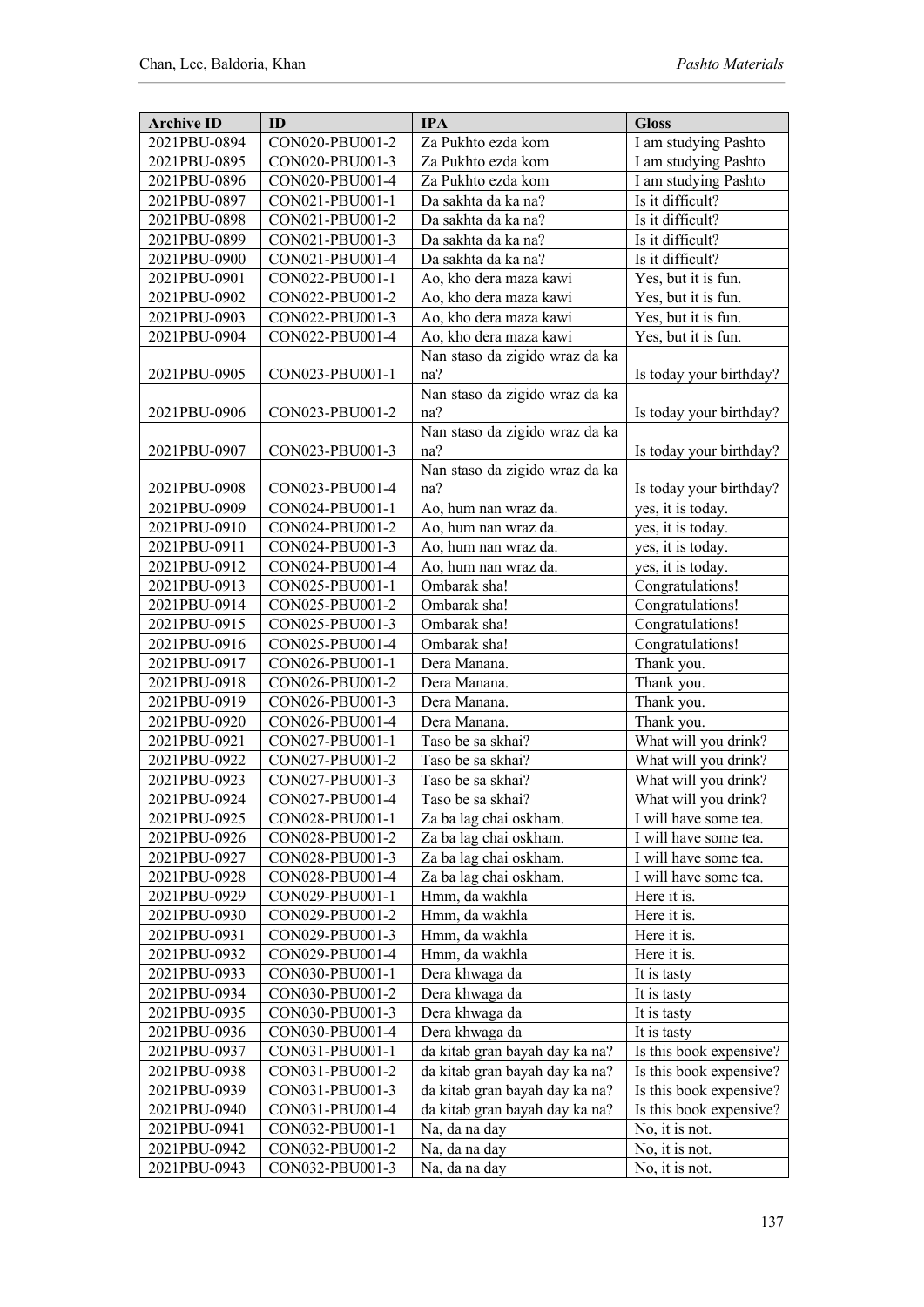| Archive ID | ID | IPA | Gloss |
|---|---|---|---|
| 2021PBU-0894 | CON020-PBU001-2 | Za Pukhto ezda kom | I am studying Pashto |
| 2021PBU-0895 | CON020-PBU001-3 | Za Pukhto ezda kom | I am studying Pashto |
| 2021PBU-0896 | CON020-PBU001-4 | Za Pukhto ezda kom | I am studying Pashto |
| 2021PBU-0897 | CON021-PBU001-1 | Da sakhta da ka na? | Is it difficult? |
| 2021PBU-0898 | CON021-PBU001-2 | Da sakhta da ka na? | Is it difficult? |
| 2021PBU-0899 | CON021-PBU001-3 | Da sakhta da ka na? | Is it difficult? |
| 2021PBU-0900 | CON021-PBU001-4 | Da sakhta da ka na? | Is it difficult? |
| 2021PBU-0901 | CON022-PBU001-1 | Ao, kho dera maza kawi | Yes, but it is fun. |
| 2021PBU-0902 | CON022-PBU001-2 | Ao, kho dera maza kawi | Yes, but it is fun. |
| 2021PBU-0903 | CON022-PBU001-3 | Ao, kho dera maza kawi | Yes, but it is fun. |
| 2021PBU-0904 | CON022-PBU001-4 | Ao, kho dera maza kawi | Yes, but it is fun. |
| 2021PBU-0905 | CON023-PBU001-1 | Nan staso da zigido wraz da ka na? | Is today your birthday? |
| 2021PBU-0906 | CON023-PBU001-2 | Nan staso da zigido wraz da ka na? | Is today your birthday? |
| 2021PBU-0907 | CON023-PBU001-3 | Nan staso da zigido wraz da ka na? | Is today your birthday? |
| 2021PBU-0908 | CON023-PBU001-4 | Nan staso da zigido wraz da ka na? | Is today your birthday? |
| 2021PBU-0909 | CON024-PBU001-1 | Ao, hum nan wraz da. | yes, it is today. |
| 2021PBU-0910 | CON024-PBU001-2 | Ao, hum nan wraz da. | yes, it is today. |
| 2021PBU-0911 | CON024-PBU001-3 | Ao, hum nan wraz da. | yes, it is today. |
| 2021PBU-0912 | CON024-PBU001-4 | Ao, hum nan wraz da. | yes, it is today. |
| 2021PBU-0913 | CON025-PBU001-1 | Ombarak sha! | Congratulations! |
| 2021PBU-0914 | CON025-PBU001-2 | Ombarak sha! | Congratulations! |
| 2021PBU-0915 | CON025-PBU001-3 | Ombarak sha! | Congratulations! |
| 2021PBU-0916 | CON025-PBU001-4 | Ombarak sha! | Congratulations! |
| 2021PBU-0917 | CON026-PBU001-1 | Dera Manana. | Thank you. |
| 2021PBU-0918 | CON026-PBU001-2 | Dera Manana. | Thank you. |
| 2021PBU-0919 | CON026-PBU001-3 | Dera Manana. | Thank you. |
| 2021PBU-0920 | CON026-PBU001-4 | Dera Manana. | Thank you. |
| 2021PBU-0921 | CON027-PBU001-1 | Taso be sa skhai? | What will you drink? |
| 2021PBU-0922 | CON027-PBU001-2 | Taso be sa skhai? | What will you drink? |
| 2021PBU-0923 | CON027-PBU001-3 | Taso be sa skhai? | What will you drink? |
| 2021PBU-0924 | CON027-PBU001-4 | Taso be sa skhai? | What will you drink? |
| 2021PBU-0925 | CON028-PBU001-1 | Za ba lag chai oskham. | I will have some tea. |
| 2021PBU-0926 | CON028-PBU001-2 | Za ba lag chai oskham. | I will have some tea. |
| 2021PBU-0927 | CON028-PBU001-3 | Za ba lag chai oskham. | I will have some tea. |
| 2021PBU-0928 | CON028-PBU001-4 | Za ba lag chai oskham. | I will have some tea. |
| 2021PBU-0929 | CON029-PBU001-1 | Hmm, da wakhla | Here it is. |
| 2021PBU-0930 | CON029-PBU001-2 | Hmm, da wakhla | Here it is. |
| 2021PBU-0931 | CON029-PBU001-3 | Hmm, da wakhla | Here it is. |
| 2021PBU-0932 | CON029-PBU001-4 | Hmm, da wakhla | Here it is. |
| 2021PBU-0933 | CON030-PBU001-1 | Dera khwaga da | It is tasty |
| 2021PBU-0934 | CON030-PBU001-2 | Dera khwaga da | It is tasty |
| 2021PBU-0935 | CON030-PBU001-3 | Dera khwaga da | It is tasty |
| 2021PBU-0936 | CON030-PBU001-4 | Dera khwaga da | It is tasty |
| 2021PBU-0937 | CON031-PBU001-1 | da kitab gran bayah day ka na? | Is this book expensive? |
| 2021PBU-0938 | CON031-PBU001-2 | da kitab gran bayah day ka na? | Is this book expensive? |
| 2021PBU-0939 | CON031-PBU001-3 | da kitab gran bayah day ka na? | Is this book expensive? |
| 2021PBU-0940 | CON031-PBU001-4 | da kitab gran bayah day ka na? | Is this book expensive? |
| 2021PBU-0941 | CON032-PBU001-1 | Na, da na day | No, it is not. |
| 2021PBU-0942 | CON032-PBU001-2 | Na, da na day | No, it is not. |
| 2021PBU-0943 | CON032-PBU001-3 | Na, da na day | No, it is not. |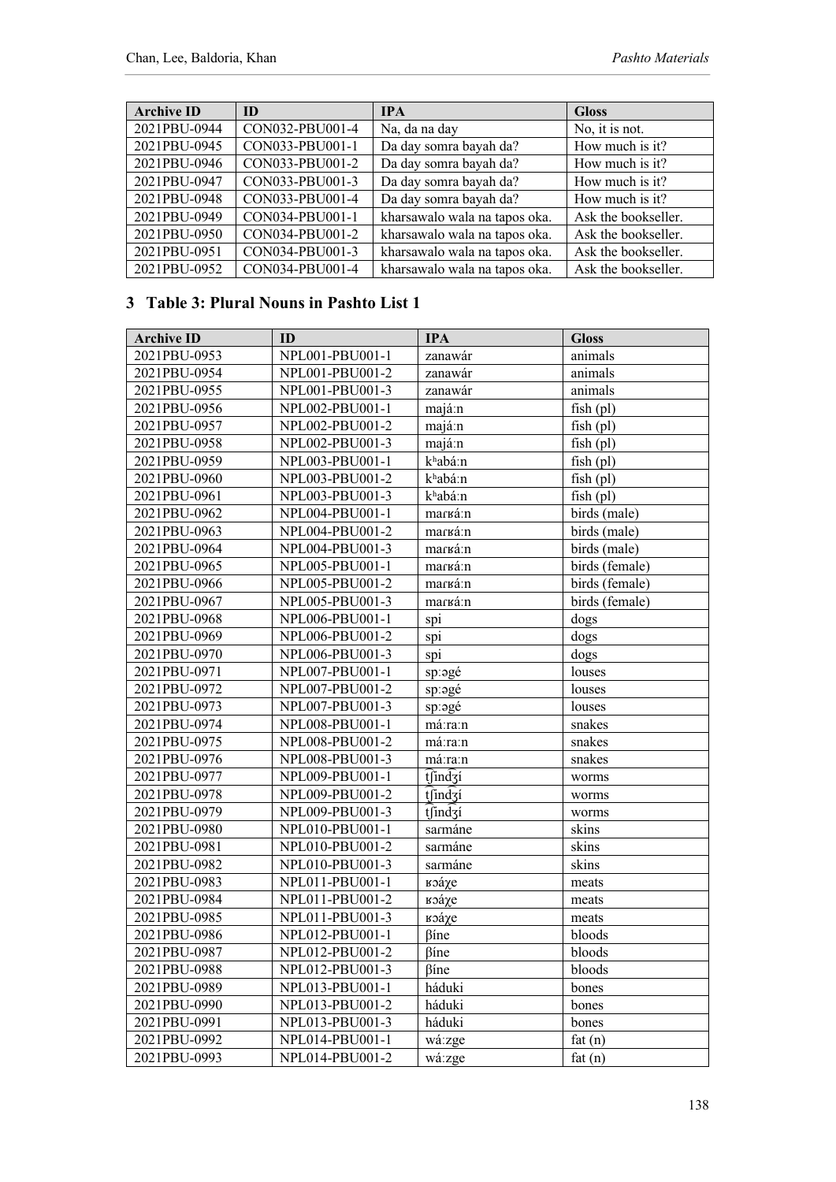| Archive ID | ID | IPA | Gloss |
|---|---|---|---|
| 2021PBU-0944 | CON032-PBU001-4 | Na, da na day | No, it is not. |
| 2021PBU-0945 | CON033-PBU001-1 | Da day somra bayah da? | How much is it? |
| 2021PBU-0946 | CON033-PBU001-2 | Da day somra bayah da? | How much is it? |
| 2021PBU-0947 | CON033-PBU001-3 | Da day somra bayah da? | How much is it? |
| 2021PBU-0948 | CON033-PBU001-4 | Da day somra bayah da? | How much is it? |
| 2021PBU-0949 | CON034-PBU001-1 | kharsawalo wala na tapos oka. | Ask the bookseller. |
| 2021PBU-0950 | CON034-PBU001-2 | kharsawalo wala na tapos oka. | Ask the bookseller. |
| 2021PBU-0951 | CON034-PBU001-3 | kharsawalo wala na tapos oka. | Ask the bookseller. |
| 2021PBU-0952 | CON034-PBU001-4 | kharsawalo wala na tapos oka. | Ask the bookseller. |

## 3 Table 3: Plural Nouns in Pashto List 1

| Archive ID | ID | IPA | Gloss |
|---|---|---|---|
| 2021PBU-0953 | NPL001-PBU001-1 | zanawár | animals |
| 2021PBU-0954 | NPL001-PBU001-2 | zanawár | animals |
| 2021PBU-0955 | NPL001-PBU001-3 | zanawár | animals |
| 2021PBU-0956 | NPL002-PBU001-1 | majáːn | fish (pl) |
| 2021PBU-0957 | NPL002-PBU001-2 | majáːn | fish (pl) |
| 2021PBU-0958 | NPL002-PBU001-3 | majáːn | fish (pl) |
| 2021PBU-0959 | NPL003-PBU001-1 | kʰabáːn | fish (pl) |
| 2021PBU-0960 | NPL003-PBU001-2 | kʰabáːn | fish (pl) |
| 2021PBU-0961 | NPL003-PBU001-3 | kʰabáːn | fish (pl) |
| 2021PBU-0962 | NPL004-PBU001-1 | maɾʁáːn | birds (male) |
| 2021PBU-0963 | NPL004-PBU001-2 | maɾʁáːn | birds (male) |
| 2021PBU-0964 | NPL004-PBU001-3 | maɾʁáːn | birds (male) |
| 2021PBU-0965 | NPL005-PBU001-1 | maɾʁáːn | birds (female) |
| 2021PBU-0966 | NPL005-PBU001-2 | maɾʁáːn | birds (female) |
| 2021PBU-0967 | NPL005-PBU001-3 | maɾʁáːn | birds (female) |
| 2021PBU-0968 | NPL006-PBU001-1 | spi | dogs |
| 2021PBU-0969 | NPL006-PBU001-2 | spi | dogs |
| 2021PBU-0970 | NPL006-PBU001-3 | spi | dogs |
| 2021PBU-0971 | NPL007-PBU001-1 | spːəgé | louses |
| 2021PBU-0972 | NPL007-PBU001-2 | spːəgé | louses |
| 2021PBU-0973 | NPL007-PBU001-3 | spːəgé | louses |
| 2021PBU-0974 | NPL008-PBU001-1 | máːraːn | snakes |
| 2021PBU-0975 | NPL008-PBU001-2 | máːraːn | snakes |
| 2021PBU-0976 | NPL008-PBU001-3 | máːraːn | snakes |
| 2021PBU-0977 | NPL009-PBU001-1 | t͡ʃind͡ʒí | worms |
| 2021PBU-0978 | NPL009-PBU001-2 | t͡ʃind͡ʒí | worms |
| 2021PBU-0979 | NPL009-PBU001-3 | t͡ʃind͡ʒí | worms |
| 2021PBU-0980 | NPL010-PBU001-1 | saɾmáne | skins |
| 2021PBU-0981 | NPL010-PBU001-2 | saɾmáne | skins |
| 2021PBU-0982 | NPL010-PBU001-3 | saɾmáne | skins |
| 2021PBU-0983 | NPL011-PBU001-1 | ʁɔáχe | meats |
| 2021PBU-0984 | NPL011-PBU001-2 | ʁɔáχe | meats |
| 2021PBU-0985 | NPL011-PBU001-3 | ʁɔáχe | meats |
| 2021PBU-0986 | NPL012-PBU001-1 | βíne | bloods |
| 2021PBU-0987 | NPL012-PBU001-2 | βíne | bloods |
| 2021PBU-0988 | NPL012-PBU001-3 | βíne | bloods |
| 2021PBU-0989 | NPL013-PBU001-1 | háduki | bones |
| 2021PBU-0990 | NPL013-PBU001-2 | háduki | bones |
| 2021PBU-0991 | NPL013-PBU001-3 | háduki | bones |
| 2021PBU-0992 | NPL014-PBU001-1 | wáːzge | fat (n) |
| 2021PBU-0993 | NPL014-PBU001-2 | wáːzge | fat (n) |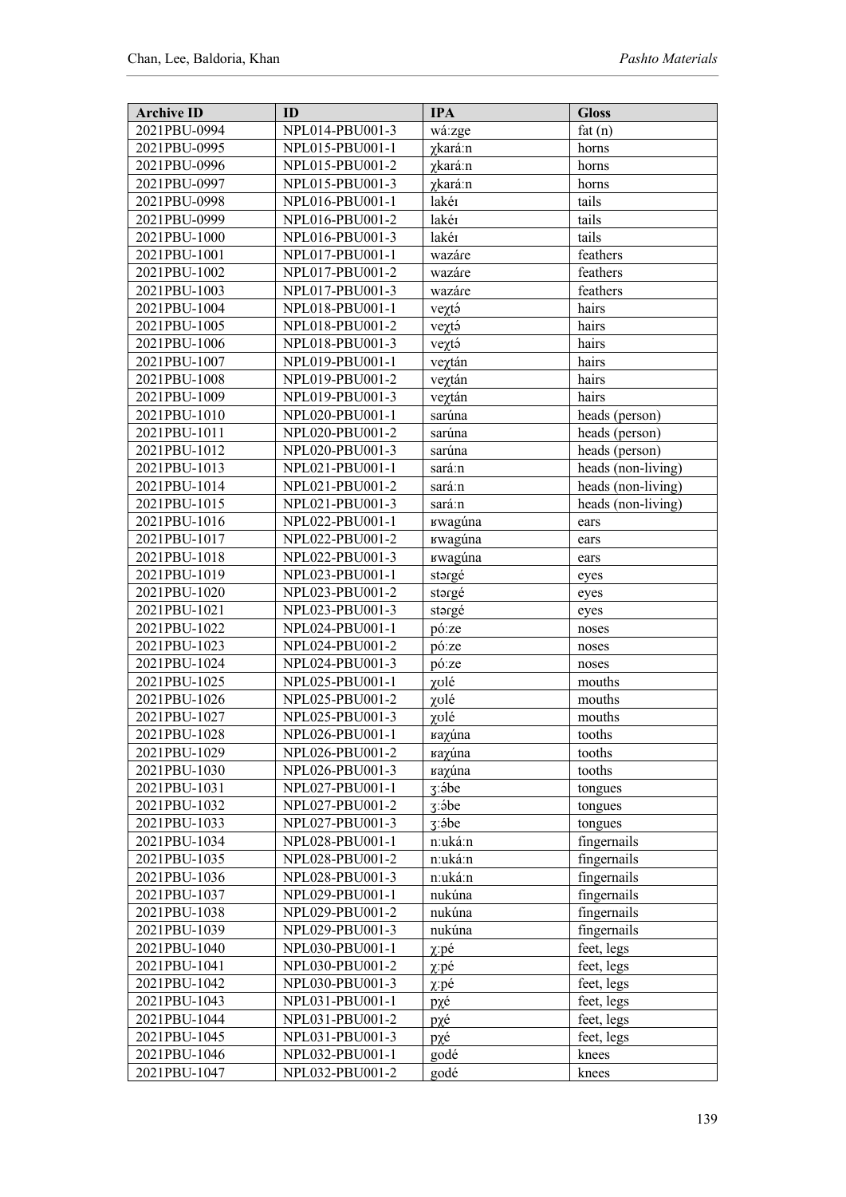| Archive ID | ID | IPA | Gloss |
|---|---|---|---|
| 2021PBU-0994 | NPL014-PBU001-3 | wáːzge | fat (n) |
| 2021PBU-0995 | NPL015-PBU001-1 | χkaráːn | horns |
| 2021PBU-0996 | NPL015-PBU001-2 | χkaráːn | horns |
| 2021PBU-0997 | NPL015-PBU001-3 | χkaráːn | horns |
| 2021PBU-0998 | NPL016-PBU001-1 | lakéɪ | tails |
| 2021PBU-0999 | NPL016-PBU001-2 | lakéɪ | tails |
| 2021PBU-1000 | NPL016-PBU001-3 | lakéɪ | tails |
| 2021PBU-1001 | NPL017-PBU001-1 | wazáre | feathers |
| 2021PBU-1002 | NPL017-PBU001-2 | wazáre | feathers |
| 2021PBU-1003 | NPL017-PBU001-3 | wazáre | feathers |
| 2021PBU-1004 | NPL018-PBU001-1 | veχtə́ | hairs |
| 2021PBU-1005 | NPL018-PBU001-2 | veχtə́ | hairs |
| 2021PBU-1006 | NPL018-PBU001-3 | veχtə́ | hairs |
| 2021PBU-1007 | NPL019-PBU001-1 | veχtán | hairs |
| 2021PBU-1008 | NPL019-PBU001-2 | veχtán | hairs |
| 2021PBU-1009 | NPL019-PBU001-3 | veχtán | hairs |
| 2021PBU-1010 | NPL020-PBU001-1 | sarúna | heads (person) |
| 2021PBU-1011 | NPL020-PBU001-2 | sarúna | heads (person) |
| 2021PBU-1012 | NPL020-PBU001-3 | sarúna | heads (person) |
| 2021PBU-1013 | NPL021-PBU001-1 | saráːn | heads (non-living) |
| 2021PBU-1014 | NPL021-PBU001-2 | saráːn | heads (non-living) |
| 2021PBU-1015 | NPL021-PBU001-3 | saráːn | heads (non-living) |
| 2021PBU-1016 | NPL022-PBU001-1 | ʁwagúna | ears |
| 2021PBU-1017 | NPL022-PBU001-2 | ʁwagúna | ears |
| 2021PBU-1018 | NPL022-PBU001-3 | ʁwagúna | ears |
| 2021PBU-1019 | NPL023-PBU001-1 | stərgé | eyes |
| 2021PBU-1020 | NPL023-PBU001-2 | stərgé | eyes |
| 2021PBU-1021 | NPL023-PBU001-3 | stərgé | eyes |
| 2021PBU-1022 | NPL024-PBU001-1 | póːze | noses |
| 2021PBU-1023 | NPL024-PBU001-2 | póːze | noses |
| 2021PBU-1024 | NPL024-PBU001-3 | póːze | noses |
| 2021PBU-1025 | NPL025-PBU001-1 | χʊlé | mouths |
| 2021PBU-1026 | NPL025-PBU001-2 | χʊlé | mouths |
| 2021PBU-1027 | NPL025-PBU001-3 | χʊlé | mouths |
| 2021PBU-1028 | NPL026-PBU001-1 | ʁaχúna | tooths |
| 2021PBU-1029 | NPL026-PBU001-2 | ʁaχúna | tooths |
| 2021PBU-1030 | NPL026-PBU001-3 | ʁaχúna | tooths |
| 2021PBU-1031 | NPL027-PBU001-1 | ʒːə́be | tongues |
| 2021PBU-1032 | NPL027-PBU001-2 | ʒːə́be | tongues |
| 2021PBU-1033 | NPL027-PBU001-3 | ʒːə́be | tongues |
| 2021PBU-1034 | NPL028-PBU001-1 | nːukáːn | fingernails |
| 2021PBU-1035 | NPL028-PBU001-2 | nːukáːn | fingernails |
| 2021PBU-1036 | NPL028-PBU001-3 | nːukáːn | fingernails |
| 2021PBU-1037 | NPL029-PBU001-1 | nukúna | fingernails |
| 2021PBU-1038 | NPL029-PBU001-2 | nukúna | fingernails |
| 2021PBU-1039 | NPL029-PBU001-3 | nukúna | fingernails |
| 2021PBU-1040 | NPL030-PBU001-1 | χːpé | feet, legs |
| 2021PBU-1041 | NPL030-PBU001-2 | χːpé | feet, legs |
| 2021PBU-1042 | NPL030-PBU001-3 | χːpé | feet, legs |
| 2021PBU-1043 | NPL031-PBU001-1 | pχé | feet, legs |
| 2021PBU-1044 | NPL031-PBU001-2 | pχé | feet, legs |
| 2021PBU-1045 | NPL031-PBU001-3 | pχé | feet, legs |
| 2021PBU-1046 | NPL032-PBU001-1 | godé | knees |
| 2021PBU-1047 | NPL032-PBU001-2 | godé | knees |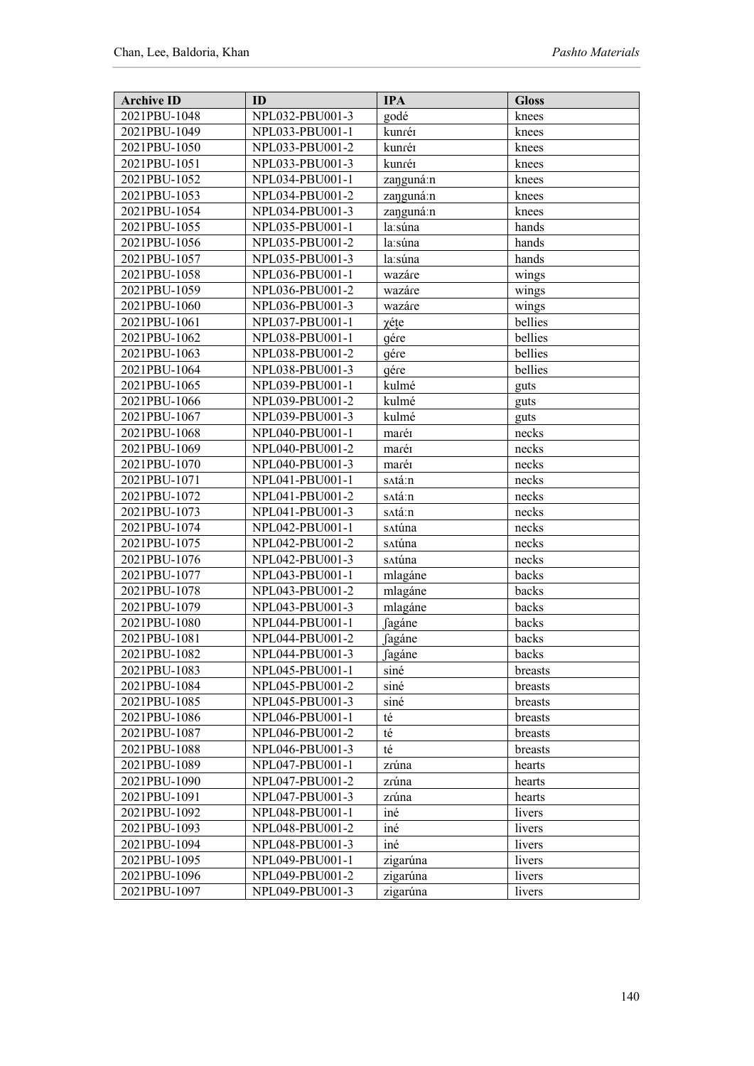| Archive ID | ID | IPA | Gloss |
| --- | --- | --- | --- |
| 2021PBU-1048 | NPL032-PBU001-3 | godé | knees |
| 2021PBU-1049 | NPL033-PBU001-1 | kunɽéɪ | knees |
| 2021PBU-1050 | NPL033-PBU001-2 | kunɽéɪ | knees |
| 2021PBU-1051 | NPL033-PBU001-3 | kunɽéɪ | knees |
| 2021PBU-1052 | NPL034-PBU001-1 | zaŋguná:n | knees |
| 2021PBU-1053 | NPL034-PBU001-2 | zaŋguná:n | knees |
| 2021PBU-1054 | NPL034-PBU001-3 | zaŋguná:n | knees |
| 2021PBU-1055 | NPL035-PBU001-1 | la:súna | hands |
| 2021PBU-1056 | NPL035-PBU001-2 | la:súna | hands |
| 2021PBU-1057 | NPL035-PBU001-3 | la:súna | hands |
| 2021PBU-1058 | NPL036-PBU001-1 | wazáɾe | wings |
| 2021PBU-1059 | NPL036-PBU001-2 | wazáɾe | wings |
| 2021PBU-1060 | NPL036-PBU001-3 | wazáɾe | wings |
| 2021PBU-1061 | NPL037-PBU001-1 | χéʈe | bellies |
| 2021PBU-1062 | NPL038-PBU001-1 | ɡéɾe | bellies |
| 2021PBU-1063 | NPL038-PBU001-2 | ɡéɾe | bellies |
| 2021PBU-1064 | NPL038-PBU001-3 | ɡéɾe | bellies |
| 2021PBU-1065 | NPL039-PBU001-1 | kulmé | guts |
| 2021PBU-1066 | NPL039-PBU001-2 | kulmé | guts |
| 2021PBU-1067 | NPL039-PBU001-3 | kulmé | guts |
| 2021PBU-1068 | NPL040-PBU001-1 | maɾéɪ | necks |
| 2021PBU-1069 | NPL040-PBU001-2 | maɾéɪ | necks |
| 2021PBU-1070 | NPL040-PBU001-3 | maɾéɪ | necks |
| 2021PBU-1071 | NPL041-PBU001-1 | sʌtá:n | necks |
| 2021PBU-1072 | NPL041-PBU001-2 | sʌtá:n | necks |
| 2021PBU-1073 | NPL041-PBU001-3 | sʌtá:n | necks |
| 2021PBU-1074 | NPL042-PBU001-1 | sʌtúna | necks |
| 2021PBU-1075 | NPL042-PBU001-2 | sʌtúna | necks |
| 2021PBU-1076 | NPL042-PBU001-3 | sʌtúna | necks |
| 2021PBU-1077 | NPL043-PBU001-1 | mlagáne | backs |
| 2021PBU-1078 | NPL043-PBU001-2 | mlagáne | backs |
| 2021PBU-1079 | NPL043-PBU001-3 | mlagáne | backs |
| 2021PBU-1080 | NPL044-PBU001-1 | ʃagáne | backs |
| 2021PBU-1081 | NPL044-PBU001-2 | ʃagáne | backs |
| 2021PBU-1082 | NPL044-PBU001-3 | ʃagáne | backs |
| 2021PBU-1083 | NPL045-PBU001-1 | siné | breasts |
| 2021PBU-1084 | NPL045-PBU001-2 | siné | breasts |
| 2021PBU-1085 | NPL045-PBU001-3 | siné | breasts |
| 2021PBU-1086 | NPL046-PBU001-1 | té | breasts |
| 2021PBU-1087 | NPL046-PBU001-2 | té | breasts |
| 2021PBU-1088 | NPL046-PBU001-3 | té | breasts |
| 2021PBU-1089 | NPL047-PBU001-1 | zrúna | hearts |
| 2021PBU-1090 | NPL047-PBU001-2 | zrúna | hearts |
| 2021PBU-1091 | NPL047-PBU001-3 | zrúna | hearts |
| 2021PBU-1092 | NPL048-PBU001-1 | iné | livers |
| 2021PBU-1093 | NPL048-PBU001-2 | iné | livers |
| 2021PBU-1094 | NPL048-PBU001-3 | iné | livers |
| 2021PBU-1095 | NPL049-PBU001-1 | zigarúna | livers |
| 2021PBU-1096 | NPL049-PBU001-2 | zigarúna | livers |
| 2021PBU-1097 | NPL049-PBU001-3 | zigarúna | livers |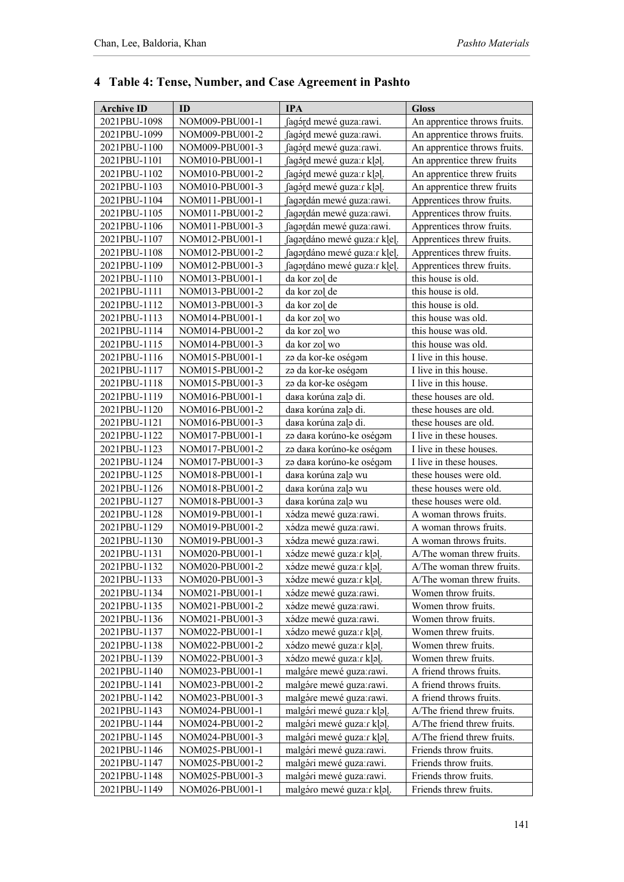## 4 Table 4: Tense, Number, and Case Agreement in Pashto

| Archive ID | ID | IPA | Gloss |
|---|---|---|---|
| 2021PBU-1098 | NOM009-PBU001-1 | ʃagə́ɽd mewé guzaːɾawi. | An apprentice throws fruits. |
| 2021PBU-1099 | NOM009-PBU001-2 | ʃagə́ɽd mewé guzaːɾawi. | An apprentice throws fruits. |
| 2021PBU-1100 | NOM009-PBU001-3 | ʃagə́ɽd mewé guzaːɾawi. | An apprentice throws fruits. |
| 2021PBU-1101 | NOM010-PBU001-1 | ʃagə́ɽd mewé guzaːɾ kl̥əl̥. | An apprentice threw fruits |
| 2021PBU-1102 | NOM010-PBU001-2 | ʃagə́ɽd mewé guzaːɾ kl̥əl̥. | An apprentice threw fruits |
| 2021PBU-1103 | NOM010-PBU001-3 | ʃagə́ɽd mewé guzaːɾ kl̥əl̥. | An apprentice threw fruits |
| 2021PBU-1104 | NOM011-PBU001-1 | ʃagəɽdán mewé guzaːɾawi. | Apprentices throw fruits. |
| 2021PBU-1105 | NOM011-PBU001-2 | ʃagəɽdán mewé guzaːɾawi. | Apprentices throw fruits. |
| 2021PBU-1106 | NOM011-PBU001-3 | ʃagəɽdán mewé guzaːɾawi. | Apprentices throw fruits. |
| 2021PBU-1107 | NOM012-PBU001-1 | ʃagəɽdáno mewé guzaːɾ kl̥el̥. | Apprentices threw fruits. |
| 2021PBU-1108 | NOM012-PBU001-2 | ʃagəɽdáno mewé guzaːɾ kl̥el̥. | Apprentices threw fruits. |
| 2021PBU-1109 | NOM012-PBU001-3 | ʃagəɽdáno mewé guzaːɾ kl̥el̥. | Apprentices threw fruits. |
| 2021PBU-1110 | NOM013-PBU001-1 | da kor zol̥ de | this house is old. |
| 2021PBU-1111 | NOM013-PBU001-2 | da kor zol̥ de | this house is old. |
| 2021PBU-1112 | NOM013-PBU001-3 | da kor zol̥ de | this house is old. |
| 2021PBU-1113 | NOM014-PBU001-1 | da kor zol̥ wo | this house was old. |
| 2021PBU-1114 | NOM014-PBU001-2 | da kor zol̥ wo | this house was old. |
| 2021PBU-1115 | NOM014-PBU001-3 | da kor zol̥ wo | this house was old. |
| 2021PBU-1116 | NOM015-PBU001-1 | zə da kor-ke oségəm | I live in this house. |
| 2021PBU-1117 | NOM015-PBU001-2 | zə da kor-ke oségəm | I live in this house. |
| 2021PBU-1118 | NOM015-PBU001-3 | zə da kor-ke oségəm | I live in this house. |
| 2021PBU-1119 | NOM016-PBU001-1 | daʁa korúna zal̥ə di. | these houses are old. |
| 2021PBU-1120 | NOM016-PBU001-2 | daʁa korúna zal̥ə di. | these houses are old. |
| 2021PBU-1121 | NOM016-PBU001-3 | daʁa korúna zal̥ə di. | these houses are old. |
| 2021PBU-1122 | NOM017-PBU001-1 | zə daʁa korúno-ke oségəm | I live in these houses. |
| 2021PBU-1123 | NOM017-PBU001-2 | zə daʁa korúno-ke oségəm | I live in these houses. |
| 2021PBU-1124 | NOM017-PBU001-3 | zə daʁa korúno-ke oségəm | I live in these houses. |
| 2021PBU-1125 | NOM018-PBU001-1 | daʁa korúna zal̥ə wu | these houses were old. |
| 2021PBU-1126 | NOM018-PBU001-2 | daʁa korúna zal̥ə wu | these houses were old. |
| 2021PBU-1127 | NOM018-PBU001-3 | daʁa korúna zal̥ə wu | these houses were old. |
| 2021PBU-1128 | NOM019-PBU001-1 | xə́dza mewé guzaːɾawi. | A woman throws fruits. |
| 2021PBU-1129 | NOM019-PBU001-2 | xə́dza mewé guzaːɾawi. | A woman throws fruits. |
| 2021PBU-1130 | NOM019-PBU001-3 | xə́dza mewé guzaːɾawi. | A woman throws fruits. |
| 2021PBU-1131 | NOM020-PBU001-1 | xə́dze mewé guzaːɾ kl̥əl̥. | A/The woman threw fruits. |
| 2021PBU-1132 | NOM020-PBU001-2 | xə́dze mewé guzaːɾ kl̥əl̥. | A/The woman threw fruits. |
| 2021PBU-1133 | NOM020-PBU001-3 | xə́dze mewé guzaːɾ kl̥əl̥. | A/The woman threw fruits. |
| 2021PBU-1134 | NOM021-PBU001-1 | xə́dze mewé guzaːɾawi. | Women throw fruits. |
| 2021PBU-1135 | NOM021-PBU001-2 | xə́dze mewé guzaːɾawi. | Women throw fruits. |
| 2021PBU-1136 | NOM021-PBU001-3 | xə́dze mewé guzaːɾawi. | Women throw fruits. |
| 2021PBU-1137 | NOM022-PBU001-1 | xə́dzo mewé guzaːɾ kl̥əl̥. | Women threw fruits. |
| 2021PBU-1138 | NOM022-PBU001-2 | xə́dzo mewé guzaːɾ kl̥əl̥. | Women threw fruits. |
| 2021PBU-1139 | NOM022-PBU001-3 | xə́dzo mewé guzaːɾ kl̥əl̥. | Women threw fruits. |
| 2021PBU-1140 | NOM023-PBU001-1 | malgə́re mewé guzaːɾawi. | A friend throws fruits. |
| 2021PBU-1141 | NOM023-PBU001-2 | malgə́re mewé guzaːɾawi. | A friend throws fruits. |
| 2021PBU-1142 | NOM023-PBU001-3 | malgə́re mewé guzaːɾawi. | A friend throws fruits. |
| 2021PBU-1143 | NOM024-PBU001-1 | malgə́ri mewé guzaːɾ kl̥əl̥. | A/The friend threw fruits. |
| 2021PBU-1144 | NOM024-PBU001-2 | malgə́ri mewé guzaːɾ kl̥əl̥. | A/The friend threw fruits. |
| 2021PBU-1145 | NOM024-PBU001-3 | malgə́ri mewé guzaːɾ kl̥əl̥. | A/The friend threw fruits. |
| 2021PBU-1146 | NOM025-PBU001-1 | malgə́ri mewé guzaːɾawi. | Friends throw fruits. |
| 2021PBU-1147 | NOM025-PBU001-2 | malgə́ri mewé guzaːɾawi. | Friends throw fruits. |
| 2021PBU-1148 | NOM025-PBU001-3 | malgə́ri mewé guzaːɾawi. | Friends throw fruits. |
| 2021PBU-1149 | NOM026-PBU001-1 | malgə́ro mewé guzaːɾ kl̥əl̥. | Friends threw fruits. |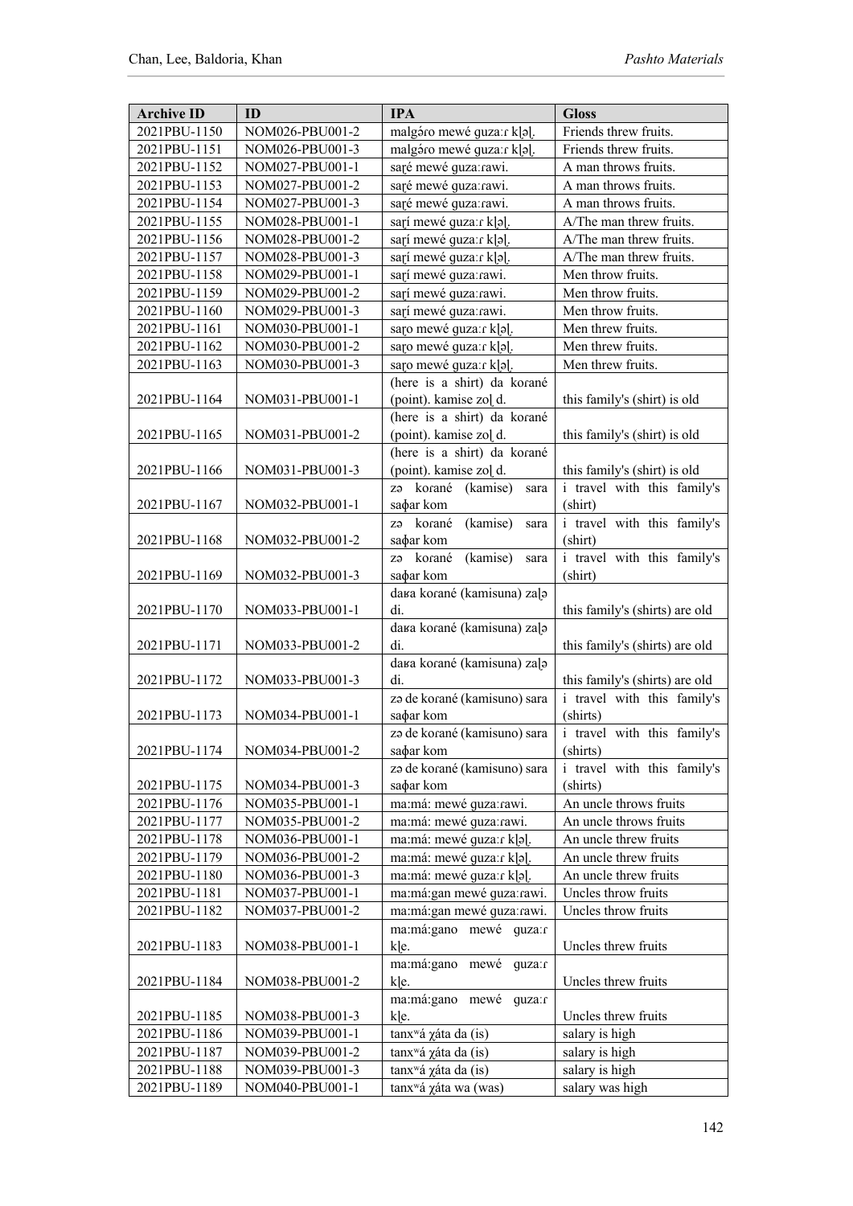| Archive ID | ID | IPA | Gloss |
|---|---|---|---|
| 2021PBU-1150 | NOM026-PBU001-2 | malgə́ro mewé guzaːɾ kl̥əl̥. | Friends threw fruits. |
| 2021PBU-1151 | NOM026-PBU001-3 | malgə́ro mewé guzaːɾ kl̥əl̥. | Friends threw fruits. |
| 2021PBU-1152 | NOM027-PBU001-1 | saɽé mewé guzaːɾawi. | A man throws fruits. |
| 2021PBU-1153 | NOM027-PBU001-2 | saɽé mewé guzaːɾawi. | A man throws fruits. |
| 2021PBU-1154 | NOM027-PBU001-3 | saɽé mewé guzaːɾawi. | A man throws fruits. |
| 2021PBU-1155 | NOM028-PBU001-1 | saɽí mewé guzaːɾ kl̥əl̥. | A/The man threw fruits. |
| 2021PBU-1156 | NOM028-PBU001-2 | saɽí mewé guzaːɾ kl̥əl̥. | A/The man threw fruits. |
| 2021PBU-1157 | NOM028-PBU001-3 | saɽí mewé guzaːɾ kl̥əl̥. | A/The man threw fruits. |
| 2021PBU-1158 | NOM029-PBU001-1 | saɽí mewé guzaːɾawi. | Men throw fruits. |
| 2021PBU-1159 | NOM029-PBU001-2 | saɽí mewé guzaːɾawi. | Men throw fruits. |
| 2021PBU-1160 | NOM029-PBU001-3 | saɽí mewé guzaːɾawi. | Men throw fruits. |
| 2021PBU-1161 | NOM030-PBU001-1 | saɽo mewé guzaːɾ kl̥əl̥. | Men threw fruits. |
| 2021PBU-1162 | NOM030-PBU001-2 | saɽo mewé guzaːɾ kl̥əl̥. | Men threw fruits. |
| 2021PBU-1163 | NOM030-PBU001-3 | saɽo mewé guzaːɾ kl̥əl̥. | Men threw fruits. |
| 2021PBU-1164 | NOM031-PBU001-1 | (here is a shirt) da korané (point). kamise zol̥ d. | this family's (shirt) is old |
| 2021PBU-1165 | NOM031-PBU001-2 | (here is a shirt) da korané (point). kamise zol̥ d. | this family's (shirt) is old |
| 2021PBU-1166 | NOM031-PBU001-3 | (here is a shirt) da korané (point). kamise zol̥ d. | this family's (shirt) is old |
| 2021PBU-1167 | NOM032-PBU001-1 | zə korané (kamise) sara saɸar kom | i travel with this family's (shirt) |
| 2021PBU-1168 | NOM032-PBU001-2 | zə korané (kamise) sara saɸar kom | i travel with this family's (shirt) |
| 2021PBU-1169 | NOM032-PBU001-3 | zə korané (kamise) sara saɸar kom | i travel with this family's (shirt) |
| 2021PBU-1170 | NOM033-PBU001-1 | daʁa korané (kamisuna) zal̥ə di. | this family's (shirts) are old |
| 2021PBU-1171 | NOM033-PBU001-2 | daʁa korané (kamisuna) zal̥ə di. | this family's (shirts) are old |
| 2021PBU-1172 | NOM033-PBU001-3 | daʁa korané (kamisuna) zal̥ə di. | this family's (shirts) are old |
| 2021PBU-1173 | NOM034-PBU001-1 | zə de korané (kamisuno) sara saɸar kom | i travel with this family's (shirts) |
| 2021PBU-1174 | NOM034-PBU001-2 | zə de korané (kamisuno) sara saɸar kom | i travel with this family's (shirts) |
| 2021PBU-1175 | NOM034-PBU001-3 | zə de korané (kamisuno) sara saɸar kom | i travel with this family's (shirts) |
| 2021PBU-1176 | NOM035-PBU001-1 | maːmáː mewé guzaːɾawi. | An uncle throws fruits |
| 2021PBU-1177 | NOM035-PBU001-2 | maːmáː mewé guzaːɾawi. | An uncle throws fruits |
| 2021PBU-1178 | NOM036-PBU001-1 | maːmáː mewé guzaːɾ kl̥əl̥. | An uncle threw fruits |
| 2021PBU-1179 | NOM036-PBU001-2 | maːmáː mewé guzaːɾ kl̥əl̥. | An uncle threw fruits |
| 2021PBU-1180 | NOM036-PBU001-3 | maːmáː mewé guzaːɾ kl̥əl̥. | An uncle threw fruits |
| 2021PBU-1181 | NOM037-PBU001-1 | maːmáːgan mewé guzaːɾawi. | Uncles throw fruits |
| 2021PBU-1182 | NOM037-PBU001-2 | maːmáːgan mewé guzaːɾawi. | Uncles throw fruits |
| 2021PBU-1183 | NOM038-PBU001-1 | maːmáːgano mewé guzaːɾ kl̥e. | Uncles threw fruits |
| 2021PBU-1184 | NOM038-PBU001-2 | maːmáːgano mewé guzaːɾ kl̥e. | Uncles threw fruits |
| 2021PBU-1185 | NOM038-PBU001-3 | maːmáːgano mewé guzaːɾ kl̥e. | Uncles threw fruits |
| 2021PBU-1186 | NOM039-PBU001-1 | tanxʷá χáta da (is) | salary is high |
| 2021PBU-1187 | NOM039-PBU001-2 | tanxʷá χáta da (is) | salary is high |
| 2021PBU-1188 | NOM039-PBU001-3 | tanxʷá χáta da (is) | salary is high |
| 2021PBU-1189 | NOM040-PBU001-1 | tanxʷá χáta wa (was) | salary was high |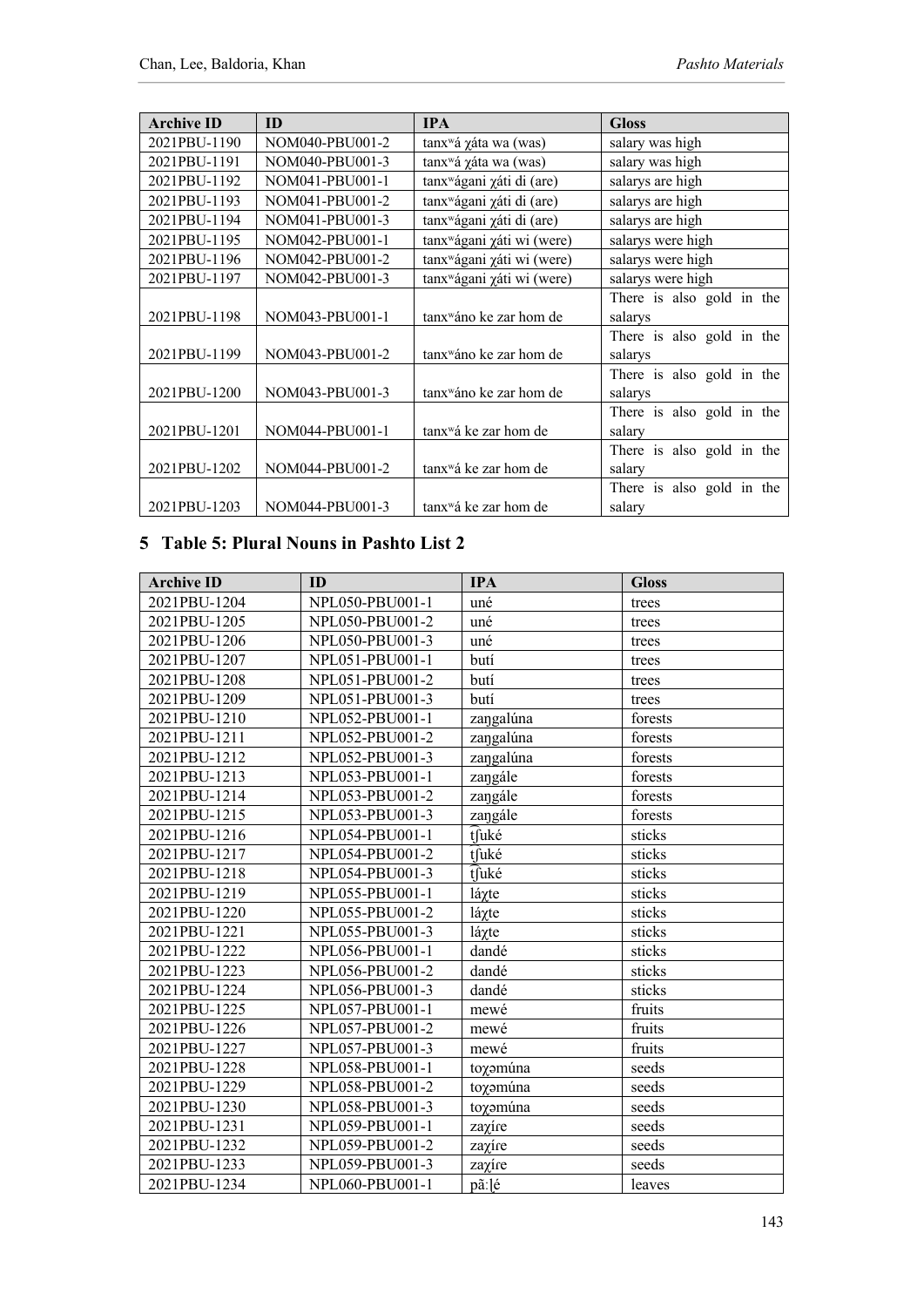| Archive ID | ID | IPA | Gloss |
|---|---|---|---|
| 2021PBU-1190 | NOM040-PBU001-2 | tanxʷá χáta wa (was) | salary was high |
| 2021PBU-1191 | NOM040-PBU001-3 | tanxʷá χáta wa (was) | salary was high |
| 2021PBU-1192 | NOM041-PBU001-1 | tanxʷágani χáti di (are) | salarys are high |
| 2021PBU-1193 | NOM041-PBU001-2 | tanxʷágani χáti di (are) | salarys are high |
| 2021PBU-1194 | NOM041-PBU001-3 | tanxʷágani χáti di (are) | salarys are high |
| 2021PBU-1195 | NOM042-PBU001-1 | tanxʷágani χáti wi (were) | salarys were high |
| 2021PBU-1196 | NOM042-PBU001-2 | tanxʷágani χáti wi (were) | salarys were high |
| 2021PBU-1197 | NOM042-PBU001-3 | tanxʷágani χáti wi (were) | salarys were high |
| 2021PBU-1198 | NOM043-PBU001-1 | tanxʷáno ke zar hom de | There is also gold in the salarys |
| 2021PBU-1199 | NOM043-PBU001-2 | tanxʷáno ke zar hom de | There is also gold in the salarys |
| 2021PBU-1200 | NOM043-PBU001-3 | tanxʷáno ke zar hom de | There is also gold in the salarys |
| 2021PBU-1201 | NOM044-PBU001-1 | tanxʷá ke zar hom de | There is also gold in the salary |
| 2021PBU-1202 | NOM044-PBU001-2 | tanxʷá ke zar hom de | There is also gold in the salary |
| 2021PBU-1203 | NOM044-PBU001-3 | tanxʷá ke zar hom de | There is also gold in the salary |

# 5 Table 5: Plural Nouns in Pashto List 2

| Archive ID | ID | IPA | Gloss |
|---|---|---|---|
| 2021PBU-1204 | NPL050-PBU001-1 | uné | trees |
| 2021PBU-1205 | NPL050-PBU001-2 | uné | trees |
| 2021PBU-1206 | NPL050-PBU001-3 | uné | trees |
| 2021PBU-1207 | NPL051-PBU001-1 | butí | trees |
| 2021PBU-1208 | NPL051-PBU001-2 | butí | trees |
| 2021PBU-1209 | NPL051-PBU001-3 | butí | trees |
| 2021PBU-1210 | NPL052-PBU001-1 | zaŋgalúna | forests |
| 2021PBU-1211 | NPL052-PBU001-2 | zaŋgalúna | forests |
| 2021PBU-1212 | NPL052-PBU001-3 | zaŋgalúna | forests |
| 2021PBU-1213 | NPL053-PBU001-1 | zaŋgále | forests |
| 2021PBU-1214 | NPL053-PBU001-2 | zaŋgále | forests |
| 2021PBU-1215 | NPL053-PBU001-3 | zaŋgále | forests |
| 2021PBU-1216 | NPL054-PBU001-1 | t͡ʃuké | sticks |
| 2021PBU-1217 | NPL054-PBU001-2 | t͡ʃuké | sticks |
| 2021PBU-1218 | NPL054-PBU001-3 | t͡ʃuké | sticks |
| 2021PBU-1219 | NPL055-PBU001-1 | láχte | sticks |
| 2021PBU-1220 | NPL055-PBU001-2 | láχte | sticks |
| 2021PBU-1221 | NPL055-PBU001-3 | láχte | sticks |
| 2021PBU-1222 | NPL056-PBU001-1 | dandé | sticks |
| 2021PBU-1223 | NPL056-PBU001-2 | dandé | sticks |
| 2021PBU-1224 | NPL056-PBU001-3 | dandé | sticks |
| 2021PBU-1225 | NPL057-PBU001-1 | mewé | fruits |
| 2021PBU-1226 | NPL057-PBU001-2 | mewé | fruits |
| 2021PBU-1227 | NPL057-PBU001-3 | mewé | fruits |
| 2021PBU-1228 | NPL058-PBU001-1 | toχəmúna | seeds |
| 2021PBU-1229 | NPL058-PBU001-2 | toχəmúna | seeds |
| 2021PBU-1230 | NPL058-PBU001-3 | toχəmúna | seeds |
| 2021PBU-1231 | NPL059-PBU001-1 | zaχíre | seeds |
| 2021PBU-1232 | NPL059-PBU001-2 | zaχíre | seeds |
| 2021PBU-1233 | NPL059-PBU001-3 | zaχíre | seeds |
| 2021PBU-1234 | NPL060-PBU001-1 | pãːɭé | leaves |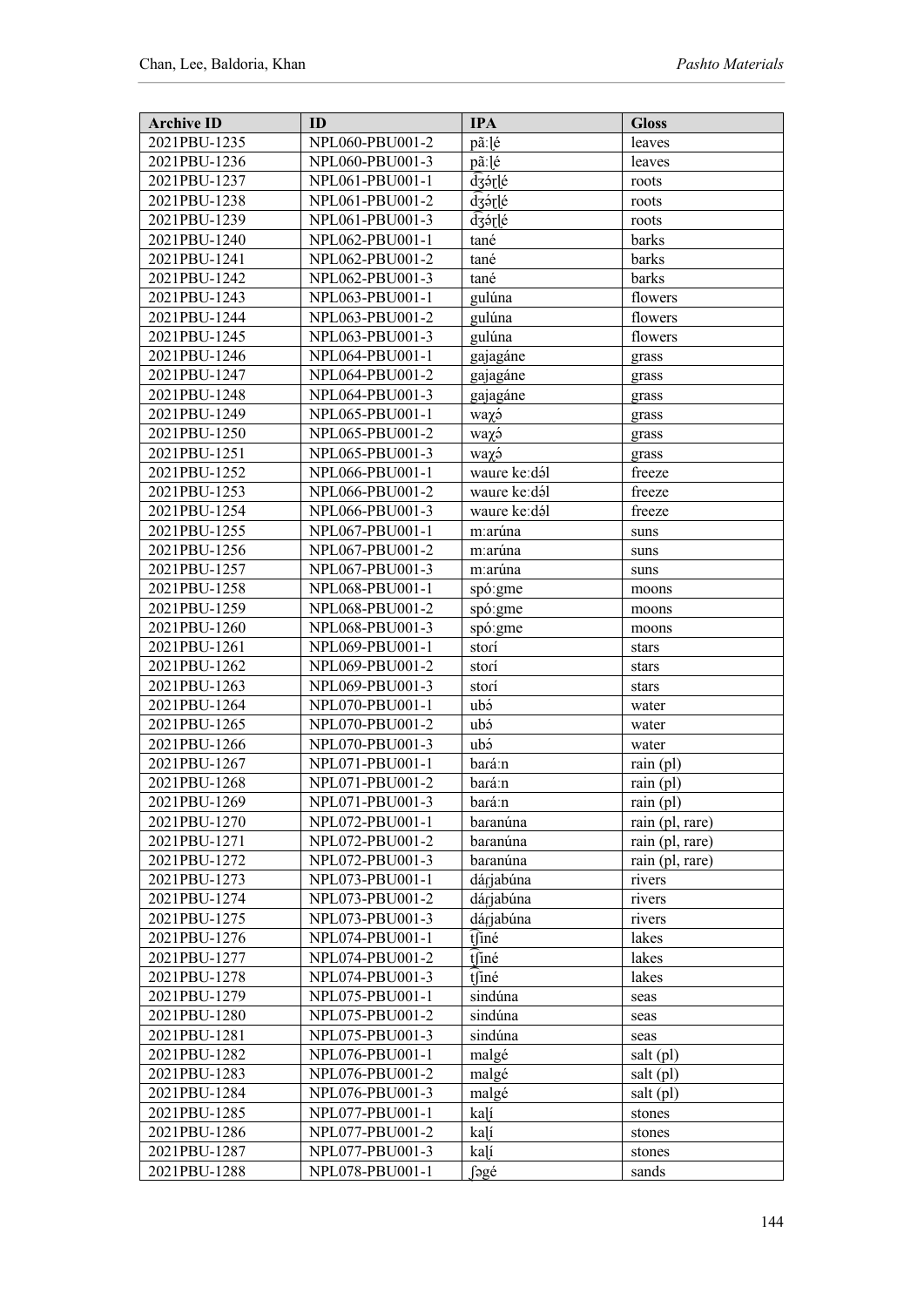| Archive ID | ID | IPA | Gloss |
|---|---|---|---|
| 2021PBU-1235 | NPL060-PBU001-2 | pã:ɭé | leaves |
| 2021PBU-1236 | NPL060-PBU001-3 | pã:ɭé | leaves |
| 2021PBU-1237 | NPL061-PBU001-1 | d͡ʒə́ɽɭé | roots |
| 2021PBU-1238 | NPL061-PBU001-2 | d͡ʒə́ɽɭé | roots |
| 2021PBU-1239 | NPL061-PBU001-3 | d͡ʒə́ɽɭé | roots |
| 2021PBU-1240 | NPL062-PBU001-1 | tané | barks |
| 2021PBU-1241 | NPL062-PBU001-2 | tané | barks |
| 2021PBU-1242 | NPL062-PBU001-3 | tané | barks |
| 2021PBU-1243 | NPL063-PBU001-1 | gulúna | flowers |
| 2021PBU-1244 | NPL063-PBU001-2 | gulúna | flowers |
| 2021PBU-1245 | NPL063-PBU001-3 | gulúna | flowers |
| 2021PBU-1246 | NPL064-PBU001-1 | gajagáne | grass |
| 2021PBU-1247 | NPL064-PBU001-2 | gajagáne | grass |
| 2021PBU-1248 | NPL064-PBU001-3 | gajagáne | grass |
| 2021PBU-1249 | NPL065-PBU001-1 | waχə́ | grass |
| 2021PBU-1250 | NPL065-PBU001-2 | waχə́ | grass |
| 2021PBU-1251 | NPL065-PBU001-3 | waχə́ | grass |
| 2021PBU-1252 | NPL066-PBU001-1 | waure ke:də́l | freeze |
| 2021PBU-1253 | NPL066-PBU001-2 | waure ke:də́l | freeze |
| 2021PBU-1254 | NPL066-PBU001-3 | waure ke:də́l | freeze |
| 2021PBU-1255 | NPL067-PBU001-1 | m:arúna | suns |
| 2021PBU-1256 | NPL067-PBU001-2 | m:arúna | suns |
| 2021PBU-1257 | NPL067-PBU001-3 | m:arúna | suns |
| 2021PBU-1258 | NPL068-PBU001-1 | spó:gme | moons |
| 2021PBU-1259 | NPL068-PBU001-2 | spó:gme | moons |
| 2021PBU-1260 | NPL068-PBU001-3 | spó:gme | moons |
| 2021PBU-1261 | NPL069-PBU001-1 | storí | stars |
| 2021PBU-1262 | NPL069-PBU001-2 | storí | stars |
| 2021PBU-1263 | NPL069-PBU001-3 | storí | stars |
| 2021PBU-1264 | NPL070-PBU001-1 | ubə́ | water |
| 2021PBU-1265 | NPL070-PBU001-2 | ubə́ | water |
| 2021PBU-1266 | NPL070-PBU001-3 | ubə́ | water |
| 2021PBU-1267 | NPL071-PBU001-1 | bará:n | rain (pl) |
| 2021PBU-1268 | NPL071-PBU001-2 | bará:n | rain (pl) |
| 2021PBU-1269 | NPL071-PBU001-3 | bará:n | rain (pl) |
| 2021PBU-1270 | NPL072-PBU001-1 | baranúna | rain (pl, rare) |
| 2021PBU-1271 | NPL072-PBU001-2 | baranúna | rain (pl, rare) |
| 2021PBU-1272 | NPL072-PBU001-3 | baranúna | rain (pl, rare) |
| 2021PBU-1273 | NPL073-PBU001-1 | dáɾjabúna | rivers |
| 2021PBU-1274 | NPL073-PBU001-2 | dáɾjabúna | rivers |
| 2021PBU-1275 | NPL073-PBU001-3 | dáɾjabúna | rivers |
| 2021PBU-1276 | NPL074-PBU001-1 | t͡ʃiné | lakes |
| 2021PBU-1277 | NPL074-PBU001-2 | t͡ʃiné | lakes |
| 2021PBU-1278 | NPL074-PBU001-3 | t͡ʃiné | lakes |
| 2021PBU-1279 | NPL075-PBU001-1 | sindúna | seas |
| 2021PBU-1280 | NPL075-PBU001-2 | sindúna | seas |
| 2021PBU-1281 | NPL075-PBU001-3 | sindúna | seas |
| 2021PBU-1282 | NPL076-PBU001-1 | malgé | salt (pl) |
| 2021PBU-1283 | NPL076-PBU001-2 | malgé | salt (pl) |
| 2021PBU-1284 | NPL076-PBU001-3 | malgé | salt (pl) |
| 2021PBU-1285 | NPL077-PBU001-1 | kaɭí | stones |
| 2021PBU-1286 | NPL077-PBU001-2 | kaɭí | stones |
| 2021PBU-1287 | NPL077-PBU001-3 | kaɭí | stones |
| 2021PBU-1288 | NPL078-PBU001-1 | ʃəgé | sands |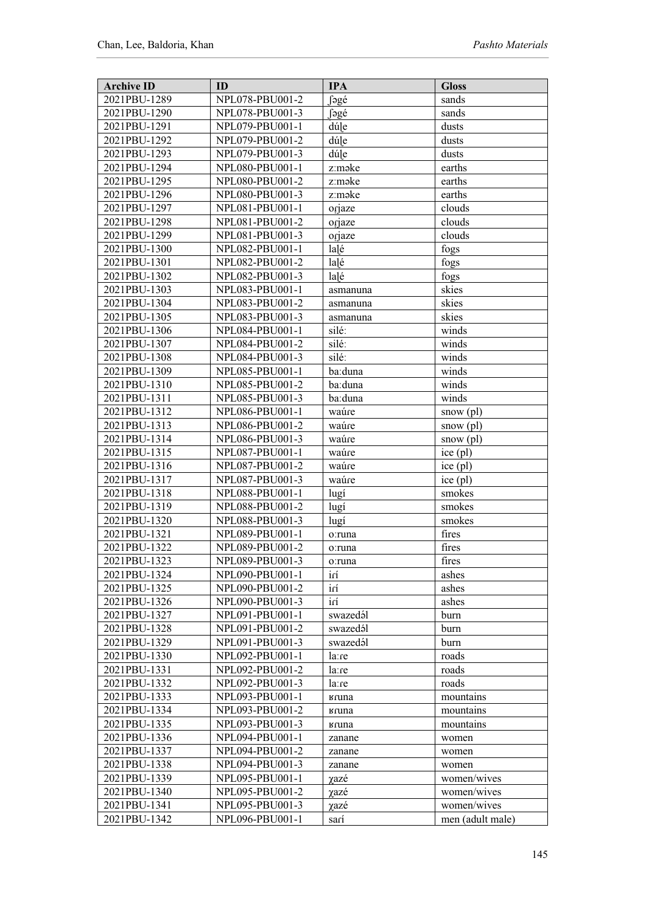| Archive ID | ID | IPA | Gloss |
|---|---|---|---|
| 2021PBU-1289 | NPL078-PBU001-2 | ʃəgé | sands |
| 2021PBU-1290 | NPL078-PBU001-3 | ʃəgé | sands |
| 2021PBU-1291 | NPL079-PBU001-1 | dúɭe | dusts |
| 2021PBU-1292 | NPL079-PBU001-2 | dúɭe | dusts |
| 2021PBU-1293 | NPL079-PBU001-3 | dúɭe | dusts |
| 2021PBU-1294 | NPL080-PBU001-1 | zːməke | earths |
| 2021PBU-1295 | NPL080-PBU001-2 | zːməke | earths |
| 2021PBU-1296 | NPL080-PBU001-3 | zːməke | earths |
| 2021PBU-1297 | NPL081-PBU001-1 | oɽjaze | clouds |
| 2021PBU-1298 | NPL081-PBU001-2 | oɽjaze | clouds |
| 2021PBU-1299 | NPL081-PBU001-3 | oɽjaze | clouds |
| 2021PBU-1300 | NPL082-PBU001-1 | laɭé | fogs |
| 2021PBU-1301 | NPL082-PBU001-2 | laɭé | fogs |
| 2021PBU-1302 | NPL082-PBU001-3 | laɭé | fogs |
| 2021PBU-1303 | NPL083-PBU001-1 | asmanuna | skies |
| 2021PBU-1304 | NPL083-PBU001-2 | asmanuna | skies |
| 2021PBU-1305 | NPL083-PBU001-3 | asmanuna | skies |
| 2021PBU-1306 | NPL084-PBU001-1 | siléː | winds |
| 2021PBU-1307 | NPL084-PBU001-2 | siléː | winds |
| 2021PBU-1308 | NPL084-PBU001-3 | siléː | winds |
| 2021PBU-1309 | NPL085-PBU001-1 | baːduna | winds |
| 2021PBU-1310 | NPL085-PBU001-2 | baːduna | winds |
| 2021PBU-1311 | NPL085-PBU001-3 | baːduna | winds |
| 2021PBU-1312 | NPL086-PBU001-1 | waɻ́e | snow (pl) |
| 2021PBU-1313 | NPL086-PBU001-2 | waɻ́e | snow (pl) |
| 2021PBU-1314 | NPL086-PBU001-3 | waɻ́e | snow (pl) |
| 2021PBU-1315 | NPL087-PBU001-1 | waɻ́e | ice (pl) |
| 2021PBU-1316 | NPL087-PBU001-2 | waɻ́e | ice (pl) |
| 2021PBU-1317 | NPL087-PBU001-3 | waɻ́e | ice (pl) |
| 2021PBU-1318 | NPL088-PBU001-1 | lugí | smokes |
| 2021PBU-1319 | NPL088-PBU001-2 | lugí | smokes |
| 2021PBU-1320 | NPL088-PBU001-3 | lugí | smokes |
| 2021PBU-1321 | NPL089-PBU001-1 | oːruna | fires |
| 2021PBU-1322 | NPL089-PBU001-2 | oːruna | fires |
| 2021PBU-1323 | NPL089-PBU001-3 | oːruna | fires |
| 2021PBU-1324 | NPL090-PBU001-1 | iɾí | ashes |
| 2021PBU-1325 | NPL090-PBU001-2 | iɾí | ashes |
| 2021PBU-1326 | NPL090-PBU001-3 | iɾí | ashes |
| 2021PBU-1327 | NPL091-PBU001-1 | swazedə́l | burn |
| 2021PBU-1328 | NPL091-PBU001-2 | swazedə́l | burn |
| 2021PBU-1329 | NPL091-PBU001-3 | swazedə́l | burn |
| 2021PBU-1330 | NPL092-PBU001-1 | laːɾe | roads |
| 2021PBU-1331 | NPL092-PBU001-2 | laːɾe | roads |
| 2021PBU-1332 | NPL092-PBU001-3 | laːɾe | roads |
| 2021PBU-1333 | NPL093-PBU001-1 | ʁɾuna | mountains |
| 2021PBU-1334 | NPL093-PBU001-2 | ʁɾuna | mountains |
| 2021PBU-1335 | NPL093-PBU001-3 | ʁɾuna | mountains |
| 2021PBU-1336 | NPL094-PBU001-1 | zanane | women |
| 2021PBU-1337 | NPL094-PBU001-2 | zanane | women |
| 2021PBU-1338 | NPL094-PBU001-3 | zanane | women |
| 2021PBU-1339 | NPL095-PBU001-1 | χazé | women/wives |
| 2021PBU-1340 | NPL095-PBU001-2 | χazé | women/wives |
| 2021PBU-1341 | NPL095-PBU001-3 | χazé | women/wives |
| 2021PBU-1342 | NPL096-PBU001-1 | saɾí | men (adult male) |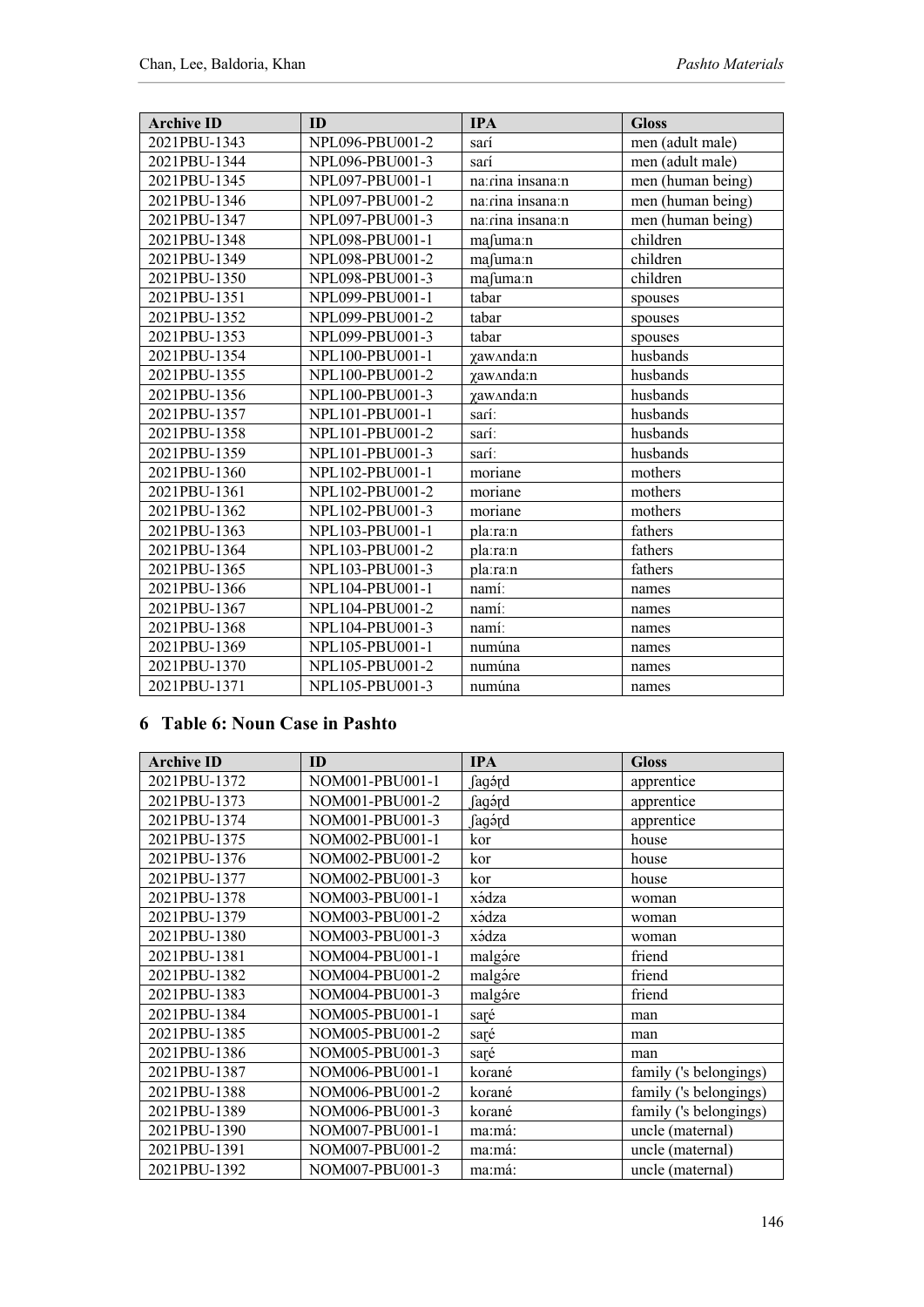| Archive ID | ID | IPA | Gloss |
|---|---|---|---|
| 2021PBU-1343 | NPL096-PBU001-2 | saŕí | men (adult male) |
| 2021PBU-1344 | NPL096-PBU001-3 | saŕí | men (adult male) |
| 2021PBU-1345 | NPL097-PBU001-1 | naːɾina insanaːn | men (human being) |
| 2021PBU-1346 | NPL097-PBU001-2 | naːɾina insanaːn | men (human being) |
| 2021PBU-1347 | NPL097-PBU001-3 | naːɾina insanaːn | men (human being) |
| 2021PBU-1348 | NPL098-PBU001-1 | maʃumaːn | children |
| 2021PBU-1349 | NPL098-PBU001-2 | maʃumaːn | children |
| 2021PBU-1350 | NPL098-PBU001-3 | maʃumaːn | children |
| 2021PBU-1351 | NPL099-PBU001-1 | tabar | spouses |
| 2021PBU-1352 | NPL099-PBU001-2 | tabar | spouses |
| 2021PBU-1353 | NPL099-PBU001-3 | tabar | spouses |
| 2021PBU-1354 | NPL100-PBU001-1 | χawʌndaːn | husbands |
| 2021PBU-1355 | NPL100-PBU001-2 | χawʌndaːn | husbands |
| 2021PBU-1356 | NPL100-PBU001-3 | χawʌndaːn | husbands |
| 2021PBU-1357 | NPL101-PBU001-1 | saŕíː | husbands |
| 2021PBU-1358 | NPL101-PBU001-2 | saŕíː | husbands |
| 2021PBU-1359 | NPL101-PBU001-3 | saŕíː | husbands |
| 2021PBU-1360 | NPL102-PBU001-1 | moriane | mothers |
| 2021PBU-1361 | NPL102-PBU001-2 | moriane | mothers |
| 2021PBU-1362 | NPL102-PBU001-3 | moriane | mothers |
| 2021PBU-1363 | NPL103-PBU001-1 | plaːraːn | fathers |
| 2021PBU-1364 | NPL103-PBU001-2 | plaːraːn | fathers |
| 2021PBU-1365 | NPL103-PBU001-3 | plaːraːn | fathers |
| 2021PBU-1366 | NPL104-PBU001-1 | namíː | names |
| 2021PBU-1367 | NPL104-PBU001-2 | namíː | names |
| 2021PBU-1368 | NPL104-PBU001-3 | namíː | names |
| 2021PBU-1369 | NPL105-PBU001-1 | numúna | names |
| 2021PBU-1370 | NPL105-PBU001-2 | numúna | names |
| 2021PBU-1371 | NPL105-PBU001-3 | numúna | names |

## 6 Table 6: Noun Case in Pashto

| Archive ID | ID | IPA | Gloss |
|---|---|---|---|
| 2021PBU-1372 | NOM001-PBU001-1 | ʃagə́ɽd | apprentice |
| 2021PBU-1373 | NOM001-PBU001-2 | ʃagə́ɽd | apprentice |
| 2021PBU-1374 | NOM001-PBU001-3 | ʃagə́ɽd | apprentice |
| 2021PBU-1375 | NOM002-PBU001-1 | kor | house |
| 2021PBU-1376 | NOM002-PBU001-2 | kor | house |
| 2021PBU-1377 | NOM002-PBU001-3 | kor | house |
| 2021PBU-1378 | NOM003-PBU001-1 | xə́dza | woman |
| 2021PBU-1379 | NOM003-PBU001-2 | xə́dza | woman |
| 2021PBU-1380 | NOM003-PBU001-3 | xə́dza | woman |
| 2021PBU-1381 | NOM004-PBU001-1 | malgə́re | friend |
| 2021PBU-1382 | NOM004-PBU001-2 | malgə́re | friend |
| 2021PBU-1383 | NOM004-PBU001-3 | malgə́re | friend |
| 2021PBU-1384 | NOM005-PBU001-1 | saɽé | man |
| 2021PBU-1385 | NOM005-PBU001-2 | saɽé | man |
| 2021PBU-1386 | NOM005-PBU001-3 | saɽé | man |
| 2021PBU-1387 | NOM006-PBU001-1 | korané | family ('s belongings) |
| 2021PBU-1388 | NOM006-PBU001-2 | korané | family ('s belongings) |
| 2021PBU-1389 | NOM006-PBU001-3 | korané | family ('s belongings) |
| 2021PBU-1390 | NOM007-PBU001-1 | maːmáː | uncle (maternal) |
| 2021PBU-1391 | NOM007-PBU001-2 | maːmáː | uncle (maternal) |
| 2021PBU-1392 | NOM007-PBU001-3 | maːmáː | uncle (maternal) |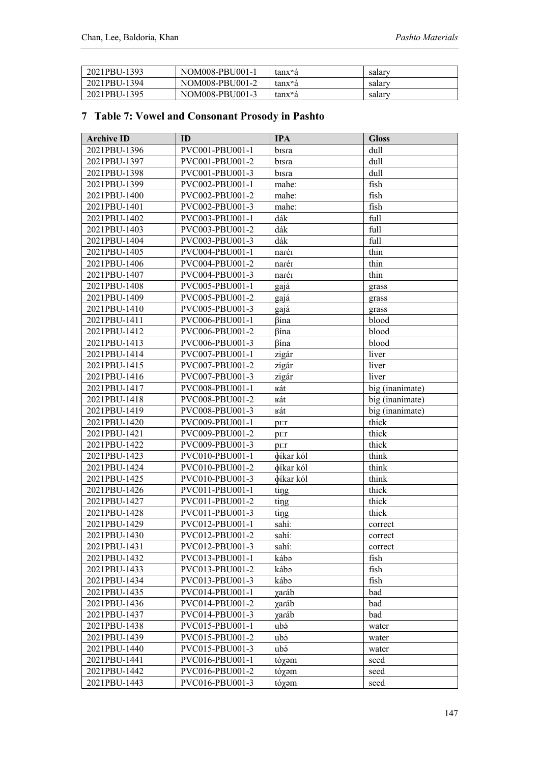| 2021PBU-1393 | NOM008-PBU001-1 | tanxʷá | salary |
|---|---|---|---|
| 2021PBU-1394 | NOM008-PBU001-2 | tanxʷá | salary |
| 2021PBU-1395 | NOM008-PBU001-3 | tanxʷá | salary |

## 7 Table 7: Vowel and Consonant Prosody in Pashto

| Archive ID | ID | IPA | Gloss |
|---|---|---|---|
| 2021PBU-1396 | PVC001-PBU001-1 | bɪsra | dull |
| 2021PBU-1397 | PVC001-PBU001-2 | bɪsra | dull |
| 2021PBU-1398 | PVC001-PBU001-3 | bɪsra | dull |
| 2021PBU-1399 | PVC002-PBU001-1 | mahe: | fish |
| 2021PBU-1400 | PVC002-PBU001-2 | mahe: | fish |
| 2021PBU-1401 | PVC002-PBU001-3 | mahe: | fish |
| 2021PBU-1402 | PVC003-PBU001-1 | dák | full |
| 2021PBU-1403 | PVC003-PBU001-2 | dák | full |
| 2021PBU-1404 | PVC003-PBU001-3 | dák | full |
| 2021PBU-1405 | PVC004-PBU001-1 | naréɪ | thin |
| 2021PBU-1406 | PVC004-PBU001-2 | naréɪ | thin |
| 2021PBU-1407 | PVC004-PBU001-3 | naréɪ | thin |
| 2021PBU-1408 | PVC005-PBU001-1 | gajá | grass |
| 2021PBU-1409 | PVC005-PBU001-2 | gajá | grass |
| 2021PBU-1410 | PVC005-PBU001-3 | gajá | grass |
| 2021PBU-1411 | PVC006-PBU001-1 | βína | blood |
| 2021PBU-1412 | PVC006-PBU001-2 | βína | blood |
| 2021PBU-1413 | PVC006-PBU001-3 | βína | blood |
| 2021PBU-1414 | PVC007-PBU001-1 | zigár | liver |
| 2021PBU-1415 | PVC007-PBU001-2 | zigár | liver |
| 2021PBU-1416 | PVC007-PBU001-3 | zigár | liver |
| 2021PBU-1417 | PVC008-PBU001-1 | ʁát | big (inanimate) |
| 2021PBU-1418 | PVC008-PBU001-2 | ʁát | big (inanimate) |
| 2021PBU-1419 | PVC008-PBU001-3 | ʁát | big (inanimate) |
| 2021PBU-1420 | PVC009-PBU001-1 | pɪ:r | thick |
| 2021PBU-1421 | PVC009-PBU001-2 | pɪ:r | thick |
| 2021PBU-1422 | PVC009-PBU001-3 | pɪ:r | thick |
| 2021PBU-1423 | PVC010-PBU001-1 | ɸíkar kól | think |
| 2021PBU-1424 | PVC010-PBU001-2 | ɸíkar kól | think |
| 2021PBU-1425 | PVC010-PBU001-3 | ɸíkar kól | think |
| 2021PBU-1426 | PVC011-PBU001-1 | tiŋg | thick |
| 2021PBU-1427 | PVC011-PBU001-2 | tiŋg | thick |
| 2021PBU-1428 | PVC011-PBU001-3 | tiŋg | thick |
| 2021PBU-1429 | PVC012-PBU001-1 | sahí: | correct |
| 2021PBU-1430 | PVC012-PBU001-2 | sahí: | correct |
| 2021PBU-1431 | PVC012-PBU001-3 | sahí: | correct |
| 2021PBU-1432 | PVC013-PBU001-1 | kábə | fish |
| 2021PBU-1433 | PVC013-PBU001-2 | kábə | fish |
| 2021PBU-1434 | PVC013-PBU001-3 | kábə | fish |
| 2021PBU-1435 | PVC014-PBU001-1 | χaráb | bad |
| 2021PBU-1436 | PVC014-PBU001-2 | χaráb | bad |
| 2021PBU-1437 | PVC014-PBU001-3 | χaráb | bad |
| 2021PBU-1438 | PVC015-PBU001-1 | ubə́ | water |
| 2021PBU-1439 | PVC015-PBU001-2 | ubə́ | water |
| 2021PBU-1440 | PVC015-PBU001-3 | ubə́ | water |
| 2021PBU-1441 | PVC016-PBU001-1 | tóχəm | seed |
| 2021PBU-1442 | PVC016-PBU001-2 | tóχəm | seed |
| 2021PBU-1443 | PVC016-PBU001-3 | tóχəm | seed |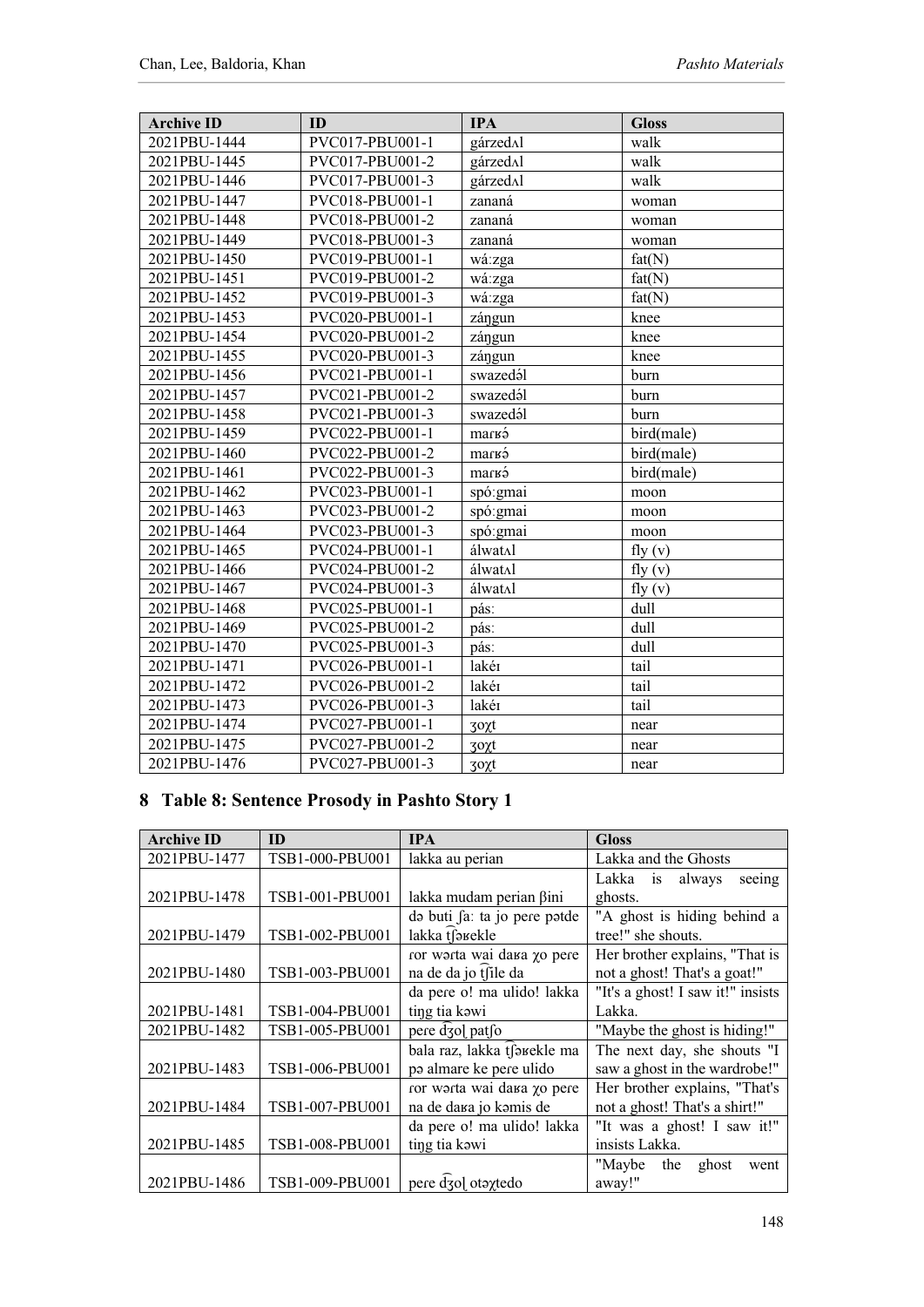| Archive ID | ID | IPA | Gloss |
|---|---|---|---|
| 2021PBU-1444 | PVC017-PBU001-1 | gárzedʌl | walk |
| 2021PBU-1445 | PVC017-PBU001-2 | gárzedʌl | walk |
| 2021PBU-1446 | PVC017-PBU001-3 | gárzedʌl | walk |
| 2021PBU-1447 | PVC018-PBU001-1 | zananá | woman |
| 2021PBU-1448 | PVC018-PBU001-2 | zananá | woman |
| 2021PBU-1449 | PVC018-PBU001-3 | zananá | woman |
| 2021PBU-1450 | PVC019-PBU001-1 | wá:zga | fat(N) |
| 2021PBU-1451 | PVC019-PBU001-2 | wá:zga | fat(N) |
| 2021PBU-1452 | PVC019-PBU001-3 | wá:zga | fat(N) |
| 2021PBU-1453 | PVC020-PBU001-1 | záɳgun | knee |
| 2021PBU-1454 | PVC020-PBU001-2 | záɳgun | knee |
| 2021PBU-1455 | PVC020-PBU001-3 | záɳgun | knee |
| 2021PBU-1456 | PVC021-PBU001-1 | swazedə́l | burn |
| 2021PBU-1457 | PVC021-PBU001-2 | swazedə́l | burn |
| 2021PBU-1458 | PVC021-PBU001-3 | swazedə́l | burn |
| 2021PBU-1459 | PVC022-PBU001-1 | marʁə́ | bird(male) |
| 2021PBU-1460 | PVC022-PBU001-2 | marʁə́ | bird(male) |
| 2021PBU-1461 | PVC022-PBU001-3 | marʁə́ | bird(male) |
| 2021PBU-1462 | PVC023-PBU001-1 | spó:gmai | moon |
| 2021PBU-1463 | PVC023-PBU001-2 | spó:gmai | moon |
| 2021PBU-1464 | PVC023-PBU001-3 | spó:gmai | moon |
| 2021PBU-1465 | PVC024-PBU001-1 | álwatʌl | fly (v) |
| 2021PBU-1466 | PVC024-PBU001-2 | álwatʌl | fly (v) |
| 2021PBU-1467 | PVC024-PBU001-3 | álwatʌl | fly (v) |
| 2021PBU-1468 | PVC025-PBU001-1 | pás: | dull |
| 2021PBU-1469 | PVC025-PBU001-2 | pás: | dull |
| 2021PBU-1470 | PVC025-PBU001-3 | pás: | dull |
| 2021PBU-1471 | PVC026-PBU001-1 | lakéɪ | tail |
| 2021PBU-1472 | PVC026-PBU001-2 | lakéɪ | tail |
| 2021PBU-1473 | PVC026-PBU001-3 | lakéɪ | tail |
| 2021PBU-1474 | PVC027-PBU001-1 | ʒoχt | near |
| 2021PBU-1475 | PVC027-PBU001-2 | ʒoχt | near |
| 2021PBU-1476 | PVC027-PBU001-3 | ʒoχt | near |

# 8 Table 8: Sentence Prosody in Pashto Story 1

| Archive ID | ID | IPA | Gloss |
|---|---|---|---|
| 2021PBU-1477 | TSB1-000-PBU001 | lakka au perian | Lakka and the Ghosts |
| 2021PBU-1478 | TSB1-001-PBU001 | lakka mudam perian βini | Lakka is always seeing ghosts. |
| 2021PBU-1479 | TSB1-002-PBU001 | də buti ʃa: ta jo peɾe pətde lakka t͡ʃəʁekle | "A ghost is hiding behind a tree!" she shouts. |
| 2021PBU-1480 | TSB1-003-PBU001 | ɾor wərta wai daʁa χo peɾe na de da jo t͡ʃile da | Her brother explains, "That is not a ghost! That's a goat!" |
| 2021PBU-1481 | TSB1-004-PBU001 | da peɾe o! ma ulido! lakka tiŋg tia kəwi | "It's a ghost! I saw it!" insists Lakka. |
| 2021PBU-1482 | TSB1-005-PBU001 | peɾe d͡ʒoɭ pat͡ʃo | "Maybe the ghost is hiding!" |
| 2021PBU-1483 | TSB1-006-PBU001 | bala raz, lakka t͡ʃəʁekle ma pə almare ke peɾe ulido | The next day, she shouts "I saw a ghost in the wardrobe!" |
| 2021PBU-1484 | TSB1-007-PBU001 | ɾor wərta wai daʁa χo peɾe na de daʁa jo kəmis de | Her brother explains, "That's not a ghost! That's a shirt!" |
| 2021PBU-1485 | TSB1-008-PBU001 | da peɾe o! ma ulido! lakka tiŋg tia kəwi | "It was a ghost! I saw it!" insists Lakka. |
| 2021PBU-1486 | TSB1-009-PBU001 | peɾe d͡ʒoɭ otəχtedo | "Maybe the ghost went away!" |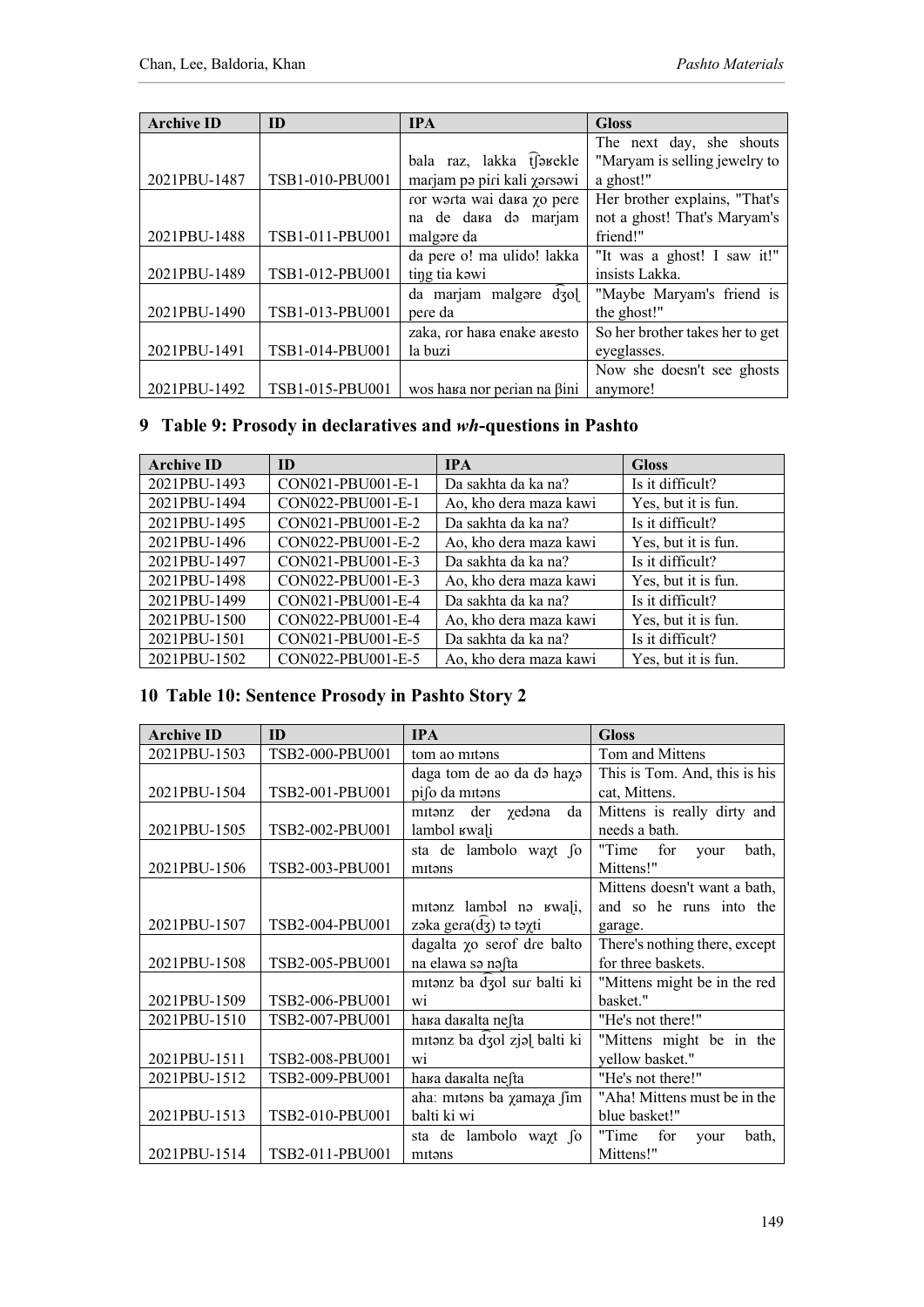| Archive ID | ID | IPA | Gloss |
|---|---|---|---|
| 2021PBU-1487 | TSB1-010-PBU001 | bala raz, lakka t͡ʃəʁekle marjam pə piɾi kali χərsəwi | The next day, she shouts "Maryam is selling jewelry to a ghost!" |
| 2021PBU-1488 | TSB1-011-PBU001 | ɾor wəɾta wai daʁa χo pere na de daʁa də marjam malgəre da | Her brother explains, "That's not a ghost! That's Maryam's friend!" |
| 2021PBU-1489 | TSB1-012-PBU001 | da pere o! ma ulido! lakka tiŋg tia kəwi | "It was a ghost! I saw it!" insists Lakka. |
| 2021PBU-1490 | TSB1-013-PBU001 | da marjam malgəre d͡ʒoɭ pere da | "Maybe Maryam's friend is the ghost!" |
| 2021PBU-1491 | TSB1-014-PBU001 | zaka, ɾor haʁa enake aʁesto la buzi | So her brother takes her to get eyeglasses. |
| 2021PBU-1492 | TSB1-015-PBU001 | wos haʁa nor perian na βini | Now she doesn't see ghosts anymore! |

## 9 Table 9: Prosody in declaratives and *wh*-questions in Pashto

| Archive ID | ID | IPA | Gloss |
|---|---|---|---|
| 2021PBU-1493 | CON021-PBU001-E-1 | Da sakhta da ka na? | Is it difficult? |
| 2021PBU-1494 | CON022-PBU001-E-1 | Ao, kho dera maza kawi | Yes, but it is fun. |
| 2021PBU-1495 | CON021-PBU001-E-2 | Da sakhta da ka na? | Is it difficult? |
| 2021PBU-1496 | CON022-PBU001-E-2 | Ao, kho dera maza kawi | Yes, but it is fun. |
| 2021PBU-1497 | CON021-PBU001-E-3 | Da sakhta da ka na? | Is it difficult? |
| 2021PBU-1498 | CON022-PBU001-E-3 | Ao, kho dera maza kawi | Yes, but it is fun. |
| 2021PBU-1499 | CON021-PBU001-E-4 | Da sakhta da ka na? | Is it difficult? |
| 2021PBU-1500 | CON022-PBU001-E-4 | Ao, kho dera maza kawi | Yes, but it is fun. |
| 2021PBU-1501 | CON021-PBU001-E-5 | Da sakhta da ka na? | Is it difficult? |
| 2021PBU-1502 | CON022-PBU001-E-5 | Ao, kho dera maza kawi | Yes, but it is fun. |

## 10 Table 10: Sentence Prosody in Pashto Story 2

| Archive ID | ID | IPA | Gloss |
|---|---|---|---|
| 2021PBU-1503 | TSB2-000-PBU001 | tom ao mɪtəns | Tom and Mittens |
| 2021PBU-1504 | TSB2-001-PBU001 | daga tom de ao da də haχə piʃo da mɪtəns | This is Tom. And, this is his cat, Mittens. |
| 2021PBU-1505 | TSB2-002-PBU001 | mɪtənz der χedəna da lambol ʁwaɭi | Mittens is really dirty and needs a bath. |
| 2021PBU-1506 | TSB2-003-PBU001 | sta de lambolo waχt ʃo mɪtəns | "Time for your bath, Mittens!" |
| 2021PBU-1507 | TSB2-004-PBU001 | mɪtənz lambəl nə ʁwaɭi, zəka gera(d͡ʒ) tə təχti | Mittens doesn't want a bath, and so he runs into the garage. |
| 2021PBU-1508 | TSB2-005-PBU001 | dagalta χo serof dɾe balto na elawa sə neʃta | There's nothing there, except for three baskets. |
| 2021PBU-1509 | TSB2-006-PBU001 | mɪtənz ba d͡ʒol suɾ balti ki wi | "Mittens might be in the red basket." |
| 2021PBU-1510 | TSB2-007-PBU001 | haʁa daʁalta neʃta | "He's not there!" |
| 2021PBU-1511 | TSB2-008-PBU001 | mɪtənz ba d͡ʒol zjəɭ balti ki wi | "Mittens might be in the yellow basket." |
| 2021PBU-1512 | TSB2-009-PBU001 | haʁa daʁalta neʃta | "He's not there!" |
| 2021PBU-1513 | TSB2-010-PBU001 | aha: mɪtəns ba χamaχa ʃim balti ki wi | "Aha! Mittens must be in the blue basket!" |
| 2021PBU-1514 | TSB2-011-PBU001 | sta de lambolo waχt ʃo mɪtəns | "Time for your bath, Mittens!" |